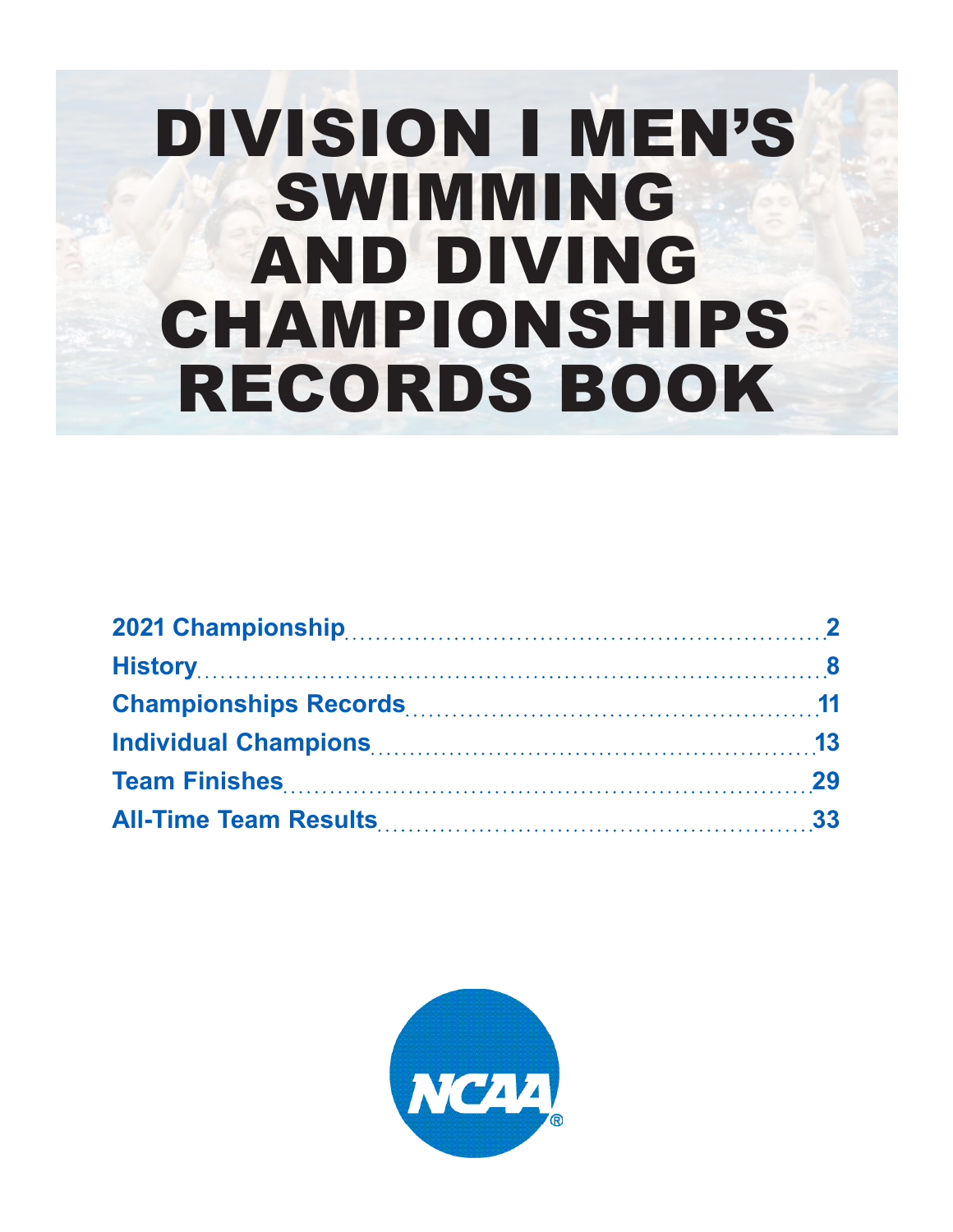# DIVISION I MEN'S SWIMMING AND DIVING CHAMPIONSHIPS RECORDS BOOK

| | |
|---|---|
| **2021 Championship** | **2** |
| **History** | **8** |
| **Championships Records** | **11** |
| **Individual Champions** | **13** |
| **Team Finishes** | **29** |
| **All-Time Team Results** | **33** |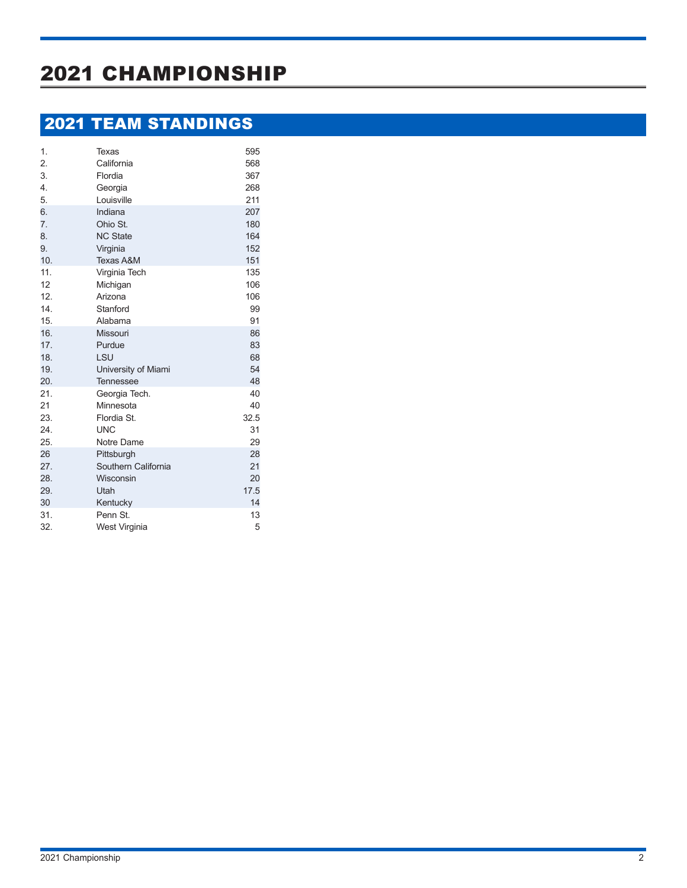# 2021 CHAMPIONSHIP

## 2021 TEAM STANDINGS

| | | |
|---|---|---|
| 1. | Texas | 595 |
| 2. | California | 568 |
| 3. | Flordia | 367 |
| 4. | Georgia | 268 |
| 5. | Louisville | 211 |
| 6. | Indiana | 207 |
| 7. | Ohio St. | 180 |
| 8. | NC State | 164 |
| 9. | Virginia | 152 |
| 10. | Texas A&M | 151 |
| 11. | Virginia Tech | 135 |
| 12 | Michigan | 106 |
| 12. | Arizona | 106 |
| 14. | Stanford | 99 |
| 15. | Alabama | 91 |
| 16. | Missouri | 86 |
| 17. | Purdue | 83 |
| 18. | LSU | 68 |
| 19. | University of Miami | 54 |
| 20. | Tennessee | 48 |
| 21. | Georgia Tech. | 40 |
| 21 | Minnesota | 40 |
| 23. | Flordia St. | 32.5 |
| 24. | UNC | 31 |
| 25. | Notre Dame | 29 |
| 26 | Pittsburgh | 28 |
| 27. | Southern California | 21 |
| 28. | Wisconsin | 20 |
| 29. | Utah | 17.5 |
| 30 | Kentucky | 14 |
| 31. | Penn St. | 13 |
| 32. | West Virginia | 5 |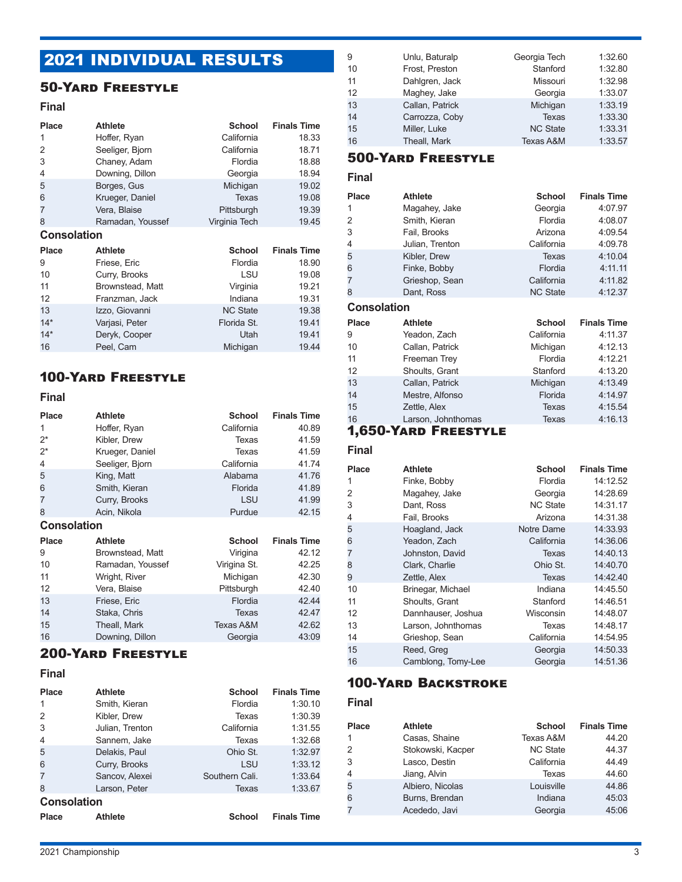# 2021 INDIVIDUAL RESULTS

## 50-Yard Freestyle

### Final

| Place | Athlete | School | Finals Time |
|---|---|---|---|
| 1 | Hoffer, Ryan | California | 18.33 |
| 2 | Seeliger, Bjorn | California | 18.71 |
| 3 | Chaney, Adam | Flordia | 18.88 |
| 4 | Downing, Dillon | Georgia | 18.94 |
| 5 | Borges, Gus | Michigan | 19.02 |
| 6 | Krueger, Daniel | Texas | 19.08 |
| 7 | Vera, Blaise | Pittsburgh | 19.39 |
| 8 | Ramadan, Youssef | Virginia Tech | 19.45 |

### Consolation

| Place | Athlete | School | Finals Time |
|---|---|---|---|
| 9 | Friese, Eric | Flordia | 18.90 |
| 10 | Curry, Brooks | LSU | 19.08 |
| 11 | Brownstead, Matt | Virginia | 19.21 |
| 12 | Franzman, Jack | Indiana | 19.31 |
| 13 | Izzo, Giovanni | NC State | 19.38 |
| 14* | Varjasi, Peter | Florida St. | 19.41 |
| 14* | Deryk, Cooper | Utah | 19.41 |
| 16 | Peel, Cam | Michigan | 19.44 |

## 100-Yard Freestyle

### Final

| Place | Athlete | School | Finals Time |
|---|---|---|---|
| 1 | Hoffer, Ryan | California | 40.89 |
| 2* | Kibler, Drew | Texas | 41.59 |
| 2* | Krueger, Daniel | Texas | 41.59 |
| 4 | Seeliger, Bjorn | California | 41.74 |
| 5 | King, Matt | Alabama | 41.76 |
| 6 | Smith, Kieran | Florida | 41.89 |
| 7 | Curry, Brooks | LSU | 41.99 |
| 8 | Acin, Nikola | Purdue | 42.15 |

### Consolation

| Place | Athlete | School | Finals Time |
|---|---|---|---|
| 9 | Brownstead, Matt | Virigina | 42.12 |
| 10 | Ramadan, Youssef | Virigina St. | 42.25 |
| 11 | Wright, River | Michigan | 42.30 |
| 12 | Vera, Blaise | Pittsburgh | 42.40 |
| 13 | Friese, Eric | Flordia | 42.44 |
| 14 | Staka, Chris | Texas | 42.47 |
| 15 | Theall, Mark | Texas A&M | 42.62 |
| 16 | Downing, Dillon | Georgia | 43:09 |

## 200-Yard Freestyle

### Final

| Place | Athlete | School | Finals Time |
|---|---|---|---|
| 1 | Smith, Kieran | Flordia | 1:30.10 |
| 2 | Kibler, Drew | Texas | 1:30.39 |
| 3 | Julian, Trenton | California | 1:31.55 |
| 4 | Sannem, Jake | Texas | 1:32.68 |
| 5 | Delakis, Paul | Ohio St. | 1:32.97 |
| 6 | Curry, Brooks | LSU | 1:33.12 |
| 7 | Sancov, Alexei | Southern Cali. | 1:33.64 |
| 8 | Larson, Peter | Texas | 1:33.67 |

### Consolation

| Place | Athlete | School | Finals Time |
|---|---|---|---|
| 9 | Unlu, Baturalp | Georgia Tech | 1:32.60 |
| 10 | Frost, Preston | Stanford | 1:32.80 |
| 11 | Dahlgren, Jack | Missouri | 1:32.98 |
| 12 | Maghey, Jake | Georgia | 1:33.07 |
| 13 | Callan, Patrick | Michigan | 1:33.19 |
| 14 | Carrozza, Coby | Texas | 1:33.30 |
| 15 | Miller, Luke | NC State | 1:33.31 |
| 16 | Theall, Mark | Texas A&M | 1:33.57 |

## 500-Yard Freestyle

### Final

| Place | Athlete | School | Finals Time |
|---|---|---|---|
| 1 | Magahey, Jake | Georgia | 4:07.97 |
| 2 | Smith, Kieran | Flordia | 4:08.07 |
| 3 | Fail, Brooks | Arizona | 4:09.54 |
| 4 | Julian, Trenton | California | 4:09.78 |
| 5 | Kibler, Drew | Texas | 4:10.04 |
| 6 | Finke, Bobby | Flordia | 4:11.11 |
| 7 | Grieshop, Sean | California | 4:11.82 |
| 8 | Dant, Ross | NC State | 4:12.37 |

### Consolation

| Place | Athlete | School | Finals Time |
|---|---|---|---|
| 9 | Yeadon, Zach | California | 4:11.37 |
| 10 | Callan, Patrick | Michigan | 4:12.13 |
| 11 | Freeman Trey | Flordia | 4:12.21 |
| 12 | Shoults, Grant | Stanford | 4:13.20 |
| 13 | Callan, Patrick | Michigan | 4:13.49 |
| 14 | Mestre, Alfonso | Flordia | 4:14.97 |
| 15 | Zettle, Alex | Texas | 4:15.54 |
| 16 | Larson, Johnthomas | Texas | 4:16.13 |

## 1,650-Yard Freestyle

### Final

| Place | Athlete | School | Finals Time |
|---|---|---|---|
| 1 | Finke, Bobby | Flordia | 14:12.52 |
| 2 | Magahey, Jake | Georgia | 14:28.69 |
| 3 | Dant, Ross | NC State | 14:31.17 |
| 4 | Fail, Brooks | Arizona | 14:31.38 |
| 5 | Hoagland, Jack | Notre Dame | 14:33.93 |
| 6 | Yeadon, Zach | California | 14:36.06 |
| 7 | Johnston, David | Texas | 14:40.13 |
| 8 | Clark, Charlie | Ohio St. | 14:40.70 |
| 9 | Zettle, Alex | Texas | 14:42.40 |
| 10 | Brinegar, Michael | Indiana | 14:45.50 |
| 11 | Shoults, Grant | Stanford | 14:46.51 |
| 12 | Dannhauser, Joshua | Wisconsin | 14:48.07 |
| 13 | Larson, Johnthomas | Texas | 14:48.17 |
| 14 | Grieshop, Sean | California | 14:54.95 |
| 15 | Reed, Greg | Georgia | 14:50.33 |
| 16 | Camblong, Tomy-Lee | Georgia | 14:51.36 |

## 100-Yard Backstroke

### Final

| Place | Athlete | School | Finals Time |
|---|---|---|---|
| 1 | Casas, Shaine | Texas A&M | 44.20 |
| 2 | Stokowski, Kacper | NC State | 44.37 |
| 3 | Lasco, Destin | California | 44.49 |
| 4 | Jiang, Alvin | Texas | 44.60 |
| 5 | Albiero, Nicolas | Louisville | 44.86 |
| 6 | Burns, Brendan | Indiana | 45:03 |
| 7 | Acededo, Javi | Georgia | 45:06 |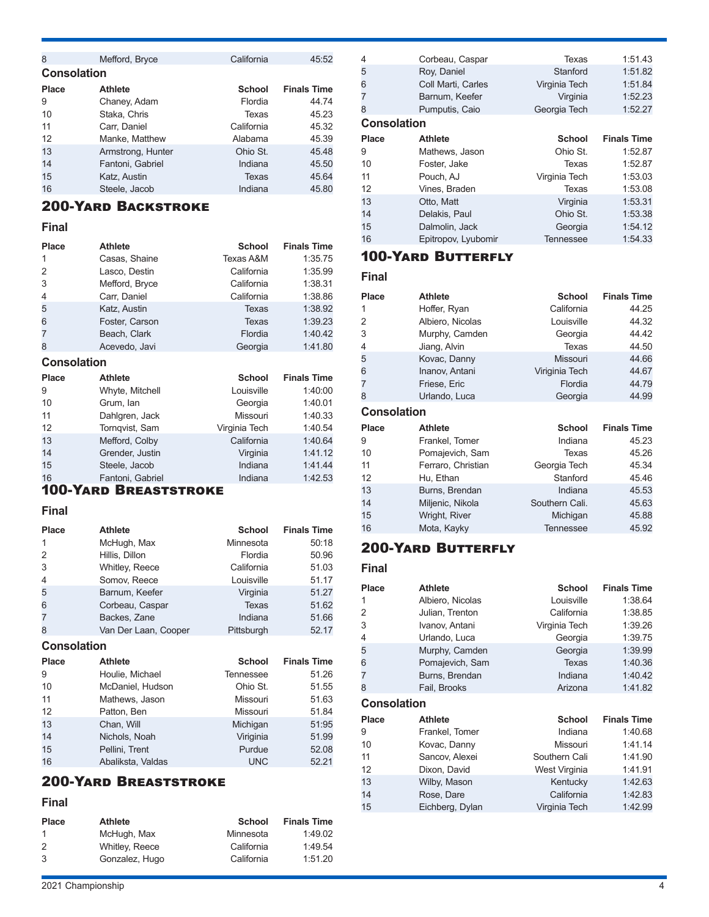| Place | Athlete | School | Finals Time |
|---|---|---|---|
| 8 | Mefford, Bryce | California | 45:52 |

### Consolation

| Place | Athlete | School | Finals Time |
|---|---|---|---|
| 9 | Chaney, Adam | Flordia | 44.74 |
| 10 | Staka, Chris | Texas | 45.23 |
| 11 | Carr, Daniel | California | 45.32 |
| 12 | Manke, Matthew | Alabama | 45.39 |
| 13 | Armstrong, Hunter | Ohio St. | 45.48 |
| 14 | Fantoni, Gabriel | Indiana | 45.50 |
| 15 | Katz, Austin | Texas | 45.64 |
| 16 | Steele, Jacob | Indiana | 45.80 |

## 200-Yard Backstroke

### Final

| Place | Athlete | School | Finals Time |
|---|---|---|---|
| 1 | Casas, Shaine | Texas A&M | 1:35.75 |
| 2 | Lasco, Destin | California | 1:35.99 |
| 3 | Mefford, Bryce | California | 1:38.31 |
| 4 | Carr, Daniel | California | 1:38.86 |
| 5 | Katz, Austin | Texas | 1:38.92 |
| 6 | Foster, Carson | Texas | 1:39.23 |
| 7 | Beach, Clark | Flordia | 1:40.42 |
| 8 | Acevedo, Javi | Georgia | 1:41.80 |

### Consolation

| Place | Athlete | School | Finals Time |
|---|---|---|---|
| 9 | Whyte, Mitchell | Louisville | 1:40:00 |
| 10 | Grum, Ian | Georgia | 1:40.01 |
| 11 | Dahlgren, Jack | Missouri | 1:40.33 |
| 12 | Tornqvist, Sam | Virginia Tech | 1:40.54 |
| 13 | Mefford, Colby | California | 1:40.64 |
| 14 | Grender, Justin | Virginia | 1:41.12 |
| 15 | Steele, Jacob | Indiana | 1:41.44 |
| 16 | Fantoni, Gabriel | Indiana | 1:42.53 |

## 100-Yard Breaststroke

### Final

| Place | Athlete | School | Finals Time |
|---|---|---|---|
| 1 | McHugh, Max | Minnesota | 50:18 |
| 2 | Hillis, Dillon | Flordia | 50.96 |
| 3 | Whitley, Reece | California | 51.03 |
| 4 | Somov, Reece | Louisville | 51.17 |
| 5 | Barnum, Keefer | Virginia | 51.27 |
| 6 | Corbeau, Caspar | Texas | 51.62 |
| 7 | Backes, Zane | Indiana | 51.66 |
| 8 | Van Der Laan, Cooper | Pittsburgh | 52.17 |

### Consolation

| Place | Athlete | School | Finals Time |
|---|---|---|---|
| 9 | Houlie, Michael | Tennessee | 51.26 |
| 10 | McDaniel, Hudson | Ohio St. | 51.55 |
| 11 | Mathews, Jason | Missouri | 51.63 |
| 12 | Patton, Ben | Missouri | 51.84 |
| 13 | Chan, Will | Michigan | 51.95 |
| 14 | Nichols, Noah | Viriginia | 51.99 |
| 15 | Pellini, Trent | Purdue | 52.08 |
| 16 | Abaliksta, Valdas | UNC | 52.21 |

## 200-Yard Breaststroke

### Final

| Place | Athlete | School | Finals Time |
|---|---|---|---|
| 1 | McHugh, Max | Minnesota | 1:49.02 |
| 2 | Whitley, Reece | California | 1:49.54 |
| 3 | Gonzalez, Hugo | California | 1:51.20 |
| 4 | Corbeau, Caspar | Texas | 1:51.43 |
| 5 | Roy, Daniel | Stanford | 1:51.82 |
| 6 | Coll Marti, Carles | Virginia Tech | 1:51.84 |
| 7 | Barnum, Keefer | Virginia | 1:52.23 |
| 8 | Pumputis, Caio | Georgia Tech | 1:52.27 |

### Consolation

| Place | Athlete | School | Finals Time |
|---|---|---|---|
| 9 | Mathews, Jason | Ohio St. | 1:52.87 |
| 10 | Foster, Jake | Texas | 1:52.87 |
| 11 | Pouch, AJ | Virginia Tech | 1:53.03 |
| 12 | Vines, Braden | Texas | 1:53.08 |
| 13 | Otto, Matt | Virginia | 1:53.31 |
| 14 | Delakis, Paul | Ohio St. | 1:53.38 |
| 15 | Dalmolin, Jack | Georgia | 1:54.12 |
| 16 | Epitropov, Lyubomir | Tennessee | 1:54.33 |

## 100-Yard Butterfly

### Final

| Place | Athlete | School | Finals Time |
|---|---|---|---|
| 1 | Hoffer, Ryan | California | 44.25 |
| 2 | Albiero, Nicolas | Louisville | 44.32 |
| 3 | Murphy, Camden | Georgia | 44.42 |
| 4 | Jiang, Alvin | Texas | 44.50 |
| 5 | Kovac, Danny | Missouri | 44.66 |
| 6 | Inanov, Antani | Viriginia Tech | 44.67 |
| 7 | Friese, Eric | Flordia | 44.79 |
| 8 | Urlando, Luca | Georgia | 44.99 |

### Consolation

| Place | Athlete | School | Finals Time |
|---|---|---|---|
| 9 | Frankel, Tomer | Indiana | 45.23 |
| 10 | Pomajevich, Sam | Texas | 45.26 |
| 11 | Ferraro, Christian | Georgia Tech | 45.34 |
| 12 | Hu, Ethan | Stanford | 45.46 |
| 13 | Burns, Brendan | Indiana | 45.53 |
| 14 | Miljenic, Nikola | Southern Cali. | 45.63 |
| 15 | Wright, River | Michigan | 45.88 |
| 16 | Mota, Kayky | Tennessee | 45.92 |

## 200-Yard Butterfly

### Final

| Place | Athlete | School | Finals Time |
|---|---|---|---|
| 1 | Albiero, Nicolas | Louisville | 1:38.64 |
| 2 | Julian, Trenton | California | 1:38.85 |
| 3 | Ivanov, Antani | Virginia Tech | 1:39.26 |
| 4 | Urlando, Luca | Georgia | 1:39.75 |
| 5 | Murphy, Camden | Georgia | 1:39.99 |
| 6 | Pomajevich, Sam | Texas | 1:40.36 |
| 7 | Burns, Brendan | Indiana | 1:40.42 |
| 8 | Fail, Brooks | Arizona | 1:41.82 |

### Consolation

| Place | Athlete | School | Finals Time |
|---|---|---|---|
| 9 | Frankel, Tomer | Indiana | 1:40.68 |
| 10 | Kovac, Danny | Missouri | 1:41.14 |
| 11 | Sancov, Alexei | Southern Cali | 1:41.90 |
| 12 | Dixon, David | West Virginia | 1:41.91 |
| 13 | Wilby, Mason | Kentucky | 1:42.63 |
| 14 | Rose, Dare | California | 1:42.83 |
| 15 | Eichberg, Dylan | Virginia Tech | 1:42.99 |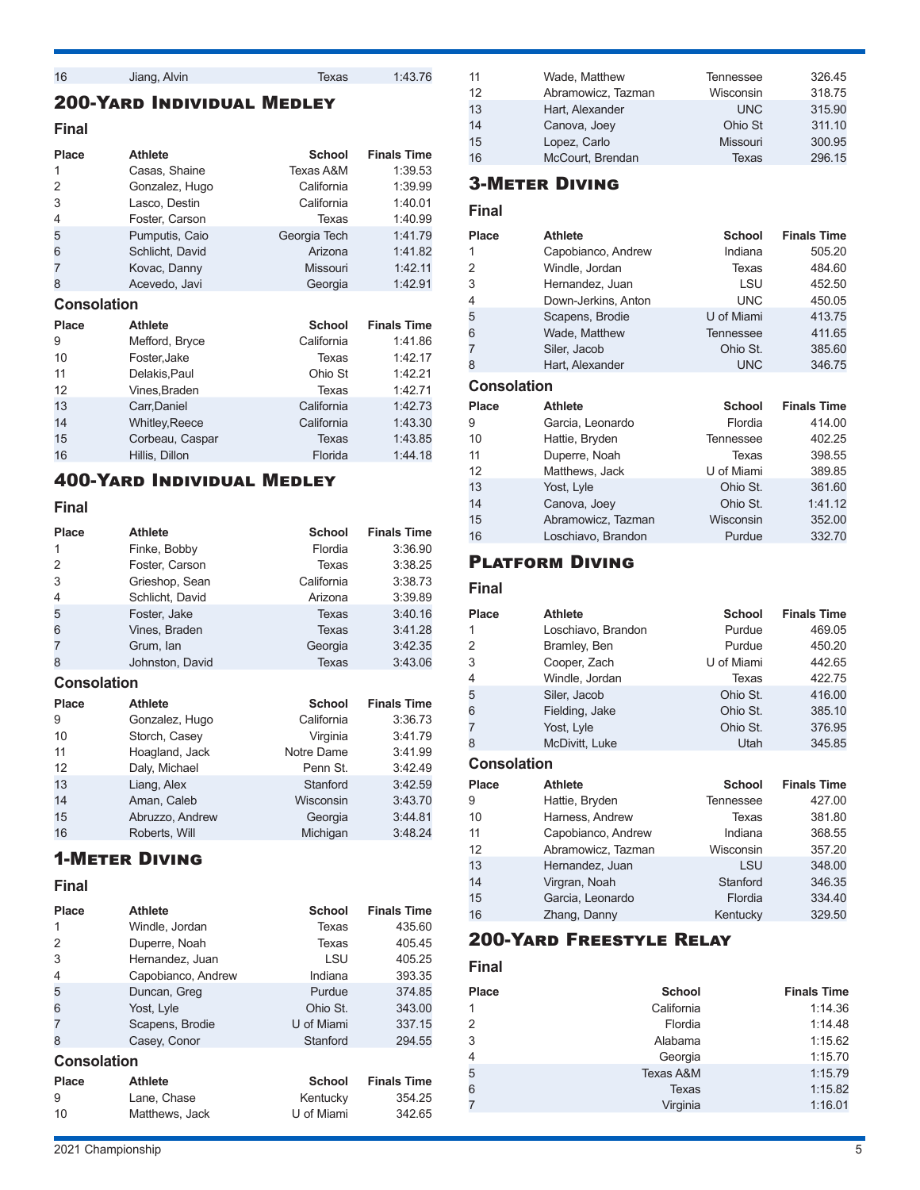| 16 | Jiang, Alvin | Texas | 1:43.76 |
|---|---|---|---|

## 200-Yard Individual Medley

### Final

| Place | Athlete | School | Finals Time |
|---|---|---|---|
| 1 | Casas, Shaine | Texas A&M | 1:39.53 |
| 2 | Gonzalez, Hugo | California | 1:39.99 |
| 3 | Lasco, Destin | California | 1:40.01 |
| 4 | Foster, Carson | Texas | 1:40.99 |
| 5 | Pumputis, Caio | Georgia Tech | 1:41.79 |
| 6 | Schlicht, David | Arizona | 1:41.82 |
| 7 | Kovac, Danny | Missouri | 1:42.11 |
| 8 | Acevedo, Javi | Georgia | 1:42.91 |

### Consolation

| Place | Athlete | School | Finals Time |
|---|---|---|---|
| 9 | Mefford, Bryce | California | 1:41.86 |
| 10 | Foster,Jake | Texas | 1:42.17 |
| 11 | Delakis,Paul | Ohio St | 1:42.21 |
| 12 | Vines,Braden | Texas | 1:42.71 |
| 13 | Carr,Daniel | California | 1:42.73 |
| 14 | Whitley,Reece | California | 1:43.30 |
| 15 | Corbeau, Caspar | Texas | 1:43.85 |
| 16 | Hillis, Dillon | Florida | 1:44.18 |

## 400-Yard Individual Medley

### Final

| Place | Athlete | School | Finals Time |
|---|---|---|---|
| 1 | Finke, Bobby | Flordia | 3:36.90 |
| 2 | Foster, Carson | Texas | 3:38.25 |
| 3 | Grieshop, Sean | California | 3:38.73 |
| 4 | Schlicht, David | Arizona | 3:39.89 |
| 5 | Foster, Jake | Texas | 3:40.16 |
| 6 | Vines, Braden | Texas | 3:41.28 |
| 7 | Grum, Ian | Georgia | 3:42.35 |
| 8 | Johnston, David | Texas | 3:43.06 |

### Consolation

| Place | Athlete | School | Finals Time |
|---|---|---|---|
| 9 | Gonzalez, Hugo | California | 3:36.73 |
| 10 | Storch, Casey | Virginia | 3:41.79 |
| 11 | Hoagland, Jack | Notre Dame | 3:41.99 |
| 12 | Daly, Michael | Penn St. | 3:42.49 |
| 13 | Liang, Alex | Stanford | 3:42.59 |
| 14 | Aman, Caleb | Wisconsin | 3:43.70 |
| 15 | Abruzzo, Andrew | Georgia | 3:44.81 |
| 16 | Roberts, Will | Michigan | 3:48.24 |

## 1-Meter Diving

### Final

| Place | Athlete | School | Finals Time |
|---|---|---|---|
| 1 | Windle, Jordan | Texas | 435.60 |
| 2 | Duperre, Noah | Texas | 405.45 |
| 3 | Hernandez, Juan | LSU | 405.25 |
| 4 | Capobianco, Andrew | Indiana | 393.35 |
| 5 | Duncan, Greg | Purdue | 374.85 |
| 6 | Yost, Lyle | Ohio St. | 343.00 |
| 7 | Scapens, Brodie | U of Miami | 337.15 |
| 8 | Casey, Conor | Stanford | 294.55 |

### Consolation

| Place | Athlete | School | Finals Time |
|---|---|---|---|
| 9 | Lane, Chase | Kentucky | 354.25 |
| 10 | Matthews, Jack | U of Miami | 342.65 |
| 11 | Wade, Matthew | Tennessee | 326.45 |
| 12 | Abramowicz, Tazman | Wisconsin | 318.75 |
| 13 | Hart, Alexander | UNC | 315.90 |
| 14 | Canova, Joey | Ohio St | 311.10 |
| 15 | Lopez, Carlo | Missouri | 300.95 |
| 16 | McCourt, Brendan | Texas | 296.15 |

## 3-Meter Diving

### Final

| Place | Athlete | School | Finals Time |
|---|---|---|---|
| 1 | Capobianco, Andrew | Indiana | 505.20 |
| 2 | Windle, Jordan | Texas | 484.60 |
| 3 | Hernandez, Juan | LSU | 452.50 |
| 4 | Down-Jerkins, Anton | UNC | 450.05 |
| 5 | Scapens, Brodie | U of Miami | 413.75 |
| 6 | Wade, Matthew | Tennessee | 411.65 |
| 7 | Siler, Jacob | Ohio St. | 385.60 |
| 8 | Hart, Alexander | UNC | 346.75 |

### Consolation

| Place | Athlete | School | Finals Time |
|---|---|---|---|
| 9 | Garcia, Leonardo | Flordia | 414.00 |
| 10 | Hattie, Bryden | Tennessee | 402.25 |
| 11 | Duperre, Noah | Texas | 398.55 |
| 12 | Matthews, Jack | U of Miami | 389.85 |
| 13 | Yost, Lyle | Ohio St. | 361.60 |
| 14 | Canova, Joey | Ohio St. | 1:41.12 |
| 15 | Abramowicz, Tazman | Wisconsin | 352.00 |
| 16 | Loschiavo, Brandon | Purdue | 332.70 |

## Platform Diving

### Final

| Place | Athlete | School | Finals Time |
|---|---|---|---|
| 1 | Loschiavo, Brandon | Purdue | 469.05 |
| 2 | Bramley, Ben | Purdue | 450.20 |
| 3 | Cooper, Zach | U of Miami | 442.65 |
| 4 | Windle, Jordan | Texas | 422.75 |
| 5 | Siler, Jacob | Ohio St. | 416.00 |
| 6 | Fielding, Jake | Ohio St. | 385.10 |
| 7 | Yost, Lyle | Ohio St. | 376.95 |
| 8 | McDivitt, Luke | Utah | 345.85 |

### Consolation

| Place | Athlete | School | Finals Time |
|---|---|---|---|
| 9 | Hattie, Bryden | Tennessee | 427.00 |
| 10 | Harness, Andrew | Texas | 381.80 |
| 11 | Capobianco, Andrew | Indiana | 368.55 |
| 12 | Abramowicz, Tazman | Wisconsin | 357.20 |
| 13 | Hernandez, Juan | LSU | 348.00 |
| 14 | Virgran, Noah | Stanford | 346.35 |
| 15 | Garcia, Leonardo | Flordia | 334.40 |
| 16 | Zhang, Danny | Kentucky | 329.50 |

## 200-Yard Freestyle Relay

### Final

| Place | School | Finals Time |
|---|---|---|
| 1 | California | 1:14.36 |
| 2 | Flordia | 1:14.48 |
| 3 | Alabama | 1:15.62 |
| 4 | Georgia | 1:15.70 |
| 5 | Texas A&M | 1:15.79 |
| 6 | Texas | 1:15.82 |
| 7 | Virginia | 1:16.01 |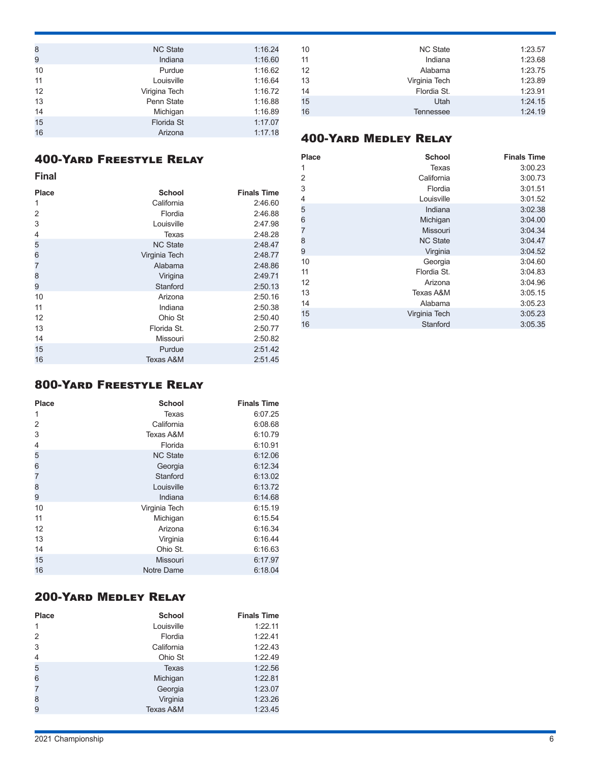| | | |
|---|---|---|
| 8 | NC State | 1:16.24 |
| 9 | Indiana | 1:16.60 |
| 10 | Purdue | 1:16.62 |
| 11 | Louisville | 1:16.64 |
| 12 | Virigina Tech | 1:16.72 |
| 13 | Penn State | 1:16.88 |
| 14 | Michigan | 1:16.89 |
| 15 | Florida St | 1:17.07 |
| 16 | Arizona | 1:17.18 |

## 400-Yard Freestyle Relay

### Final

| Place | School | Finals Time |
|---|---|---|
| 1 | California | 2:46.60 |
| 2 | Flordia | 2:46.88 |
| 3 | Louisville | 2:47.98 |
| 4 | Texas | 2:48.28 |
| 5 | NC State | 2:48.47 |
| 6 | Virginia Tech | 2:48.77 |
| 7 | Alabama | 2:48.86 |
| 8 | Virigina | 2:49.71 |
| 9 | Stanford | 2:50.13 |
| 10 | Arizona | 2:50.16 |
| 11 | Indiana | 2:50.38 |
| 12 | Ohio St | 2:50.40 |
| 13 | Florida St. | 2:50.77 |
| 14 | Missouri | 2:50.82 |
| 15 | Purdue | 2:51.42 |
| 16 | Texas A&M | 2:51.45 |

## 800-Yard Freestyle Relay

| Place | School | Finals Time |
|---|---|---|
| 1 | Texas | 6:07.25 |
| 2 | California | 6:08.68 |
| 3 | Texas A&M | 6:10.79 |
| 4 | Florida | 6:10.91 |
| 5 | NC State | 6:12.06 |
| 6 | Georgia | 6:12.34 |
| 7 | Stanford | 6:13.02 |
| 8 | Louisville | 6:13.72 |
| 9 | Indiana | 6:14.68 |
| 10 | Virginia Tech | 6:15.19 |
| 11 | Michigan | 6:15.54 |
| 12 | Arizona | 6:16.34 |
| 13 | Virginia | 6:16.44 |
| 14 | Ohio St. | 6:16.63 |
| 15 | Missouri | 6:17.97 |
| 16 | Notre Dame | 6:18.04 |

## 200-Yard Medley Relay

| Place | School | Finals Time |
|---|---|---|
| 1 | Louisville | 1:22.11 |
| 2 | Flordia | 1:22.41 |
| 3 | California | 1:22.43 |
| 4 | Ohio St | 1:22.49 |
| 5 | Texas | 1:22.56 |
| 6 | Michigan | 1:22.81 |
| 7 | Georgia | 1:23.07 |
| 8 | Virginia | 1:23.26 |
| 9 | Texas A&M | 1:23.45 |
| 10 | NC State | 1:23.57 |
| 11 | Indiana | 1:23.68 |
| 12 | Alabama | 1:23.75 |
| 13 | Virginia Tech | 1:23.89 |
| 14 | Flordia St. | 1:23.91 |
| 15 | Utah | 1:24.15 |
| 16 | Tennessee | 1:24.19 |

## 400-Yard Medley Relay

| Place | School | Finals Time |
|---|---|---|
| 1 | Texas | 3:00.23 |
| 2 | California | 3:00.73 |
| 3 | Flordia | 3:01.51 |
| 4 | Louisville | 3:01.52 |
| 5 | Indiana | 3:02.38 |
| 6 | Michigan | 3:04.00 |
| 7 | Missouri | 3:04.34 |
| 8 | NC State | 3:04.47 |
| 9 | Virginia | 3:04.52 |
| 10 | Georgia | 3:04.60 |
| 11 | Flordia St. | 3:04.83 |
| 12 | Arizona | 3:04.96 |
| 13 | Texas A&M | 3:05.15 |
| 14 | Alabama | 3:05.23 |
| 15 | Virginia Tech | 3:05.23 |
| 16 | Stanford | 3:05.35 |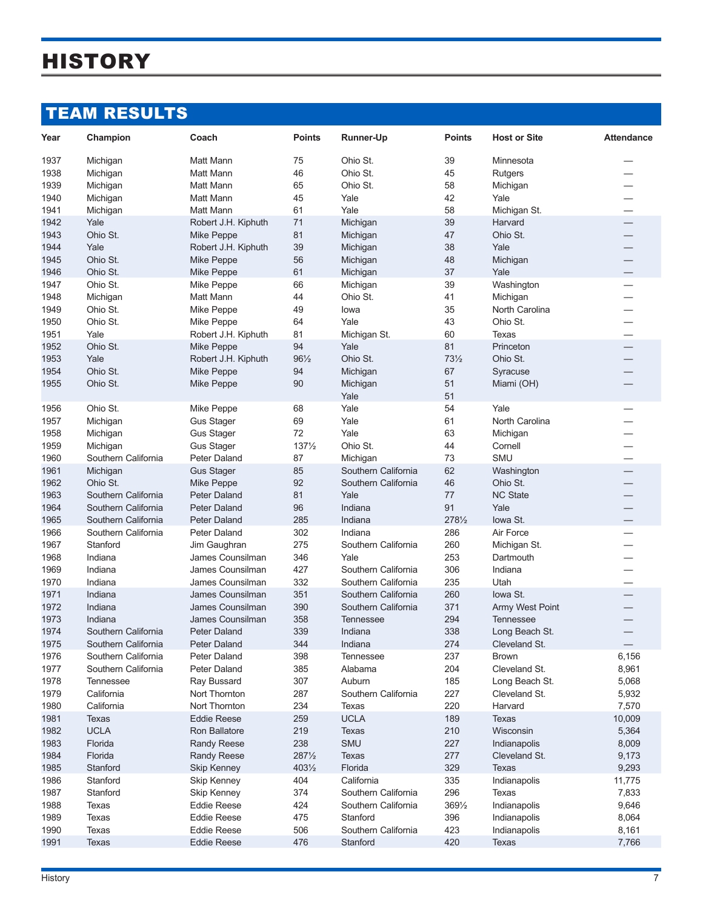# HISTORY

## TEAM RESULTS

| Year | Champion | Coach | Points | Runner-Up | Points | Host or Site | Attendance |
|---|---|---|---|---|---|---|---|
| 1937 | Michigan | Matt Mann | 75 | Ohio St. | 39 | Minnesota | — |
| 1938 | Michigan | Matt Mann | 46 | Ohio St. | 45 | Rutgers | — |
| 1939 | Michigan | Matt Mann | 65 | Ohio St. | 58 | Michigan | — |
| 1940 | Michigan | Matt Mann | 45 | Yale | 42 | Yale | — |
| 1941 | Michigan | Matt Mann | 61 | Yale | 58 | Michigan St. | — |
| 1942 | Yale | Robert J.H. Kiphuth | 71 | Michigan | 39 | Harvard | — |
| 1943 | Ohio St. | Mike Peppe | 81 | Michigan | 47 | Ohio St. | — |
| 1944 | Yale | Robert J.H. Kiphuth | 39 | Michigan | 38 | Yale | — |
| 1945 | Ohio St. | Mike Peppe | 56 | Michigan | 48 | Michigan | — |
| 1946 | Ohio St. | Mike Peppe | 61 | Michigan | 37 | Yale | — |
| 1947 | Ohio St. | Mike Peppe | 66 | Michigan | 39 | Washington | — |
| 1948 | Michigan | Matt Mann | 44 | Ohio St. | 41 | Michigan | — |
| 1949 | Ohio St. | Mike Peppe | 49 | Iowa | 35 | North Carolina | — |
| 1950 | Ohio St. | Mike Peppe | 64 | Yale | 43 | Ohio St. | — |
| 1951 | Yale | Robert J.H. Kiphuth | 81 | Michigan St. | 60 | Texas | — |
| 1952 | Ohio St. | Mike Peppe | 94 | Yale | 81 | Princeton | — |
| 1953 | Yale | Robert J.H. Kiphuth | 96½ | Ohio St. | 73½ | Ohio St. | — |
| 1954 | Ohio St. | Mike Peppe | 94 | Michigan | 67 | Syracuse | — |
| 1955 | Ohio St. | Mike Peppe | 90 | Michigan | 51 | Miami (OH) | — |
| | | | | Yale | 51 | | |
| 1956 | Ohio St. | Mike Peppe | 68 | Yale | 54 | Yale | — |
| 1957 | Michigan | Gus Stager | 69 | Yale | 61 | North Carolina | — |
| 1958 | Michigan | Gus Stager | 72 | Yale | 63 | Michigan | — |
| 1959 | Michigan | Gus Stager | 137½ | Ohio St. | 44 | Cornell | — |
| 1960 | Southern California | Peter Daland | 87 | Michigan | 73 | SMU | — |
| 1961 | Michigan | Gus Stager | 85 | Southern California | 62 | Washington | — |
| 1962 | Ohio St. | Mike Peppe | 92 | Southern California | 46 | Ohio St. | — |
| 1963 | Southern California | Peter Daland | 81 | Yale | 77 | NC State | — |
| 1964 | Southern California | Peter Daland | 96 | Indiana | 91 | Yale | — |
| 1965 | Southern California | Peter Daland | 285 | Indiana | 278½ | Iowa St. | — |
| 1966 | Southern California | Peter Daland | 302 | Indiana | 286 | Air Force | — |
| 1967 | Stanford | Jim Gaughran | 275 | Southern California | 260 | Michigan St. | — |
| 1968 | Indiana | James Counsilman | 346 | Yale | 253 | Dartmouth | — |
| 1969 | Indiana | James Counsilman | 427 | Southern California | 306 | Indiana | — |
| 1970 | Indiana | James Counsilman | 332 | Southern California | 235 | Utah | — |
| 1971 | Indiana | James Counsilman | 351 | Southern California | 260 | Iowa St. | — |
| 1972 | Indiana | James Counsilman | 390 | Southern California | 371 | Army West Point | — |
| 1973 | Indiana | James Counsilman | 358 | Tennessee | 294 | Tennessee | — |
| 1974 | Southern California | Peter Daland | 339 | Indiana | 338 | Long Beach St. | — |
| 1975 | Southern California | Peter Daland | 344 | Indiana | 274 | Cleveland St. | — |
| 1976 | Southern California | Peter Daland | 398 | Tennessee | 237 | Brown | 6,156 |
| 1977 | Southern California | Peter Daland | 385 | Alabama | 204 | Cleveland St. | 8,961 |
| 1978 | Tennessee | Ray Bussard | 307 | Auburn | 185 | Long Beach St. | 5,068 |
| 1979 | California | Nort Thornton | 287 | Southern California | 227 | Cleveland St. | 5,932 |
| 1980 | California | Nort Thornton | 234 | Texas | 220 | Harvard | 7,570 |
| 1981 | Texas | Eddie Reese | 259 | UCLA | 189 | Texas | 10,009 |
| 1982 | UCLA | Ron Ballatore | 219 | Texas | 210 | Wisconsin | 5,364 |
| 1983 | Florida | Randy Reese | 238 | SMU | 227 | Indianapolis | 8,009 |
| 1984 | Florida | Randy Reese | 287½ | Texas | 277 | Cleveland St. | 9,173 |
| 1985 | Stanford | Skip Kenney | 403½ | Florida | 329 | Texas | 9,293 |
| 1986 | Stanford | Skip Kenney | 404 | California | 335 | Indianapolis | 11,775 |
| 1987 | Stanford | Skip Kenney | 374 | Southern California | 296 | Texas | 7,833 |
| 1988 | Texas | Eddie Reese | 424 | Southern California | 369½ | Indianapolis | 9,646 |
| 1989 | Texas | Eddie Reese | 475 | Stanford | 396 | Indianapolis | 8,064 |
| 1990 | Texas | Eddie Reese | 506 | Southern California | 423 | Indianapolis | 8,161 |
| 1991 | Texas | Eddie Reese | 476 | Stanford | 420 | Texas | 7,766 |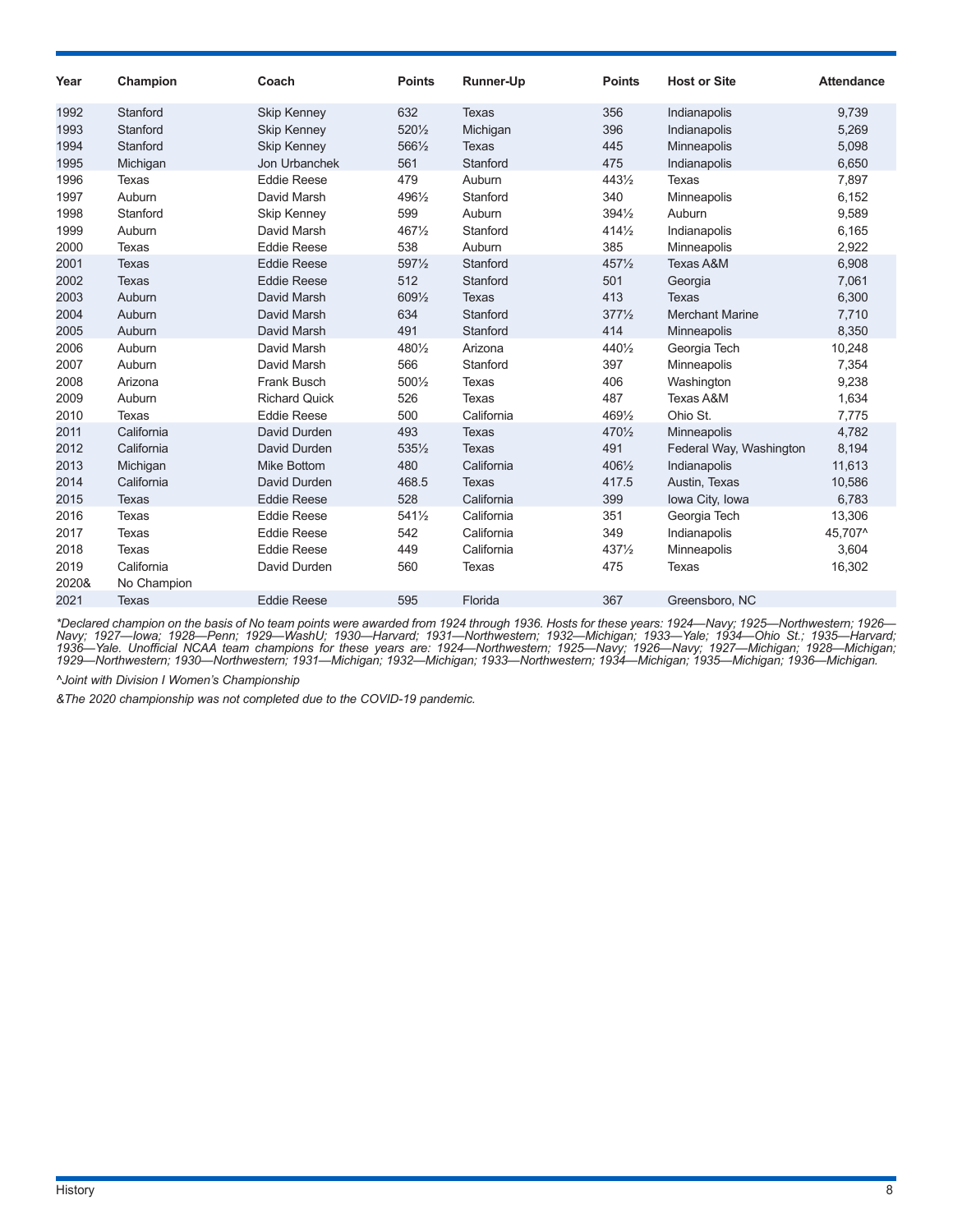| Year | Champion | Coach | Points | Runner-Up | Points | Host or Site | Attendance |
|---|---|---|---|---|---|---|---|
| 1992 | Stanford | Skip Kenney | 632 | Texas | 356 | Indianapolis | 9,739 |
| 1993 | Stanford | Skip Kenney | 520½ | Michigan | 396 | Indianapolis | 5,269 |
| 1994 | Stanford | Skip Kenney | 566½ | Texas | 445 | Minneapolis | 5,098 |
| 1995 | Michigan | Jon Urbanchek | 561 | Stanford | 475 | Indianapolis | 6,650 |
| 1996 | Texas | Eddie Reese | 479 | Auburn | 443½ | Texas | 7,897 |
| 1997 | Auburn | David Marsh | 496½ | Stanford | 340 | Minneapolis | 6,152 |
| 1998 | Stanford | Skip Kenney | 599 | Auburn | 394½ | Auburn | 9,589 |
| 1999 | Auburn | David Marsh | 467½ | Stanford | 414½ | Indianapolis | 6,165 |
| 2000 | Texas | Eddie Reese | 538 | Auburn | 385 | Minneapolis | 2,922 |
| 2001 | Texas | Eddie Reese | 597½ | Stanford | 457½ | Texas A&M | 6,908 |
| 2002 | Texas | Eddie Reese | 512 | Stanford | 501 | Georgia | 7,061 |
| 2003 | Auburn | David Marsh | 609½ | Texas | 413 | Texas | 6,300 |
| 2004 | Auburn | David Marsh | 634 | Stanford | 377½ | Merchant Marine | 7,710 |
| 2005 | Auburn | David Marsh | 491 | Stanford | 414 | Minneapolis | 8,350 |
| 2006 | Auburn | David Marsh | 480½ | Arizona | 440½ | Georgia Tech | 10,248 |
| 2007 | Auburn | David Marsh | 566 | Stanford | 397 | Minneapolis | 7,354 |
| 2008 | Arizona | Frank Busch | 500½ | Texas | 406 | Washington | 9,238 |
| 2009 | Auburn | Richard Quick | 526 | Texas | 487 | Texas A&M | 1,634 |
| 2010 | Texas | Eddie Reese | 500 | California | 469½ | Ohio St. | 7,775 |
| 2011 | California | David Durden | 493 | Texas | 470½ | Minneapolis | 4,782 |
| 2012 | California | David Durden | 535½ | Texas | 491 | Federal Way, Washington | 8,194 |
| 2013 | Michigan | Mike Bottom | 480 | California | 406½ | Indianapolis | 11,613 |
| 2014 | California | David Durden | 468.5 | Texas | 417.5 | Austin, Texas | 10,586 |
| 2015 | Texas | Eddie Reese | 528 | California | 399 | Iowa City, Iowa | 6,783 |
| 2016 | Texas | Eddie Reese | 541½ | California | 351 | Georgia Tech | 13,306 |
| 2017 | Texas | Eddie Reese | 542 | California | 349 | Indianapolis | 45,707^ |
| 2018 | Texas | Eddie Reese | 449 | California | 437½ | Minneapolis | 3,604 |
| 2019 | California | David Durden | 560 | Texas | 475 | Texas | 16,302 |
| 2020& | No Champion | | | | | | |
| 2021 | Texas | Eddie Reese | 595 | Florida | 367 | Greensboro, NC | |

*\*Declared champion on the basis of No team points were awarded from 1924 through 1936. Hosts for these years: 1924—Navy; 1925—Northwestern; 1926—Navy; 1927—Iowa; 1928—Penn; 1929—WashU; 1930—Harvard; 1931—Northwestern; 1932—Michigan; 1933—Yale; 1934—Ohio St.; 1935—Harvard; 1936—Yale. Unofficial NCAA team champions for these years are: 1924—Northwestern; 1925—Navy; 1926—Navy; 1927—Michigan; 1928—Michigan; 1929—Northwestern; 1930—Northwestern; 1931—Michigan; 1932—Michigan; 1933—Northwestern; 1934—Michigan; 1935—Michigan; 1936—Michigan.*

*^Joint with Division I Women's Championship*

*&The 2020 championship was not completed due to the COVID-19 pandemic.*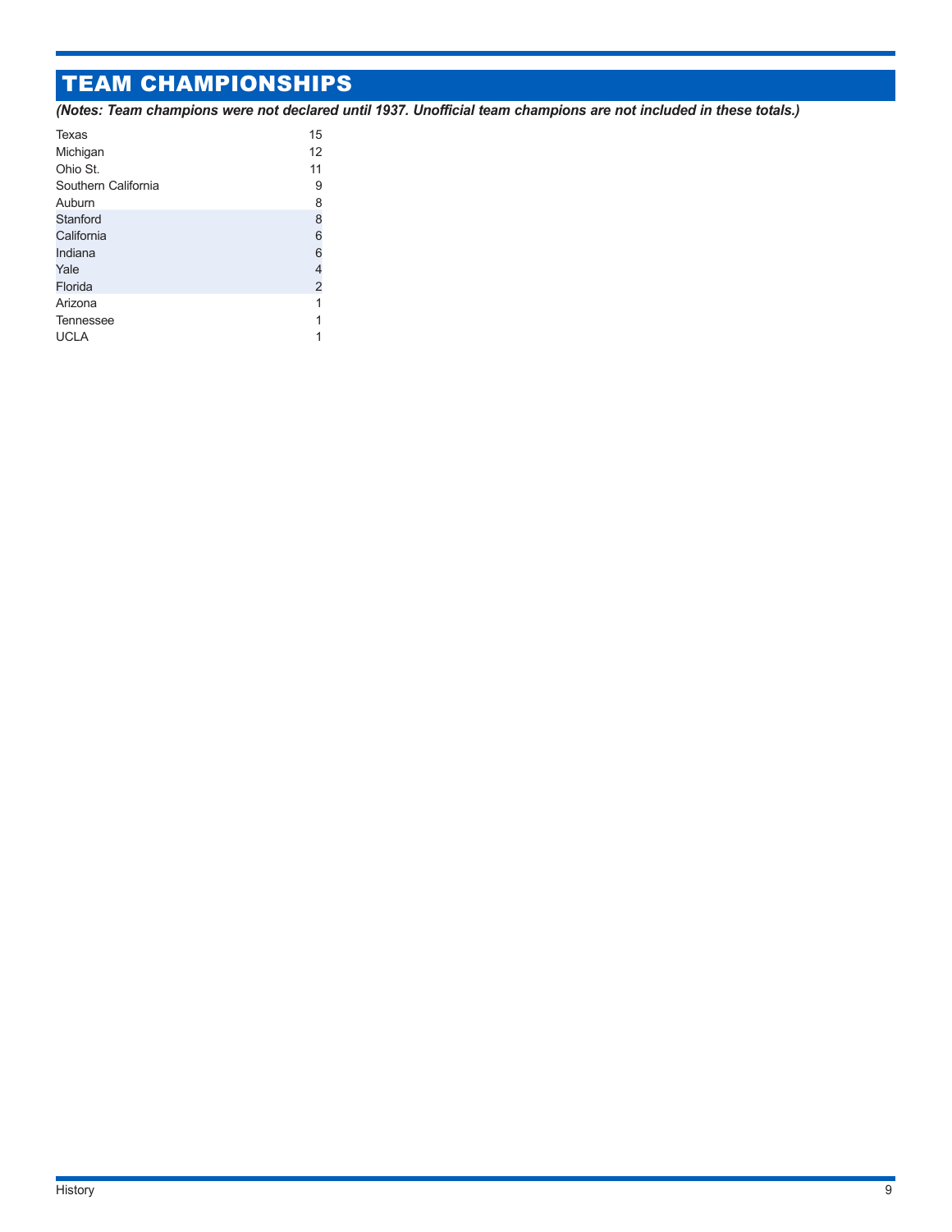# TEAM CHAMPIONSHIPS

***(Notes: Team champions were not declared until 1937. Unofficial team champions are not included in these totals.)***

| | |
|---|---|
| Texas | 15 |
| Michigan | 12 |
| Ohio St. | 11 |
| Southern California | 9 |
| Auburn | 8 |
| Stanford | 8 |
| California | 6 |
| Indiana | 6 |
| Yale | 4 |
| Florida | 2 |
| Arizona | 1 |
| Tennessee | 1 |
| UCLA | 1 |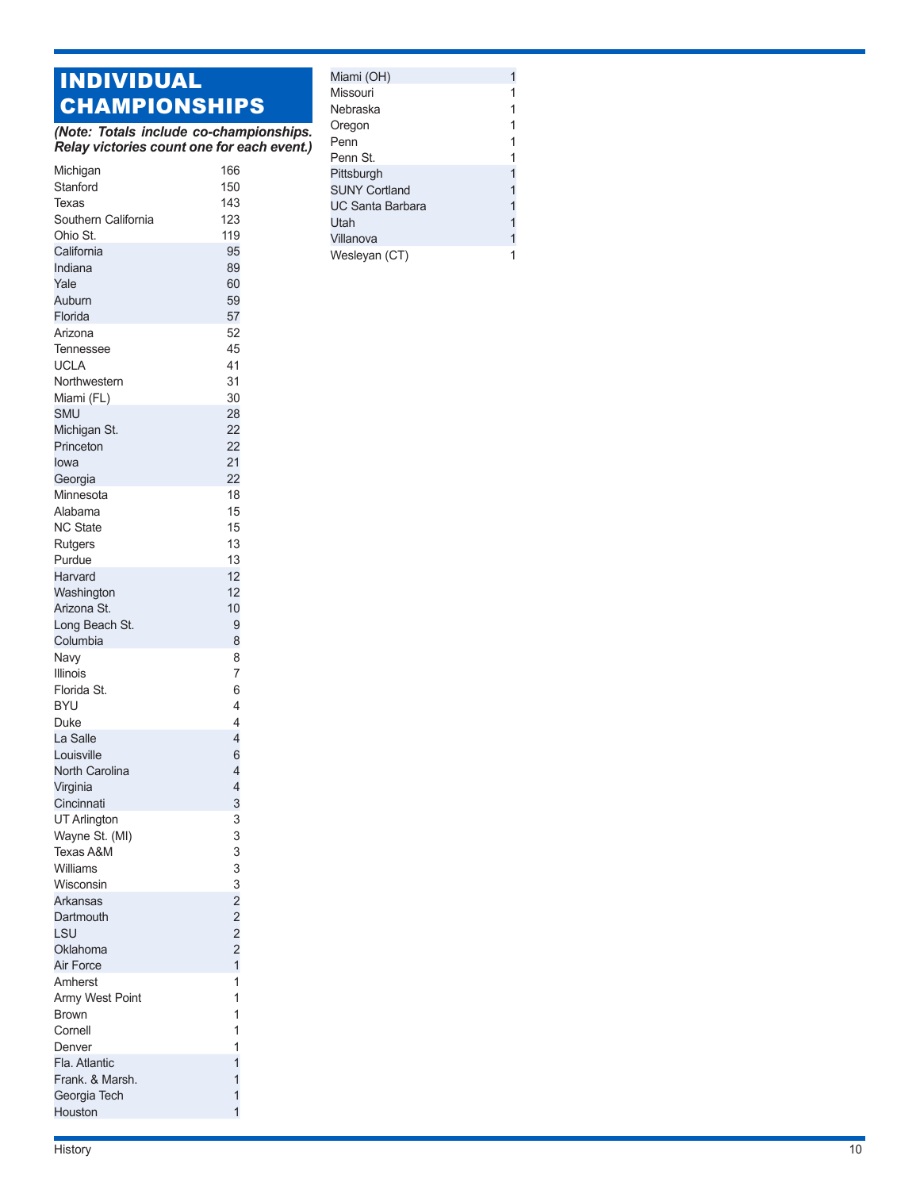# INDIVIDUAL CHAMPIONSHIPS

***(Note: Totals include co-championships. Relay victories count one for each event.)***

| School | Total |
|---|---|
| Michigan | 166 |
| Stanford | 150 |
| Texas | 143 |
| Southern California | 123 |
| Ohio St. | 119 |
| California | 95 |
| Indiana | 89 |
| Yale | 60 |
| Auburn | 59 |
| Florida | 57 |
| Arizona | 52 |
| Tennessee | 45 |
| UCLA | 41 |
| Northwestern | 31 |
| Miami (FL) | 30 |
| SMU | 28 |
| Michigan St. | 22 |
| Princeton | 22 |
| Iowa | 21 |
| Georgia | 22 |
| Minnesota | 18 |
| Alabama | 15 |
| NC State | 15 |
| Rutgers | 13 |
| Purdue | 13 |
| Harvard | 12 |
| Washington | 12 |
| Arizona St. | 10 |
| Long Beach St. | 9 |
| Columbia | 8 |
| Navy | 8 |
| Illinois | 7 |
| Florida St. | 6 |
| BYU | 4 |
| Duke | 4 |
| La Salle | 4 |
| Louisville | 6 |
| North Carolina | 4 |
| Virginia | 4 |
| Cincinnati | 3 |
| UT Arlington | 3 |
| Wayne St. (MI) | 3 |
| Texas A&M | 3 |
| Williams | 3 |
| Wisconsin | 3 |
| Arkansas | 2 |
| Dartmouth | 2 |
| LSU | 2 |
| Oklahoma | 2 |
| Air Force | 1 |
| Amherst | 1 |
| Army West Point | 1 |
| Brown | 1 |
| Cornell | 1 |
| Denver | 1 |
| Fla. Atlantic | 1 |
| Frank. & Marsh. | 1 |
| Georgia Tech | 1 |
| Houston | 1 |
| Miami (OH) | 1 |
| Missouri | 1 |
| Nebraska | 1 |
| Oregon | 1 |
| Penn | 1 |
| Penn St. | 1 |
| Pittsburgh | 1 |
| SUNY Cortland | 1 |
| UC Santa Barbara | 1 |
| Utah | 1 |
| Villanova | 1 |
| Wesleyan (CT) | 1 |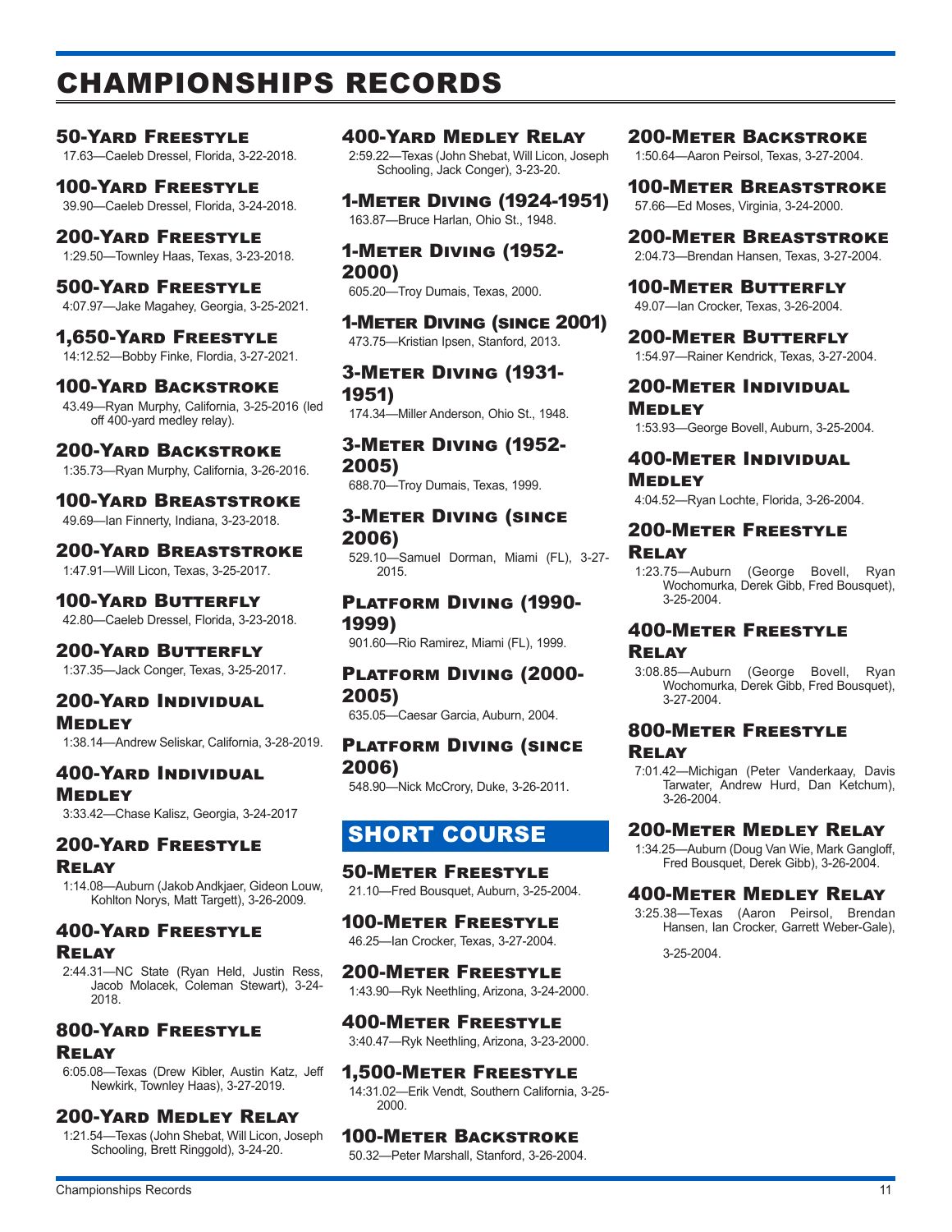# CHAMPIONSHIPS RECORDS

### 50-Yard Freestyle
17.63—Caeleb Dressel, Florida, 3-22-2018.

### 100-Yard Freestyle
39.90—Caeleb Dressel, Florida, 3-24-2018.

### 200-Yard Freestyle
1:29.50—Townley Haas, Texas, 3-23-2018.

### 500-Yard Freestyle
4:07.97—Jake Magahey, Georgia, 3-25-2021.

### 1,650-Yard Freestyle
14:12.52—Bobby Finke, Flordia, 3-27-2021.

### 100-Yard Backstroke
43.49—Ryan Murphy, California, 3-25-2016 (led off 400-yard medley relay).

### 200-Yard Backstroke
1:35.73—Ryan Murphy, California, 3-26-2016.

### 100-Yard Breaststroke
49.69—Ian Finnerty, Indiana, 3-23-2018.

### 200-Yard Breaststroke
1:47.91—Will Licon, Texas, 3-25-2017.

### 100-Yard Butterfly
42.80—Caeleb Dressel, Florida, 3-23-2018.

### 200-Yard Butterfly
1:37.35—Jack Conger, Texas, 3-25-2017.

### 200-Yard Individual Medley
1:38.14—Andrew Seliskar, California, 3-28-2019.

### 400-Yard Individual Medley
3:33.42—Chase Kalisz, Georgia, 3-24-2017

### 200-Yard Freestyle Relay
1:14.08—Auburn (Jakob Andkjaer, Gideon Louw, Kohlton Norys, Matt Targett), 3-26-2009.

### 400-Yard Freestyle Relay
2:44.31—NC State (Ryan Held, Justin Ress, Jacob Molacek, Coleman Stewart), 3-24-2018.

### 800-Yard Freestyle Relay
6:05.08—Texas (Drew Kibler, Austin Katz, Jeff Newkirk, Townley Haas), 3-27-2019.

### 200-Yard Medley Relay
1:21.54—Texas (John Shebat, Will Licon, Joseph Schooling, Brett Ringgold), 3-24-20.

### 400-Yard Medley Relay
2:59.22—Texas (John Shebat, Will Licon, Joseph Schooling, Jack Conger), 3-23-20.

### 1-Meter Diving (1924-1951)
163.87—Bruce Harlan, Ohio St., 1948.

### 1-Meter Diving (1952-2000)
605.20—Troy Dumais, Texas, 2000.

### 1-Meter Diving (since 2001)
473.75—Kristian Ipsen, Stanford, 2013.

### 3-Meter Diving (1931-1951)
174.34—Miller Anderson, Ohio St., 1948.

### 3-Meter Diving (1952-2005)
688.70—Troy Dumais, Texas, 1999.

### 3-Meter Diving (since 2006)
529.10—Samuel Dorman, Miami (FL), 3-27-2015.

### Platform Diving (1990-1999)
901.60—Rio Ramirez, Miami (FL), 1999.

### Platform Diving (2000-2005)
635.05—Caesar Garcia, Auburn, 2004.

### Platform Diving (since 2006)
548.90—Nick McCrory, Duke, 3-26-2011.

## SHORT COURSE

### 50-Meter Freestyle
21.10—Fred Bousquet, Auburn, 3-25-2004.

### 100-Meter Freestyle
46.25—Ian Crocker, Texas, 3-27-2004.

### 200-Meter Freestyle
1:43.90—Ryk Neethling, Arizona, 3-24-2000.

### 400-Meter Freestyle
3:40.47—Ryk Neethling, Arizona, 3-23-2000.

### 1,500-Meter Freestyle
14:31.02—Erik Vendt, Southern California, 3-25-2000.

### 100-Meter Backstroke
50.32—Peter Marshall, Stanford, 3-26-2004.

### 200-Meter Backstroke
1:50.64—Aaron Peirsol, Texas, 3-27-2004.

### 100-Meter Breaststroke
57.66—Ed Moses, Virginia, 3-24-2000.

### 200-Meter Breaststroke
2:04.73—Brendan Hansen, Texas, 3-27-2004.

### 100-Meter Butterfly
49.07—Ian Crocker, Texas, 3-26-2004.

### 200-Meter Butterfly
1:54.97—Rainer Kendrick, Texas, 3-27-2004.

### 200-Meter Individual Medley
1:53.93—George Bovell, Auburn, 3-25-2004.

### 400-Meter Individual Medley
4:04.52—Ryan Lochte, Florida, 3-26-2004.

### 200-Meter Freestyle Relay
1:23.75—Auburn (George Bovell, Ryan Wochomurka, Derek Gibb, Fred Bousquet), 3-25-2004.

### 400-Meter Freestyle Relay
3:08.85—Auburn (George Bovell, Ryan Wochomurka, Derek Gibb, Fred Bousquet), 3-27-2004.

### 800-Meter Freestyle Relay
7:01.42—Michigan (Peter Vanderkaay, Davis Tarwater, Andrew Hurd, Dan Ketchum), 3-26-2004.

### 200-Meter Medley Relay
1:34.25—Auburn (Doug Van Wie, Mark Gangloff, Fred Bousquet, Derek Gibb), 3-26-2004.

### 400-Meter Medley Relay
3:25.38—Texas (Aaron Peirsol, Brendan Hansen, Ian Crocker, Garrett Weber-Gale),

3-25-2004.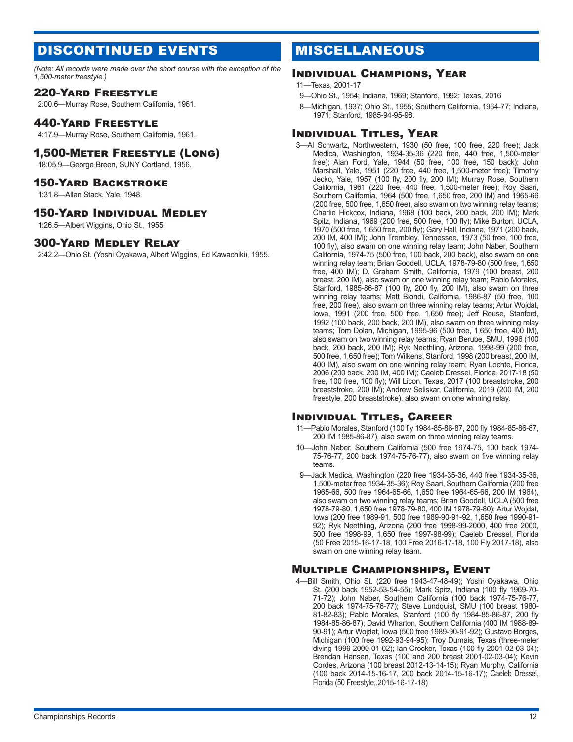# DISCONTINUED EVENTS

*(Note: All records were made over the short course with the exception of the 1,500-meter freestyle.)*

## 220-Yard Freestyle

2:00.6—Murray Rose, Southern California, 1961.

## 440-Yard Freestyle

4:17.9—Murray Rose, Southern California, 1961.

## 1,500-Meter Freestyle (Long)

18:05.9—George Breen, SUNY Cortland, 1956.

## 150-Yard Backstroke

1:31.8—Allan Stack, Yale, 1948.

## 150-Yard Individual Medley

1:26.5—Albert Wiggins, Ohio St., 1955.

## 300-Yard Medley Relay

2:42.2—Ohio St. (Yoshi Oyakawa, Albert Wiggins, Ed Kawachiki), 1955.

# MISCELLANEOUS

## Individual Champions, Year

11—Texas, 2001-17

9—Ohio St., 1954; Indiana, 1969; Stanford, 1992; Texas, 2016

8—Michigan, 1937; Ohio St., 1955; Southern California, 1964-77; Indiana, 1971; Stanford, 1985-94-95-98.

## Individual Titles, Year

3—Al Schwartz, Northwestern, 1930 (50 free, 100 free, 220 free); Jack Medica, Washington, 1934-35-36 (220 free, 440 free, 1,500-meter free); Alan Ford, Yale, 1944 (50 free, 100 free, 150 back); John Marshall, Yale, 1951 (220 free, 440 free, 1,500-meter free); Timothy Jecko, Yale, 1957 (100 fly, 200 fly, 200 IM); Murray Rose, Southern California, 1961 (220 free, 440 free, 1,500-meter free); Roy Saari, Southern California, 1964 (500 free, 1,650 free, 200 IM) and 1965-66 (200 free, 500 free, 1,650 free), also swam on two winning relay teams; Charlie Hickcox, Indiana, 1968 (100 back, 200 back, 200 IM); Mark Spitz, Indiana, 1969 (200 free, 500 free, 100 fly); Mike Burton, UCLA, 1970 (500 free, 1,650 free, 200 fly); Gary Hall, Indiana, 1971 (200 back, 200 IM, 400 IM); John Trembley, Tennessee, 1973 (50 free, 100 free, 100 fly), also swam on one winning relay team; John Naber, Southern California, 1974-75 (500 free, 100 back, 200 back), also swam on one winning relay team; Brian Goodell, UCLA, 1978-79-80 (500 free, 1,650 free, 400 IM); D. Graham Smith, California, 1979 (100 breast, 200 breast, 200 IM), also swam on one winning relay team; Pablo Morales, Stanford, 1985-86-87 (100 fly, 200 fly, 200 IM), also swam on three winning relay teams; Matt Biondi, California, 1986-87 (50 free, 100 free, 200 free), also swam on three winning relay teams; Artur Wojdat, Iowa, 1991 (200 free, 500 free, 1,650 free); Jeff Rouse, Stanford, 1992 (100 back, 200 back, 200 IM), also swam on three winning relay teams; Tom Dolan, Michigan, 1995-96 (500 free, 1,650 free, 400 IM), also swam on two winning relay teams; Ryan Berube, SMU, 1996 (100 back, 200 back, 200 IM); Ryk Neethling, Arizona, 1998-99 (200 free, 500 free, 1,650 free); Tom Wilkens, Stanford, 1998 (200 breast, 200 IM, 400 IM), also swam on one winning relay team; Ryan Lochte, Florida, 2006 (200 back, 200 IM, 400 IM); Caeleb Dressel, Florida, 2017-18 (50 free, 100 free, 100 fly); Will Licon, Texas, 2017 (100 breaststroke, 200 breaststroke, 200 IM); Andrew Seliskar, California, 2019 (200 IM, 200 freestyle, 200 breaststroke), also swam on one winning relay.

## Individual Titles, Career

11—Pablo Morales, Stanford (100 fly 1984-85-86-87, 200 fly 1984-85-86-87, 200 IM 1985-86-87), also swam on three winning relay teams.

10—John Naber, Southern California (500 free 1974-75, 100 back 1974-75-76-77, 200 back 1974-75-76-77), also swam on five winning relay teams.

9—Jack Medica, Washington (220 free 1934-35-36, 440 free 1934-35-36, 1,500-meter free 1934-35-36); Roy Saari, Southern California (200 free 1965-66, 500 free 1964-65-66, 1,650 free 1964-65-66, 200 IM 1964), also swam on two winning relay teams; Brian Goodell, UCLA (500 free 1978-79-80, 1,650 free 1978-79-80, 400 IM 1978-79-80); Artur Wojdat, Iowa (200 free 1989-91, 500 free 1989-90-91-92, 1,650 free 1990-91-92); Ryk Neethling, Arizona (200 free 1998-99-2000, 400 free 2000, 500 free 1998-99, 1,650 free 1997-98-99); Caeleb Dressel, Florida (50 Free 2015-16-17-18, 100 Free 2016-17-18, 100 Fly 2017-18), also swam on one winning relay team.

## Multiple Championships, Event

4—Bill Smith, Ohio St. (220 free 1943-47-48-49); Yoshi Oyakawa, Ohio St. (200 back 1952-53-54-55); Mark Spitz, Indiana (100 fly 1969-70-71-72); John Naber, Southern California (100 back 1974-75-76-77, 200 back 1974-75-76-77); Steve Lundquist, SMU (100 breast 1980-81-82-83); Pablo Morales, Stanford (100 fly 1984-85-86-87, 200 fly 1984-85-86-87); David Wharton, Southern California (400 IM 1988-89-90-91); Artur Wojdat, Iowa (500 free 1989-90-91-92); Gustavo Borges, Michigan (100 free 1992-93-94-95); Troy Dumais, Texas (three-meter diving 1999-2000-01-02); Ian Crocker, Texas (100 fly 2001-02-03-04); Brendan Hansen, Texas (100 and 200 breast 2001-02-03-04); Kevin Cordes, Arizona (100 breast 2012-13-14-15); Ryan Murphy, California (100 back 2014-15-16-17, 200 back 2014-15-16-17); Caeleb Dressel, Florida (50 Freestyle,.2015-16-17-18)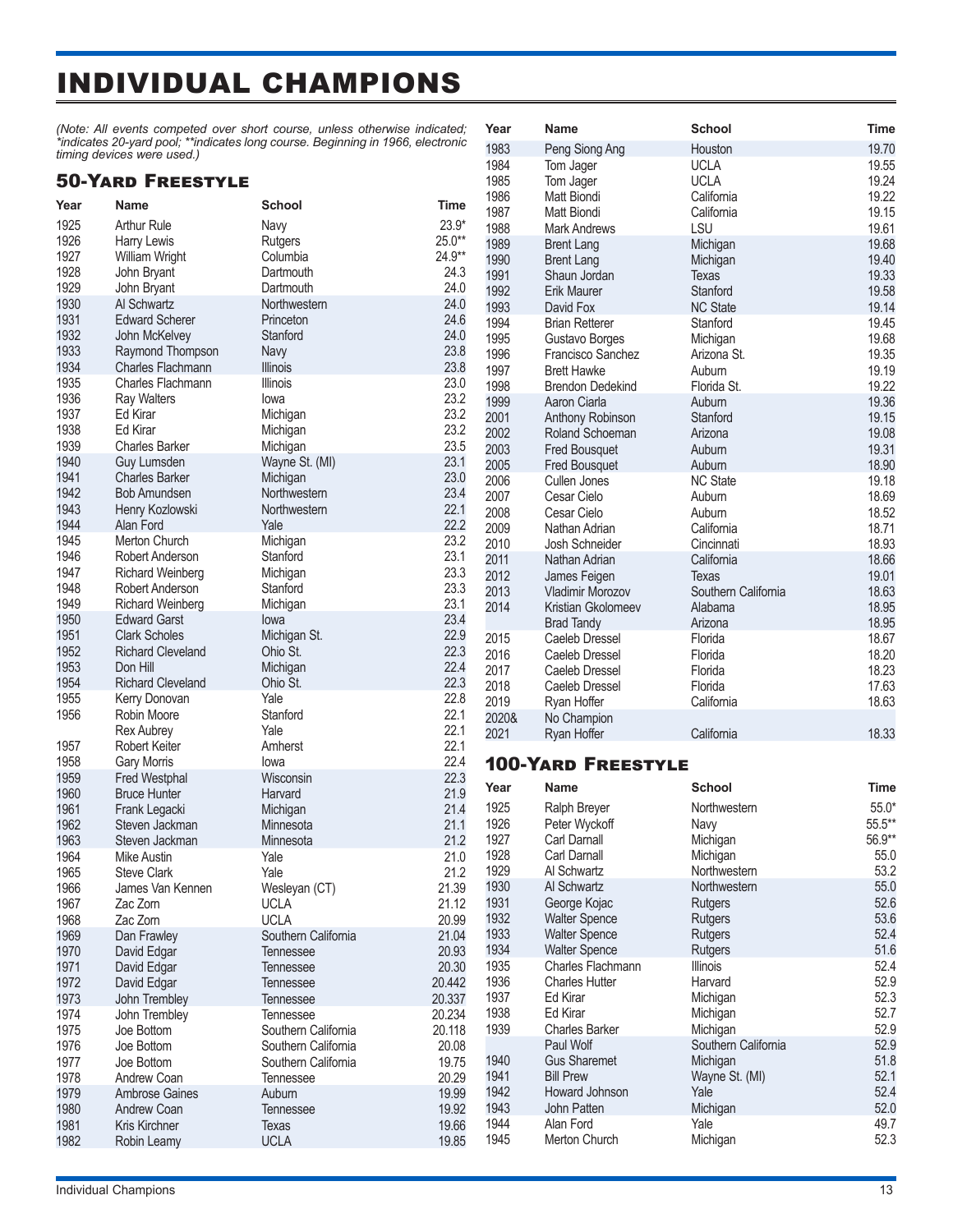# INDIVIDUAL CHAMPIONS

*(Note: All events competed over short course, unless otherwise indicated; *indicates 20-yard pool; **indicates long course. Beginning in 1966, electronic timing devices were used.)*

## 50-Yard Freestyle

| Year | Name | School | Time |
|---|---|---|---|
| 1925 | Arthur Rule | Navy | 23.9* |
| 1926 | Harry Lewis | Rutgers | 25.0** |
| 1927 | William Wright | Columbia | 24.9** |
| 1928 | John Bryant | Dartmouth | 24.3 |
| 1929 | John Bryant | Dartmouth | 24.0 |
| 1930 | Al Schwartz | Northwestern | 24.0 |
| 1931 | Edward Scherer | Princeton | 24.6 |
| 1932 | John McKelvey | Stanford | 24.0 |
| 1933 | Raymond Thompson | Navy | 23.8 |
| 1934 | Charles Flachmann | Illinois | 23.8 |
| 1935 | Charles Flachmann | Illinois | 23.0 |
| 1936 | Ray Walters | Iowa | 23.2 |
| 1937 | Ed Kirar | Michigan | 23.2 |
| 1938 | Ed Kirar | Michigan | 23.2 |
| 1939 | Charles Barker | Michigan | 23.5 |
| 1940 | Guy Lumsden | Wayne St. (MI) | 23.1 |
| 1941 | Charles Barker | Michigan | 23.0 |
| 1942 | Bob Amundsen | Northwestern | 23.4 |
| 1943 | Henry Kozlowski | Northwestern | 22.1 |
| 1944 | Alan Ford | Yale | 22.2 |
| 1945 | Merton Church | Michigan | 23.2 |
| 1946 | Robert Anderson | Stanford | 23.1 |
| 1947 | Richard Weinberg | Michigan | 23.3 |
| 1948 | Robert Anderson | Stanford | 23.3 |
| 1949 | Richard Weinberg | Michigan | 23.1 |
| 1950 | Edward Garst | Iowa | 23.4 |
| 1951 | Clark Scholes | Michigan St. | 22.9 |
| 1952 | Richard Cleveland | Ohio St. | 22.3 |
| 1953 | Don Hill | Michigan | 22.4 |
| 1954 | Richard Cleveland | Ohio St. | 22.3 |
| 1955 | Kerry Donovan | Yale | 22.8 |
| 1956 | Robin Moore | Stanford | 22.1 |
| | Rex Aubrey | Yale | 22.1 |
| 1957 | Robert Keiter | Amherst | 22.1 |
| 1958 | Gary Morris | Iowa | 22.4 |
| 1959 | Fred Westphal | Wisconsin | 22.3 |
| 1960 | Bruce Hunter | Harvard | 21.9 |
| 1961 | Frank Legacki | Michigan | 21.4 |
| 1962 | Steven Jackman | Minnesota | 21.1 |
| 1963 | Steven Jackman | Minnesota | 21.2 |
| 1964 | Mike Austin | Yale | 21.0 |
| 1965 | Steve Clark | Yale | 21.2 |
| 1966 | James Van Kennen | Wesleyan (CT) | 21.39 |
| 1967 | Zac Zorn | UCLA | 21.12 |
| 1968 | Zac Zorn | UCLA | 20.99 |
| 1969 | Dan Frawley | Southern California | 21.04 |
| 1970 | David Edgar | Tennessee | 20.93 |
| 1971 | David Edgar | Tennessee | 20.30 |
| 1972 | David Edgar | Tennessee | 20.442 |
| 1973 | John Trembley | Tennessee | 20.337 |
| 1974 | John Trembley | Tennessee | 20.234 |
| 1975 | Joe Bottom | Southern California | 20.118 |
| 1976 | Joe Bottom | Southern California | 20.08 |
| 1977 | Joe Bottom | Southern California | 19.75 |
| 1978 | Andrew Coan | Tennessee | 20.29 |
| 1979 | Ambrose Gaines | Auburn | 19.99 |
| 1980 | Andrew Coan | Tennessee | 19.92 |
| 1981 | Kris Kirchner | Texas | 19.66 |
| 1982 | Robin Leamy | UCLA | 19.85 |
| 1983 | Peng Siong Ang | Houston | 19.70 |
| 1984 | Tom Jager | UCLA | 19.55 |
| 1985 | Tom Jager | UCLA | 19.24 |
| 1986 | Matt Biondi | California | 19.22 |
| 1987 | Matt Biondi | California | 19.15 |
| 1988 | Mark Andrews | LSU | 19.61 |
| 1989 | Brent Lang | Michigan | 19.68 |
| 1990 | Brent Lang | Michigan | 19.40 |
| 1991 | Shaun Jordan | Texas | 19.33 |
| 1992 | Erik Maurer | Stanford | 19.58 |
| 1993 | David Fox | NC State | 19.14 |
| 1994 | Brian Retterer | Stanford | 19.45 |
| 1995 | Gustavo Borges | Michigan | 19.68 |
| 1996 | Francisco Sanchez | Arizona St. | 19.35 |
| 1997 | Brett Hawke | Auburn | 19.19 |
| 1998 | Brendon Dedekind | Florida St. | 19.22 |
| 1999 | Aaron Ciarla | Auburn | 19.36 |
| 2001 | Anthony Robinson | Stanford | 19.15 |
| 2002 | Roland Schoeman | Arizona | 19.08 |
| 2003 | Fred Bousquet | Auburn | 19.31 |
| 2005 | Fred Bousquet | Auburn | 18.90 |
| 2006 | Cullen Jones | NC State | 19.18 |
| 2007 | Cesar Cielo | Auburn | 18.69 |
| 2008 | Cesar Cielo | Auburn | 18.52 |
| 2009 | Nathan Adrian | California | 18.71 |
| 2010 | Josh Schneider | Cincinnati | 18.93 |
| 2011 | Nathan Adrian | California | 18.66 |
| 2012 | James Feigen | Texas | 19.01 |
| 2013 | Vladimir Morozov | Southern California | 18.63 |
| 2014 | Kristian Gkolomeev | Alabama | 18.95 |
| | Brad Tandy | Arizona | 18.95 |
| 2015 | Caeleb Dressel | Florida | 18.67 |
| 2016 | Caeleb Dressel | Florida | 18.20 |
| 2017 | Caeleb Dressel | Florida | 18.23 |
| 2018 | Caeleb Dressel | Florida | 17.63 |
| 2019 | Ryan Hoffer | California | 18.63 |
| 2020& | No Champion | | |
| 2021 | Ryan Hoffer | California | 18.33 |

## 100-Yard Freestyle

| Year | Name | School | Time |
|---|---|---|---|
| 1925 | Ralph Breyer | Northwestern | 55.0* |
| 1926 | Peter Wyckoff | Navy | 55.5** |
| 1927 | Carl Darnall | Michigan | 56.9** |
| 1928 | Carl Darnall | Michigan | 55.0 |
| 1929 | Al Schwartz | Northwestern | 53.2 |
| 1930 | Al Schwartz | Northwestern | 55.0 |
| 1931 | George Kojac | Rutgers | 52.6 |
| 1932 | Walter Spence | Rutgers | 53.6 |
| 1933 | Walter Spence | Rutgers | 52.4 |
| 1934 | Walter Spence | Rutgers | 51.6 |
| 1935 | Charles Flachmann | Illinois | 52.4 |
| 1936 | Charles Hutter | Harvard | 52.9 |
| 1937 | Ed Kirar | Michigan | 52.3 |
| 1938 | Ed Kirar | Michigan | 52.7 |
| 1939 | Charles Barker | Michigan | 52.9 |
| | Paul Wolf | Southern California | 52.9 |
| 1940 | Gus Sharemet | Michigan | 51.8 |
| 1941 | Bill Prew | Wayne St. (MI) | 52.1 |
| 1942 | Howard Johnson | Yale | 52.4 |
| 1943 | John Patten | Michigan | 52.0 |
| 1944 | Alan Ford | Yale | 49.7 |
| 1945 | Merton Church | Michigan | 52.3 |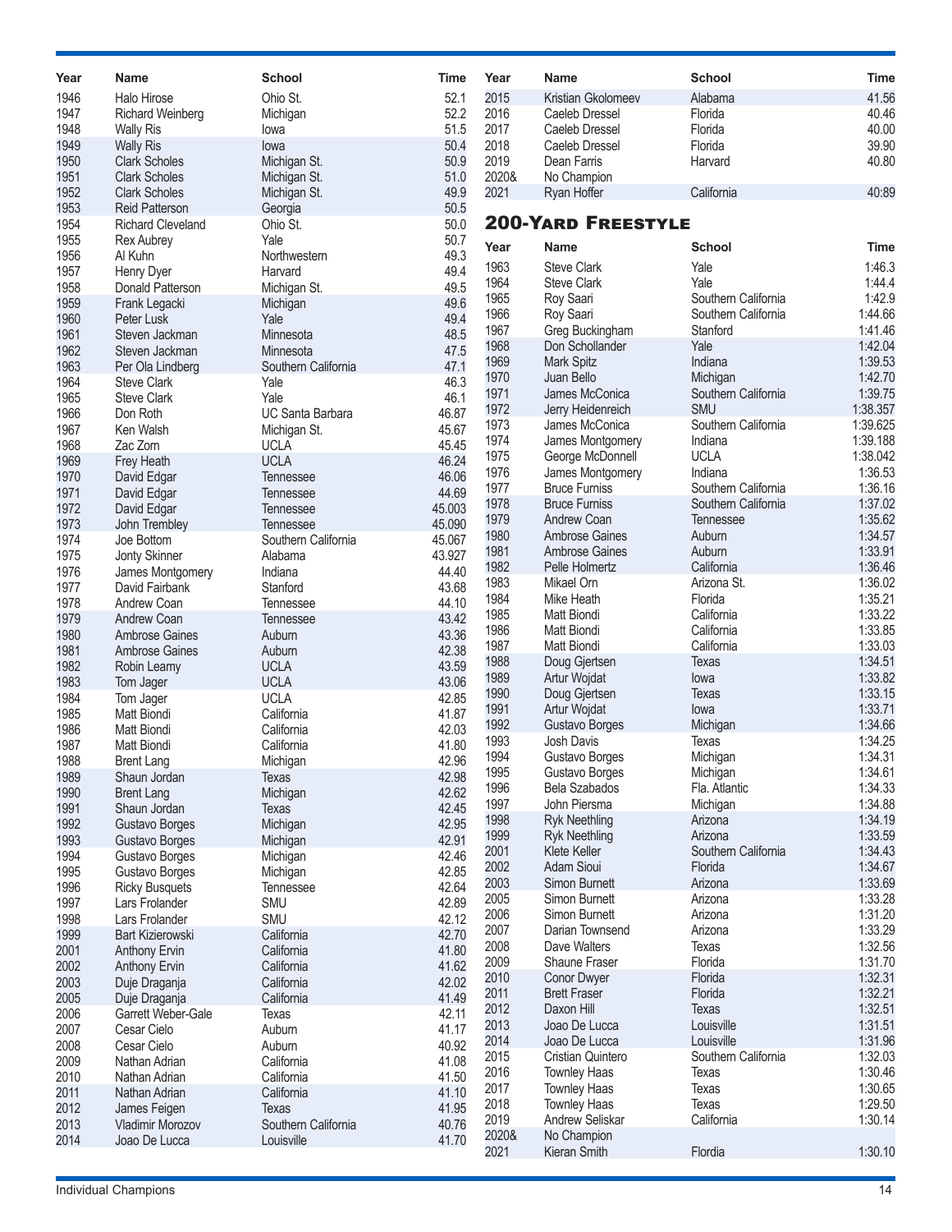| Year | Name | School | Time |
|---|---|---|---|
| 1946 | Halo Hirose | Ohio St. | 52.1 |
| 1947 | Richard Weinberg | Michigan | 52.2 |
| 1948 | Wally Ris | Iowa | 51.5 |
| 1949 | Wally Ris | Iowa | 50.4 |
| 1950 | Clark Scholes | Michigan St. | 50.9 |
| 1951 | Clark Scholes | Michigan St. | 51.0 |
| 1952 | Clark Scholes | Michigan St. | 49.9 |
| 1953 | Reid Patterson | Georgia | 50.5 |
| 1954 | Richard Cleveland | Ohio St. | 50.0 |
| 1955 | Rex Aubrey | Yale | 50.7 |
| 1956 | Al Kuhn | Northwestern | 49.3 |
| 1957 | Henry Dyer | Harvard | 49.4 |
| 1958 | Donald Patterson | Michigan St. | 49.5 |
| 1959 | Frank Legacki | Michigan | 49.6 |
| 1960 | Peter Lusk | Yale | 49.4 |
| 1961 | Steven Jackman | Minnesota | 48.5 |
| 1962 | Steven Jackman | Minnesota | 47.5 |
| 1963 | Per Ola Lindberg | Southern California | 47.1 |
| 1964 | Steve Clark | Yale | 46.3 |
| 1965 | Steve Clark | Yale | 46.1 |
| 1966 | Don Roth | UC Santa Barbara | 46.87 |
| 1967 | Ken Walsh | Michigan St. | 45.67 |
| 1968 | Zac Zorn | UCLA | 45.45 |
| 1969 | Frey Heath | UCLA | 46.24 |
| 1970 | David Edgar | Tennessee | 46.06 |
| 1971 | David Edgar | Tennessee | 44.69 |
| 1972 | David Edgar | Tennessee | 45.003 |
| 1973 | John Trembley | Tennessee | 45.090 |
| 1974 | Joe Bottom | Southern California | 45.067 |
| 1975 | Jonty Skinner | Alabama | 43.927 |
| 1976 | James Montgomery | Indiana | 44.40 |
| 1977 | David Fairbank | Stanford | 43.68 |
| 1978 | Andrew Coan | Tennessee | 44.10 |
| 1979 | Andrew Coan | Tennessee | 43.42 |
| 1980 | Ambrose Gaines | Auburn | 43.36 |
| 1981 | Ambrose Gaines | Auburn | 42.38 |
| 1982 | Robin Leamy | UCLA | 43.59 |
| 1983 | Tom Jager | UCLA | 43.06 |
| 1984 | Tom Jager | UCLA | 42.85 |
| 1985 | Matt Biondi | California | 41.87 |
| 1986 | Matt Biondi | California | 42.03 |
| 1987 | Matt Biondi | California | 41.80 |
| 1988 | Brent Lang | Michigan | 42.96 |
| 1989 | Shaun Jordan | Texas | 42.98 |
| 1990 | Brent Lang | Michigan | 42.62 |
| 1991 | Shaun Jordan | Texas | 42.45 |
| 1992 | Gustavo Borges | Michigan | 42.95 |
| 1993 | Gustavo Borges | Michigan | 42.91 |
| 1994 | Gustavo Borges | Michigan | 42.46 |
| 1995 | Gustavo Borges | Michigan | 42.85 |
| 1996 | Ricky Busquets | Tennessee | 42.64 |
| 1997 | Lars Frolander | SMU | 42.89 |
| 1998 | Lars Frolander | SMU | 42.12 |
| 1999 | Bart Kizierowski | California | 42.70 |
| 2001 | Anthony Ervin | California | 41.80 |
| 2002 | Anthony Ervin | California | 41.62 |
| 2003 | Duje Draganja | California | 42.02 |
| 2005 | Duje Draganja | California | 41.49 |
| 2006 | Garrett Weber-Gale | Texas | 42.11 |
| 2007 | Cesar Cielo | Auburn | 41.17 |
| 2008 | Cesar Cielo | Auburn | 40.92 |
| 2009 | Nathan Adrian | California | 41.08 |
| 2010 | Nathan Adrian | California | 41.50 |
| 2011 | Nathan Adrian | California | 41.10 |
| 2012 | James Feigen | Texas | 41.95 |
| 2013 | Vladimir Morozov | Southern California | 40.76 |
| 2014 | Joao De Lucca | Louisville | 41.70 |
| 2015 | Kristian Gkolomeev | Alabama | 41.56 |
| 2016 | Caeleb Dressel | Florida | 40.46 |
| 2017 | Caeleb Dressel | Florida | 40.00 |
| 2018 | Caeleb Dressel | Florida | 39.90 |
| 2019 | Dean Farris | Harvard | 40.80 |
| 2020& | No Champion | | |
| 2021 | Ryan Hoffer | California | 40:89 |

## 200-Yard Freestyle

| Year | Name | School | Time |
|---|---|---|---|
| 1963 | Steve Clark | Yale | 1:46.3 |
| 1964 | Steve Clark | Yale | 1:44.4 |
| 1965 | Roy Saari | Southern California | 1:42.9 |
| 1966 | Roy Saari | Southern California | 1:44.66 |
| 1967 | Greg Buckingham | Stanford | 1:41.46 |
| 1968 | Don Schollander | Yale | 1:42.04 |
| 1969 | Mark Spitz | Indiana | 1:39.53 |
| 1970 | Juan Bello | Michigan | 1:42.70 |
| 1971 | James McConica | Southern California | 1:39.75 |
| 1972 | Jerry Heidenreich | SMU | 1:38.357 |
| 1973 | James McConica | Southern California | 1:39.625 |
| 1974 | James Montgomery | Indiana | 1:39.188 |
| 1975 | George McDonnell | UCLA | 1:38.042 |
| 1976 | James Montgomery | Indiana | 1:36.53 |
| 1977 | Bruce Furniss | Southern California | 1:36.16 |
| 1978 | Bruce Furniss | Southern California | 1:37.02 |
| 1979 | Andrew Coan | Tennessee | 1:35.62 |
| 1980 | Ambrose Gaines | Auburn | 1:34.57 |
| 1981 | Ambrose Gaines | Auburn | 1:33.91 |
| 1982 | Pelle Holmertz | California | 1:36.46 |
| 1983 | Mikael Orn | Arizona St. | 1:36.02 |
| 1984 | Mike Heath | Florida | 1:35.21 |
| 1985 | Matt Biondi | California | 1:33.22 |
| 1986 | Matt Biondi | California | 1:33.85 |
| 1987 | Matt Biondi | California | 1:33.03 |
| 1988 | Doug Gjertsen | Texas | 1:34.51 |
| 1989 | Artur Wojdat | Iowa | 1:33.82 |
| 1990 | Doug Gjertsen | Texas | 1:33.15 |
| 1991 | Artur Wojdat | Iowa | 1:33.71 |
| 1992 | Gustavo Borges | Michigan | 1:34.66 |
| 1993 | Josh Davis | Texas | 1:34.25 |
| 1994 | Gustavo Borges | Michigan | 1:34.31 |
| 1995 | Gustavo Borges | Michigan | 1:34.61 |
| 1996 | Bela Szabados | Fla. Atlantic | 1:34.33 |
| 1997 | John Piersma | Michigan | 1:34.88 |
| 1998 | Ryk Neethling | Arizona | 1:34.19 |
| 1999 | Ryk Neethling | Arizona | 1:33.59 |
| 2001 | Klete Keller | Southern California | 1:34.43 |
| 2002 | Adam Sioui | Florida | 1:34.67 |
| 2003 | Simon Burnett | Arizona | 1:33.69 |
| 2005 | Simon Burnett | Arizona | 1:33.28 |
| 2006 | Simon Burnett | Arizona | 1:31.20 |
| 2007 | Darian Townsend | Arizona | 1:33.29 |
| 2008 | Dave Walters | Texas | 1:32.56 |
| 2009 | Shaune Fraser | Florida | 1:31.70 |
| 2010 | Conor Dwyer | Florida | 1:32.31 |
| 2011 | Brett Fraser | Florida | 1:32.21 |
| 2012 | Daxon Hill | Texas | 1:32.51 |
| 2013 | Joao De Lucca | Louisville | 1:31.51 |
| 2014 | Joao De Lucca | Louisville | 1:31.96 |
| 2015 | Cristian Quintero | Southern California | 1:32.03 |
| 2016 | Townley Haas | Texas | 1:30.46 |
| 2017 | Townley Haas | Texas | 1:30.65 |
| 2018 | Townley Haas | Texas | 1:29.50 |
| 2019 | Andrew Seliskar | California | 1:30.14 |
| 2020& | No Champion | | |
| 2021 | Kieran Smith | Flordia | 1:30.10 |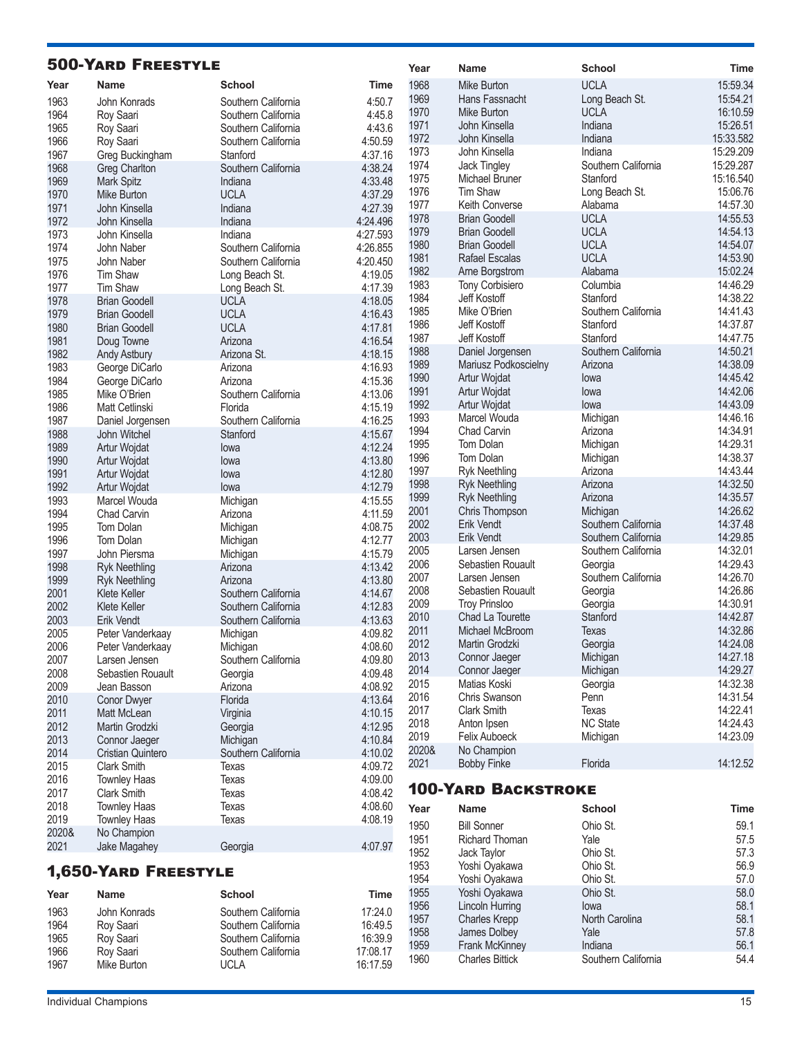## 500-Yard Freestyle

| Year | Name | School | Time |
|---|---|---|---|
| 1963 | John Konrads | Southern California | 4:50.7 |
| 1964 | Roy Saari | Southern California | 4:45.8 |
| 1965 | Roy Saari | Southern California | 4:43.6 |
| 1966 | Roy Saari | Southern California | 4:50.59 |
| 1967 | Greg Buckingham | Stanford | 4:37.16 |
| 1968 | Greg Charlton | Southern California | 4:38.24 |
| 1969 | Mark Spitz | Indiana | 4:33.48 |
| 1970 | Mike Burton | UCLA | 4:37.29 |
| 1971 | John Kinsella | Indiana | 4:27.39 |
| 1972 | John Kinsella | Indiana | 4:24.496 |
| 1973 | John Kinsella | Indiana | 4:27.593 |
| 1974 | John Naber | Southern California | 4:26.855 |
| 1975 | John Naber | Southern California | 4:20.450 |
| 1976 | Tim Shaw | Long Beach St. | 4:19.05 |
| 1977 | Tim Shaw | Long Beach St. | 4:17.39 |
| 1978 | Brian Goodell | UCLA | 4:18.05 |
| 1979 | Brian Goodell | UCLA | 4:16.43 |
| 1980 | Brian Goodell | UCLA | 4:17.81 |
| 1981 | Doug Towne | Arizona | 4:16.54 |
| 1982 | Andy Astbury | Arizona St. | 4:18.15 |
| 1983 | George DiCarlo | Arizona | 4:16.93 |
| 1984 | George DiCarlo | Arizona | 4:15.36 |
| 1985 | Mike O'Brien | Southern California | 4:13.06 |
| 1986 | Matt Cetlinski | Florida | 4:15.19 |
| 1987 | Daniel Jorgensen | Southern California | 4:16.25 |
| 1988 | John Witchel | Stanford | 4:15.67 |
| 1989 | Artur Wojdat | Iowa | 4:12.24 |
| 1990 | Artur Wojdat | Iowa | 4:13.80 |
| 1991 | Artur Wojdat | Iowa | 4:12.80 |
| 1992 | Artur Wojdat | Iowa | 4:12.79 |
| 1993 | Marcel Wouda | Michigan | 4:15.55 |
| 1994 | Chad Carvin | Arizona | 4:11.59 |
| 1995 | Tom Dolan | Michigan | 4:08.75 |
| 1996 | Tom Dolan | Michigan | 4:12.77 |
| 1997 | John Piersma | Michigan | 4:15.79 |
| 1998 | Ryk Neethling | Arizona | 4:13.42 |
| 1999 | Ryk Neethling | Arizona | 4:13.80 |
| 2001 | Klete Keller | Southern California | 4:14.67 |
| 2002 | Klete Keller | Southern California | 4:12.83 |
| 2003 | Erik Vendt | Southern California | 4:13.63 |
| 2005 | Peter Vanderkaay | Michigan | 4:09.82 |
| 2006 | Peter Vanderkaay | Michigan | 4:08.60 |
| 2007 | Larsen Jensen | Southern California | 4:09.80 |
| 2008 | Sebastien Rouault | Georgia | 4:09.48 |
| 2009 | Jean Basson | Arizona | 4:08.92 |
| 2010 | Conor Dwyer | Florida | 4:13.64 |
| 2011 | Matt McLean | Virginia | 4:10.15 |
| 2012 | Martin Grodzki | Georgia | 4:12.95 |
| 2013 | Connor Jaeger | Michigan | 4:10.84 |
| 2014 | Cristian Quintero | Southern California | 4:10.02 |
| 2015 | Clark Smith | Texas | 4:09.72 |
| 2016 | Townley Haas | Texas | 4:09.00 |
| 2017 | Clark Smith | Texas | 4:08.42 |
| 2018 | Townley Haas | Texas | 4:08.60 |
| 2019 | Townley Haas | Texas | 4:08.19 |
| 2020& | No Champion | | |
| 2021 | Jake Magahey | Georgia | 4:07.97 |

## 1,650-Yard Freestyle

| Year | Name | School | Time |
|---|---|---|---|
| 1963 | John Konrads | Southern California | 17:24.0 |
| 1964 | Roy Saari | Southern California | 16:49.5 |
| 1965 | Roy Saari | Southern California | 16:39.9 |
| 1966 | Roy Saari | Southern California | 17:08.17 |
| 1967 | Mike Burton | UCLA | 16:17.59 |
| 1968 | Mike Burton | UCLA | 15:59.34 |
| 1969 | Hans Fassnacht | Long Beach St. | 15:54.21 |
| 1970 | Mike Burton | UCLA | 16:10.59 |
| 1971 | John Kinsella | Indiana | 15:26.51 |
| 1972 | John Kinsella | Indiana | 15:33.582 |
| 1973 | John Kinsella | Indiana | 15:29.209 |
| 1974 | Jack Tingley | Southern California | 15:29.287 |
| 1975 | Michael Bruner | Stanford | 15:16.540 |
| 1976 | Tim Shaw | Long Beach St. | 15:06.76 |
| 1977 | Keith Converse | Alabama | 14:57.30 |
| 1978 | Brian Goodell | UCLA | 14:55.53 |
| 1979 | Brian Goodell | UCLA | 14:54.13 |
| 1980 | Brian Goodell | UCLA | 14:54.07 |
| 1981 | Rafael Escalas | UCLA | 14:53.90 |
| 1982 | Arne Borgstrom | Alabama | 15:02.24 |
| 1983 | Tony Corbisiero | Columbia | 14:46.29 |
| 1984 | Jeff Kostoff | Stanford | 14:38.22 |
| 1985 | Mike O'Brien | Southern California | 14:41.43 |
| 1986 | Jeff Kostoff | Stanford | 14:37.87 |
| 1987 | Jeff Kostoff | Stanford | 14:47.75 |
| 1988 | Daniel Jorgensen | Southern California | 14:50.21 |
| 1989 | Mariusz Podkoscielny | Arizona | 14:38.09 |
| 1990 | Artur Wojdat | Iowa | 14:45.42 |
| 1991 | Artur Wojdat | Iowa | 14:42.06 |
| 1992 | Artur Wojdat | Iowa | 14:43.09 |
| 1993 | Marcel Wouda | Michigan | 14:46.16 |
| 1994 | Chad Carvin | Arizona | 14:34.91 |
| 1995 | Tom Dolan | Michigan | 14:29.31 |
| 1996 | Tom Dolan | Michigan | 14:38.37 |
| 1997 | Ryk Neethling | Arizona | 14:43.44 |
| 1998 | Ryk Neethling | Arizona | 14:32.50 |
| 1999 | Ryk Neethling | Arizona | 14:35.57 |
| 2001 | Chris Thompson | Michigan | 14:26.62 |
| 2002 | Erik Vendt | Southern California | 14:37.48 |
| 2003 | Erik Vendt | Southern California | 14:29.85 |
| 2005 | Larsen Jensen | Southern California | 14:32.01 |
| 2006 | Sebastien Rouault | Georgia | 14:29.43 |
| 2007 | Larsen Jensen | Southern California | 14:26.70 |
| 2008 | Sebastien Rouault | Georgia | 14:26.86 |
| 2009 | Troy Prinsloo | Georgia | 14:30.91 |
| 2010 | Chad La Tourette | Stanford | 14:42.87 |
| 2011 | Michael McBroom | Texas | 14:32.86 |
| 2012 | Martin Grodzki | Georgia | 14:24.08 |
| 2013 | Connor Jaeger | Michigan | 14:27.18 |
| 2014 | Connor Jaeger | Michigan | 14:29.27 |
| 2015 | Matias Koski | Georgia | 14:32.38 |
| 2016 | Chris Swanson | Penn | 14:31.54 |
| 2017 | Clark Smith | Texas | 14:22.41 |
| 2018 | Anton Ipsen | NC State | 14:24.43 |
| 2019 | Felix Auboeck | Michigan | 14:23.09 |
| 2020& | No Champion | | |
| 2021 | Bobby Finke | Florida | 14:12.52 |

## 100-Yard Backstroke

| Year | Name | School | Time |
|---|---|---|---|
| 1950 | Bill Sonner | Ohio St. | 59.1 |
| 1951 | Richard Thoman | Yale | 57.5 |
| 1952 | Jack Taylor | Ohio St. | 57.3 |
| 1953 | Yoshi Oyakawa | Ohio St. | 56.9 |
| 1954 | Yoshi Oyakawa | Ohio St. | 57.0 |
| 1955 | Yoshi Oyakawa | Ohio St. | 58.0 |
| 1956 | Lincoln Hurring | Iowa | 58.1 |
| 1957 | Charles Krepp | North Carolina | 58.1 |
| 1958 | James Dolbey | Yale | 57.8 |
| 1959 | Frank McKinney | Indiana | 56.1 |
| 1960 | Charles Bittick | Southern California | 54.4 |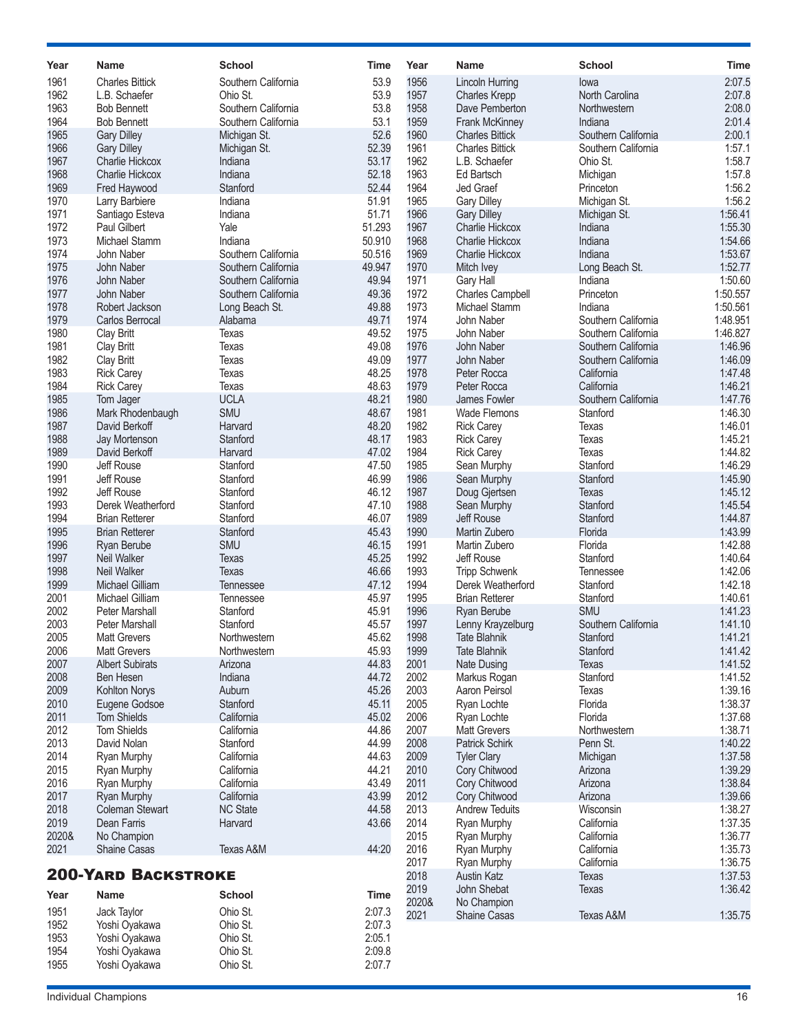| Year | Name | School | Time |
|---|---|---|---|
| 1961 | Charles Bittick | Southern California | 53.9 |
| 1962 | L.B. Schaefer | Ohio St. | 53.9 |
| 1963 | Bob Bennett | Southern California | 53.8 |
| 1964 | Bob Bennett | Southern California | 53.1 |
| 1965 | Gary Dilley | Michigan St. | 52.6 |
| 1966 | Gary Dilley | Michigan St. | 52.39 |
| 1967 | Charlie Hickcox | Indiana | 53.17 |
| 1968 | Charlie Hickcox | Indiana | 52.18 |
| 1969 | Fred Haywood | Stanford | 52.44 |
| 1970 | Larry Barbiere | Indiana | 51.91 |
| 1971 | Santiago Esteva | Indiana | 51.71 |
| 1972 | Paul Gilbert | Yale | 51.293 |
| 1973 | Michael Stamm | Indiana | 50.910 |
| 1974 | John Naber | Southern California | 50.516 |
| 1975 | John Naber | Southern California | 49.947 |
| 1976 | John Naber | Southern California | 49.94 |
| 1977 | John Naber | Southern California | 49.36 |
| 1978 | Robert Jackson | Long Beach St. | 49.88 |
| 1979 | Carlos Berrocal | Alabama | 49.71 |
| 1980 | Clay Britt | Texas | 49.52 |
| 1981 | Clay Britt | Texas | 49.08 |
| 1982 | Clay Britt | Texas | 49.09 |
| 1983 | Rick Carey | Texas | 48.25 |
| 1984 | Rick Carey | Texas | 48.63 |
| 1985 | Tom Jager | UCLA | 48.21 |
| 1986 | Mark Rhodenbaugh | SMU | 48.67 |
| 1987 | David Berkoff | Harvard | 48.20 |
| 1988 | Jay Mortenson | Stanford | 48.17 |
| 1989 | David Berkoff | Harvard | 47.02 |
| 1990 | Jeff Rouse | Stanford | 47.50 |
| 1991 | Jeff Rouse | Stanford | 46.99 |
| 1992 | Jeff Rouse | Stanford | 46.12 |
| 1993 | Derek Weatherford | Stanford | 47.10 |
| 1994 | Brian Retterer | Stanford | 46.07 |
| 1995 | Brian Retterer | Stanford | 45.43 |
| 1996 | Ryan Berube | SMU | 46.15 |
| 1997 | Neil Walker | Texas | 45.25 |
| 1998 | Neil Walker | Texas | 46.66 |
| 1999 | Michael Gilliam | Tennessee | 47.12 |
| 2001 | Michael Gilliam | Tennessee | 45.97 |
| 2002 | Peter Marshall | Stanford | 45.91 |
| 2003 | Peter Marshall | Stanford | 45.57 |
| 2005 | Matt Grevers | Northwestern | 45.62 |
| 2006 | Matt Grevers | Northwestern | 45.93 |
| 2007 | Albert Subirats | Arizona | 44.83 |
| 2008 | Ben Hesen | Indiana | 44.72 |
| 2009 | Kohlton Norys | Auburn | 45.26 |
| 2010 | Eugene Godsoe | Stanford | 45.11 |
| 2011 | Tom Shields | California | 45.02 |
| 2012 | Tom Shields | California | 44.86 |
| 2013 | David Nolan | Stanford | 44.99 |
| 2014 | Ryan Murphy | California | 44.63 |
| 2015 | Ryan Murphy | California | 44.21 |
| 2016 | Ryan Murphy | California | 43.49 |
| 2017 | Ryan Murphy | California | 43.99 |
| 2018 | Coleman Stewart | NC State | 44.58 |
| 2019 | Dean Farris | Harvard | 43.66 |
| 2020& | No Champion | | |
| 2021 | Shaine Casas | Texas A&M | 44:20 |

## 200-Yard Backstroke

| Year | Name | School | Time |
|---|---|---|---|
| 1951 | Jack Taylor | Ohio St. | 2:07.3 |
| 1952 | Yoshi Oyakawa | Ohio St. | 2:07.3 |
| 1953 | Yoshi Oyakawa | Ohio St. | 2:05.1 |
| 1954 | Yoshi Oyakawa | Ohio St. | 2:09.8 |
| 1955 | Yoshi Oyakawa | Ohio St. | 2:07.7 |
| 1956 | Lincoln Hurring | Iowa | 2:07.5 |
| 1957 | Charles Krepp | North Carolina | 2:07.8 |
| 1958 | Dave Pemberton | Northwestern | 2:08.0 |
| 1959 | Frank McKinney | Indiana | 2:01.4 |
| 1960 | Charles Bittick | Southern California | 2:00.1 |
| 1961 | Charles Bittick | Southern California | 1:57.1 |
| 1962 | L.B. Schaefer | Ohio St. | 1:58.7 |
| 1963 | Ed Bartsch | Michigan | 1:57.8 |
| 1964 | Jed Graef | Princeton | 1:56.2 |
| 1965 | Gary Dilley | Michigan St. | 1:56.2 |
| 1966 | Gary Dilley | Michigan St. | 1:56.41 |
| 1967 | Charlie Hickcox | Indiana | 1:55.30 |
| 1968 | Charlie Hickcox | Indiana | 1:54.66 |
| 1969 | Charlie Hickcox | Indiana | 1:53.67 |
| 1970 | Mitch Ivey | Long Beach St. | 1:52.77 |
| 1971 | Gary Hall | Indiana | 1:50.60 |
| 1972 | Charles Campbell | Princeton | 1:50.557 |
| 1973 | Michael Stamm | Indiana | 1:50.561 |
| 1974 | John Naber | Southern California | 1:48.951 |
| 1975 | John Naber | Southern California | 1:46.827 |
| 1976 | John Naber | Southern California | 1:46.96 |
| 1977 | John Naber | Southern California | 1:46.09 |
| 1978 | Peter Rocca | California | 1:47.48 |
| 1979 | Peter Rocca | California | 1:46.21 |
| 1980 | James Fowler | Southern California | 1:47.76 |
| 1981 | Wade Flemons | Stanford | 1:46.30 |
| 1982 | Rick Carey | Texas | 1:46.01 |
| 1983 | Rick Carey | Texas | 1:45.21 |
| 1984 | Rick Carey | Texas | 1:44.82 |
| 1985 | Sean Murphy | Stanford | 1:46.29 |
| 1986 | Sean Murphy | Stanford | 1:45.90 |
| 1987 | Doug Gjertsen | Texas | 1:45.12 |
| 1988 | Sean Murphy | Stanford | 1:45.54 |
| 1989 | Jeff Rouse | Stanford | 1:44.87 |
| 1990 | Martin Zubero | Florida | 1:43.99 |
| 1991 | Martin Zubero | Florida | 1:42.88 |
| 1992 | Jeff Rouse | Stanford | 1:40.64 |
| 1993 | Tripp Schwenk | Tennessee | 1:42.06 |
| 1994 | Derek Weatherford | Stanford | 1:42.18 |
| 1995 | Brian Retterer | Stanford | 1:40.61 |
| 1996 | Ryan Berube | SMU | 1:41.23 |
| 1997 | Lenny Krayzelburg | Southern California | 1:41.10 |
| 1998 | Tate Blahnik | Stanford | 1:41.21 |
| 1999 | Tate Blahnik | Stanford | 1:41.42 |
| 2001 | Nate Dusing | Texas | 1:41.52 |
| 2002 | Markus Rogan | Stanford | 1:41.52 |
| 2003 | Aaron Peirsol | Texas | 1:39.16 |
| 2005 | Ryan Lochte | Florida | 1:38.37 |
| 2006 | Ryan Lochte | Florida | 1:37.68 |
| 2007 | Matt Grevers | Northwestern | 1:38.71 |
| 2008 | Patrick Schirk | Penn St. | 1:40.22 |
| 2009 | Tyler Clary | Michigan | 1:37.58 |
| 2010 | Cory Chitwood | Arizona | 1:39.29 |
| 2011 | Cory Chitwood | Arizona | 1:38.84 |
| 2012 | Cory Chitwood | Arizona | 1:39.66 |
| 2013 | Andrew Teduits | Wisconsin | 1:38.27 |
| 2014 | Ryan Murphy | California | 1:37.35 |
| 2015 | Ryan Murphy | California | 1:36.77 |
| 2016 | Ryan Murphy | California | 1:35.73 |
| 2017 | Ryan Murphy | California | 1:36.75 |
| 2018 | Austin Katz | Texas | 1:37.53 |
| 2019 | John Shebat | Texas | 1:36.42 |
| 2020& | No Champion | | |
| 2021 | Shaine Casas | Texas A&M | 1:35.75 |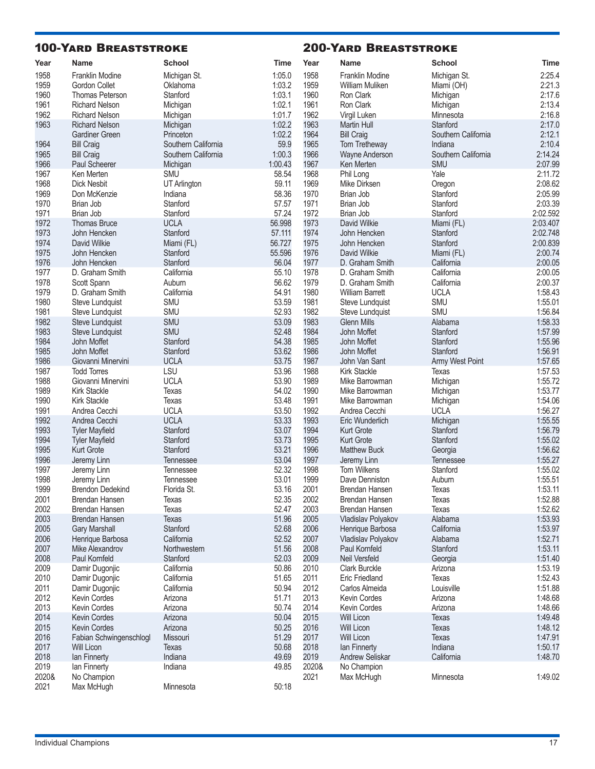## 100-Yard Breaststroke

| Year | Name | School | Time |
|---|---|---|---|
| 1958 | Franklin Modine | Michigan St. | 1:05.0 |
| 1959 | Gordon Collet | Oklahoma | 1:03.2 |
| 1960 | Thomas Peterson | Stanford | 1:03.1 |
| 1961 | Richard Nelson | Michigan | 1:02.1 |
| 1962 | Richard Nelson | Michigan | 1:01.7 |
| 1963 | Richard Nelson | Michigan | 1:02.2 |
| | Gardiner Green | Princeton | 1:02.2 |
| 1964 | Bill Craig | Southern California | 59.9 |
| 1965 | Bill Craig | Southern California | 1:00.3 |
| 1966 | Paul Scheerer | Michigan | 1:00.43 |
| 1967 | Ken Merten | SMU | 58.54 |
| 1968 | Dick Nesbit | UT Arlington | 59.11 |
| 1969 | Don McKenzie | Indiana | 58.36 |
| 1970 | Brian Job | Stanford | 57.57 |
| 1971 | Brian Job | Stanford | 57.24 |
| 1972 | Thomas Bruce | UCLA | 56.998 |
| 1973 | John Hencken | Stanford | 57.111 |
| 1974 | David Wilkie | Miami (FL) | 56.727 |
| 1975 | John Hencken | Stanford | 55.596 |
| 1976 | John Hencken | Stanford | 56.04 |
| 1977 | D. Graham Smith | California | 55.10 |
| 1978 | Scott Spann | Auburn | 56.62 |
| 1979 | D. Graham Smith | California | 54.91 |
| 1980 | Steve Lundquist | SMU | 53.59 |
| 1981 | Steve Lundquist | SMU | 52.93 |
| 1982 | Steve Lundquist | SMU | 53.09 |
| 1983 | Steve Lundquist | SMU | 52.48 |
| 1984 | John Moffet | Stanford | 54.38 |
| 1985 | John Moffet | Stanford | 53.62 |
| 1986 | Giovanni Minervini | UCLA | 53.75 |
| 1987 | Todd Torres | LSU | 53.96 |
| 1988 | Giovanni Minervini | UCLA | 53.90 |
| 1989 | Kirk Stackle | Texas | 54.02 |
| 1990 | Kirk Stackle | Texas | 53.48 |
| 1991 | Andrea Cecchi | UCLA | 53.50 |
| 1992 | Andrea Cecchi | UCLA | 53.33 |
| 1993 | Tyler Mayfield | Stanford | 53.07 |
| 1994 | Tyler Mayfield | Stanford | 53.73 |
| 1995 | Kurt Grote | Stanford | 53.21 |
| 1996 | Jeremy Linn | Tennessee | 53.04 |
| 1997 | Jeremy Linn | Tennessee | 52.32 |
| 1998 | Jeremy Linn | Tennessee | 53.01 |
| 1999 | Brendon Dedekind | Florida St. | 53.16 |
| 2001 | Brendan Hansen | Texas | 52.35 |
| 2002 | Brendan Hansen | Texas | 52.47 |
| 2003 | Brendan Hansen | Texas | 51.96 |
| 2005 | Gary Marshall | Stanford | 52.68 |
| 2006 | Henrique Barbosa | California | 52.52 |
| 2007 | Mike Alexandrov | Northwestern | 51.56 |
| 2008 | Paul Kornfeld | Stanford | 52.03 |
| 2009 | Damir Dugonjic | California | 50.86 |
| 2010 | Damir Dugonjic | California | 51.65 |
| 2011 | Damir Dugonjic | California | 50.94 |
| 2012 | Kevin Cordes | Arizona | 51.71 |
| 2013 | Kevin Cordes | Arizona | 50.74 |
| 2014 | Kevin Cordes | Arizona | 50.04 |
| 2015 | Kevin Cordes | Arizona | 50.25 |
| 2016 | Fabian Schwingenschlogl | Missouri | 51.29 |
| 2017 | Will Licon | Texas | 50.68 |
| 2018 | Ian Finnerty | Indiana | 49.69 |
| 2019 | Ian Finnerty | Indiana | 49.85 |
| 2020& | No Champion | | |
| 2021 | Max McHugh | Minnesota | 50:18 |

## 200-Yard Breaststroke

| Year | Name | School | Time |
|---|---|---|---|
| 1958 | Franklin Modine | Michigan St. | 2:25.4 |
| 1959 | William Muliken | Miami (OH) | 2:21.3 |
| 1960 | Ron Clark | Michigan | 2:17.6 |
| 1961 | Ron Clark | Michigan | 2:13.4 |
| 1962 | Virgil Luken | Minnesota | 2:16.8 |
| 1963 | Martin Hull | Stanford | 2:17.0 |
| 1964 | Bill Craig | Southern California | 2:12.1 |
| 1965 | Tom Tretheway | Indiana | 2:10.4 |
| 1966 | Wayne Anderson | Southern California | 2:14.24 |
| 1967 | Ken Merten | SMU | 2:07.99 |
| 1968 | Phil Long | Yale | 2:11.72 |
| 1969 | Mike Dirksen | Oregon | 2:08.62 |
| 1970 | Brian Job | Stanford | 2:05.99 |
| 1971 | Brian Job | Stanford | 2:03.39 |
| 1972 | Brian Job | Stanford | 2:02.592 |
| 1973 | David Wilkie | Miami (FL) | 2:03.407 |
| 1974 | John Hencken | Stanford | 2:02.748 |
| 1975 | John Hencken | Stanford | 2:00.839 |
| 1976 | David Wilkie | Miami (FL) | 2:00.74 |
| 1977 | D. Graham Smith | California | 2:00.05 |
| 1978 | D. Graham Smith | California | 2:00.05 |
| 1979 | D. Graham Smith | California | 2:00.37 |
| 1980 | William Barrett | UCLA | 1:58.43 |
| 1981 | Steve Lundquist | SMU | 1:55.01 |
| 1982 | Steve Lundquist | SMU | 1:56.84 |
| 1983 | Glenn Mills | Alabama | 1:58.33 |
| 1984 | John Moffet | Stanford | 1:57.99 |
| 1985 | John Moffet | Stanford | 1:55.96 |
| 1986 | John Moffet | Stanford | 1:56.91 |
| 1987 | John Van Sant | Army West Point | 1:57.65 |
| 1988 | Kirk Stackle | Texas | 1:57.53 |
| 1989 | Mike Barrowman | Michigan | 1:55.72 |
| 1990 | Mike Barrowman | Michigan | 1:53.77 |
| 1991 | Mike Barrowman | Michigan | 1:54.06 |
| 1992 | Andrea Cecchi | UCLA | 1:56.27 |
| 1993 | Eric Wunderlich | Michigan | 1:55.55 |
| 1994 | Kurt Grote | Stanford | 1:56.79 |
| 1995 | Kurt Grote | Stanford | 1:55.02 |
| 1996 | Matthew Buck | Georgia | 1:56.62 |
| 1997 | Jeremy Linn | Tennessee | 1:55.27 |
| 1998 | Tom Wilkens | Stanford | 1:55.02 |
| 1999 | Dave Denniston | Auburn | 1:55.51 |
| 2001 | Brendan Hansen | Texas | 1:53.11 |
| 2002 | Brendan Hansen | Texas | 1:52.88 |
| 2003 | Brendan Hansen | Texas | 1:52.62 |
| 2005 | Vladislav Polyakov | Alabama | 1:53.93 |
| 2006 | Henrique Barbosa | California | 1:53.97 |
| 2007 | Vladislav Polyakov | Alabama | 1:52.71 |
| 2008 | Paul Kornfeld | Stanford | 1:53.11 |
| 2009 | Neil Versfeld | Georgia | 1:51.40 |
| 2010 | Clark Burckle | Arizona | 1:53.19 |
| 2011 | Eric Friedland | Texas | 1:52.43 |
| 2012 | Carlos Almeida | Louisville | 1:51.88 |
| 2013 | Kevin Cordes | Arizona | 1:48.68 |
| 2014 | Kevin Cordes | Arizona | 1:48.66 |
| 2015 | Will Licon | Texas | 1:49.48 |
| 2016 | Will Licon | Texas | 1:48.12 |
| 2017 | Will Licon | Texas | 1:47.91 |
| 2018 | Ian Finnerty | Indiana | 1:50.17 |
| 2019 | Andrew Seliskar | California | 1:48.70 |
| 2020& | No Champion | | |
| 2021 | Max McHugh | Minnesota | 1:49.02 |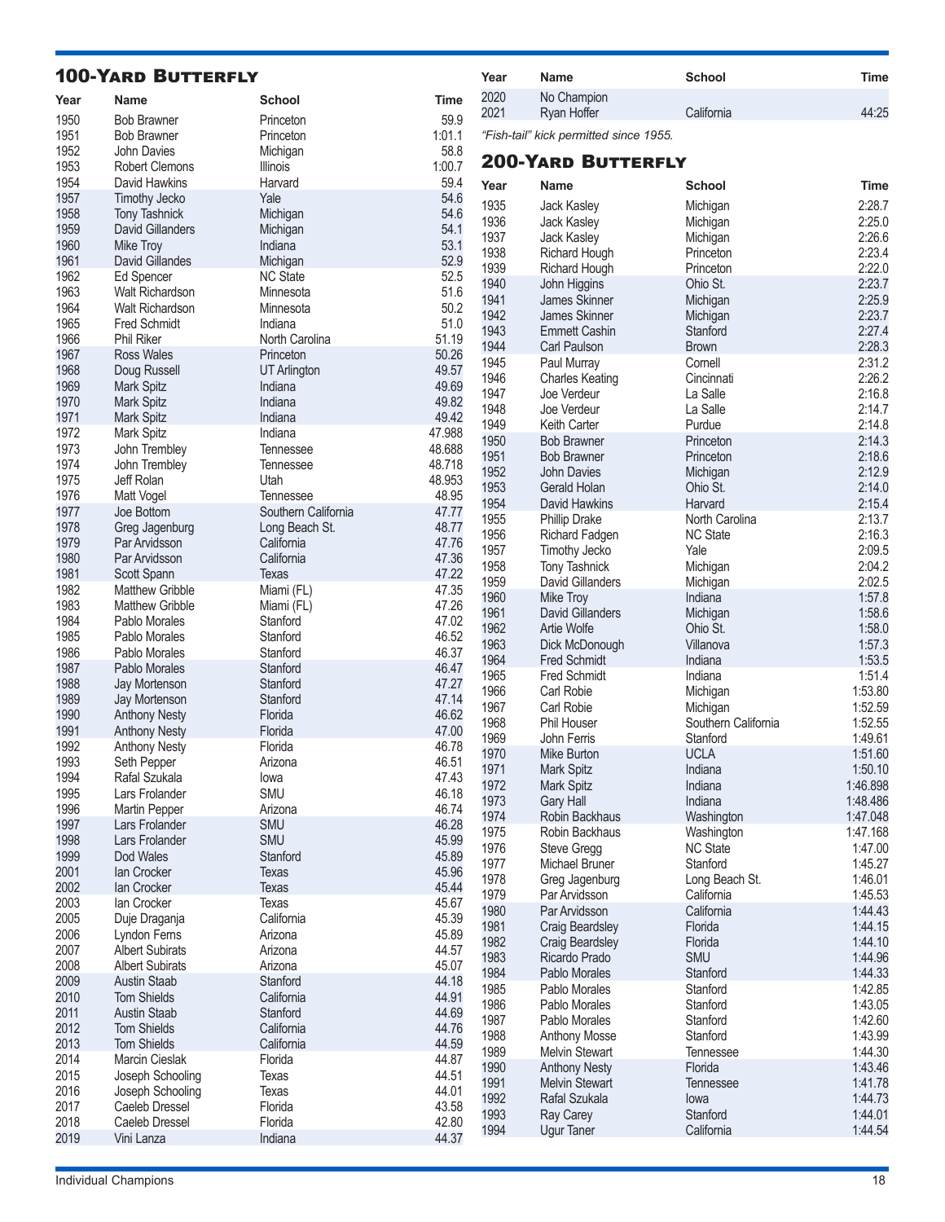## 100-Yard Butterfly

| Year | Name | School | Time |
|---|---|---|---|
| 1950 | Bob Brawner | Princeton | 59.9 |
| 1951 | Bob Brawner | Princeton | 1:01.1 |
| 1952 | John Davies | Michigan | 58.8 |
| 1953 | Robert Clemons | Illinois | 1:00.7 |
| 1954 | David Hawkins | Harvard | 59.4 |
| 1957 | Timothy Jecko | Yale | 54.6 |
| 1958 | Tony Tashnick | Michigan | 54.6 |
| 1959 | David Gillanders | Michigan | 54.1 |
| 1960 | Mike Troy | Indiana | 53.1 |
| 1961 | David Gillandes | Michigan | 52.9 |
| 1962 | Ed Spencer | NC State | 52.5 |
| 1963 | Walt Richardson | Minnesota | 51.6 |
| 1964 | Walt Richardson | Minnesota | 50.2 |
| 1965 | Fred Schmidt | Indiana | 51.0 |
| 1966 | Phil Riker | North Carolina | 51.19 |
| 1967 | Ross Wales | Princeton | 50.26 |
| 1968 | Doug Russell | UT Arlington | 49.57 |
| 1969 | Mark Spitz | Indiana | 49.69 |
| 1970 | Mark Spitz | Indiana | 49.82 |
| 1971 | Mark Spitz | Indiana | 49.42 |
| 1972 | Mark Spitz | Indiana | 47.988 |
| 1973 | John Trembley | Tennessee | 48.688 |
| 1974 | John Trembley | Tennessee | 48.718 |
| 1975 | Jeff Rolan | Utah | 48.953 |
| 1976 | Matt Vogel | Tennessee | 48.95 |
| 1977 | Joe Bottom | Southern California | 47.77 |
| 1978 | Greg Jagenburg | Long Beach St. | 48.77 |
| 1979 | Par Arvidsson | California | 47.76 |
| 1980 | Par Arvidsson | California | 47.36 |
| 1981 | Scott Spann | Texas | 47.22 |
| 1982 | Matthew Gribble | Miami (FL) | 47.35 |
| 1983 | Matthew Gribble | Miami (FL) | 47.26 |
| 1984 | Pablo Morales | Stanford | 47.02 |
| 1985 | Pablo Morales | Stanford | 46.52 |
| 1986 | Pablo Morales | Stanford | 46.37 |
| 1987 | Pablo Morales | Stanford | 46.47 |
| 1988 | Jay Mortenson | Stanford | 47.27 |
| 1989 | Jay Mortenson | Stanford | 47.14 |
| 1990 | Anthony Nesty | Florida | 46.62 |
| 1991 | Anthony Nesty | Florida | 47.00 |
| 1992 | Anthony Nesty | Florida | 46.78 |
| 1993 | Seth Pepper | Arizona | 46.51 |
| 1994 | Rafal Szukala | Iowa | 47.43 |
| 1995 | Lars Frolander | SMU | 46.18 |
| 1996 | Martin Pepper | Arizona | 46.74 |
| 1997 | Lars Frolander | SMU | 46.28 |
| 1998 | Lars Frolander | SMU | 45.99 |
| 1999 | Dod Wales | Stanford | 45.89 |
| 2001 | Ian Crocker | Texas | 45.96 |
| 2002 | Ian Crocker | Texas | 45.44 |
| 2003 | Ian Crocker | Texas | 45.67 |
| 2005 | Duje Draganja | California | 45.39 |
| 2006 | Lyndon Ferns | Arizona | 45.89 |
| 2007 | Albert Subirats | Arizona | 44.57 |
| 2008 | Albert Subirats | Arizona | 45.07 |
| 2009 | Austin Staab | Stanford | 44.18 |
| 2010 | Tom Shields | California | 44.91 |
| 2011 | Austin Staab | Stanford | 44.69 |
| 2012 | Tom Shields | California | 44.76 |
| 2013 | Tom Shields | California | 44.59 |
| 2014 | Marcin Cieslak | Florida | 44.87 |
| 2015 | Joseph Schooling | Texas | 44.51 |
| 2016 | Joseph Schooling | Texas | 44.01 |
| 2017 | Caeleb Dressel | Florida | 43.58 |
| 2018 | Caeleb Dressel | Florida | 42.80 |
| 2019 | Vini Lanza | Indiana | 44.37 |
| 2020 | No Champion | | |
| 2021 | Ryan Hoffer | California | 44:25 |

*"Fish-tail" kick permitted since 1955.*

## 200-Yard Butterfly

| Year | Name | School | Time |
|---|---|---|---|
| 1935 | Jack Kasley | Michigan | 2:28.7 |
| 1936 | Jack Kasley | Michigan | 2:25.0 |
| 1937 | Jack Kasley | Michigan | 2:26.6 |
| 1938 | Richard Hough | Princeton | 2:23.4 |
| 1939 | Richard Hough | Princeton | 2:22.0 |
| 1940 | John Higgins | Ohio St. | 2:23.7 |
| 1941 | James Skinner | Michigan | 2:25.9 |
| 1942 | James Skinner | Michigan | 2:23.7 |
| 1943 | Emmett Cashin | Stanford | 2:27.4 |
| 1944 | Carl Paulson | Brown | 2:28.3 |
| 1945 | Paul Murray | Cornell | 2:31.2 |
| 1946 | Charles Keating | Cincinnati | 2:26.2 |
| 1947 | Joe Verdeur | La Salle | 2:16.8 |
| 1948 | Joe Verdeur | La Salle | 2:14.7 |
| 1949 | Keith Carter | Purdue | 2:14.8 |
| 1950 | Bob Brawner | Princeton | 2:14.3 |
| 1951 | Bob Brawner | Princeton | 2:18.6 |
| 1952 | John Davies | Michigan | 2:12.9 |
| 1953 | Gerald Holan | Ohio St. | 2:14.0 |
| 1954 | David Hawkins | Harvard | 2:15.4 |
| 1955 | Phillip Drake | North Carolina | 2:13.7 |
| 1956 | Richard Fadgen | NC State | 2:16.3 |
| 1957 | Timothy Jecko | Yale | 2:09.5 |
| 1958 | Tony Tashnick | Michigan | 2:04.2 |
| 1959 | David Gillanders | Michigan | 2:02.5 |
| 1960 | Mike Troy | Indiana | 1:57.8 |
| 1961 | David Gillanders | Michigan | 1:58.6 |
| 1962 | Artie Wolfe | Ohio St. | 1:58.0 |
| 1963 | Dick McDonough | Villanova | 1:57.3 |
| 1964 | Fred Schmidt | Indiana | 1:53.5 |
| 1965 | Fred Schmidt | Indiana | 1:51.4 |
| 1966 | Carl Robie | Michigan | 1:53.80 |
| 1967 | Carl Robie | Michigan | 1:52.59 |
| 1968 | Phil Houser | Southern California | 1:52.55 |
| 1969 | John Ferris | Stanford | 1:49.61 |
| 1970 | Mike Burton | UCLA | 1:51.60 |
| 1971 | Mark Spitz | Indiana | 1:50.10 |
| 1972 | Mark Spitz | Indiana | 1:46.898 |
| 1973 | Gary Hall | Indiana | 1:48.486 |
| 1974 | Robin Backhaus | Washington | 1:47.048 |
| 1975 | Robin Backhaus | Washington | 1:47.168 |
| 1976 | Steve Gregg | NC State | 1:47.00 |
| 1977 | Michael Bruner | Stanford | 1:45.27 |
| 1978 | Greg Jagenburg | Long Beach St. | 1:46.01 |
| 1979 | Par Arvidsson | California | 1:45.53 |
| 1980 | Par Arvidsson | California | 1:44.43 |
| 1981 | Craig Beardsley | Florida | 1:44.15 |
| 1982 | Craig Beardsley | Florida | 1:44.10 |
| 1983 | Ricardo Prado | SMU | 1:44.96 |
| 1984 | Pablo Morales | Stanford | 1:44.33 |
| 1985 | Pablo Morales | Stanford | 1:42.85 |
| 1986 | Pablo Morales | Stanford | 1:43.05 |
| 1987 | Pablo Morales | Stanford | 1:42.60 |
| 1988 | Anthony Mosse | Stanford | 1:43.99 |
| 1989 | Melvin Stewart | Tennessee | 1:44.30 |
| 1990 | Anthony Nesty | Florida | 1:43.46 |
| 1991 | Melvin Stewart | Tennessee | 1:41.78 |
| 1992 | Rafal Szukala | Iowa | 1:44.73 |
| 1993 | Ray Carey | Stanford | 1:44.01 |
| 1994 | Ugur Taner | California | 1:44.54 |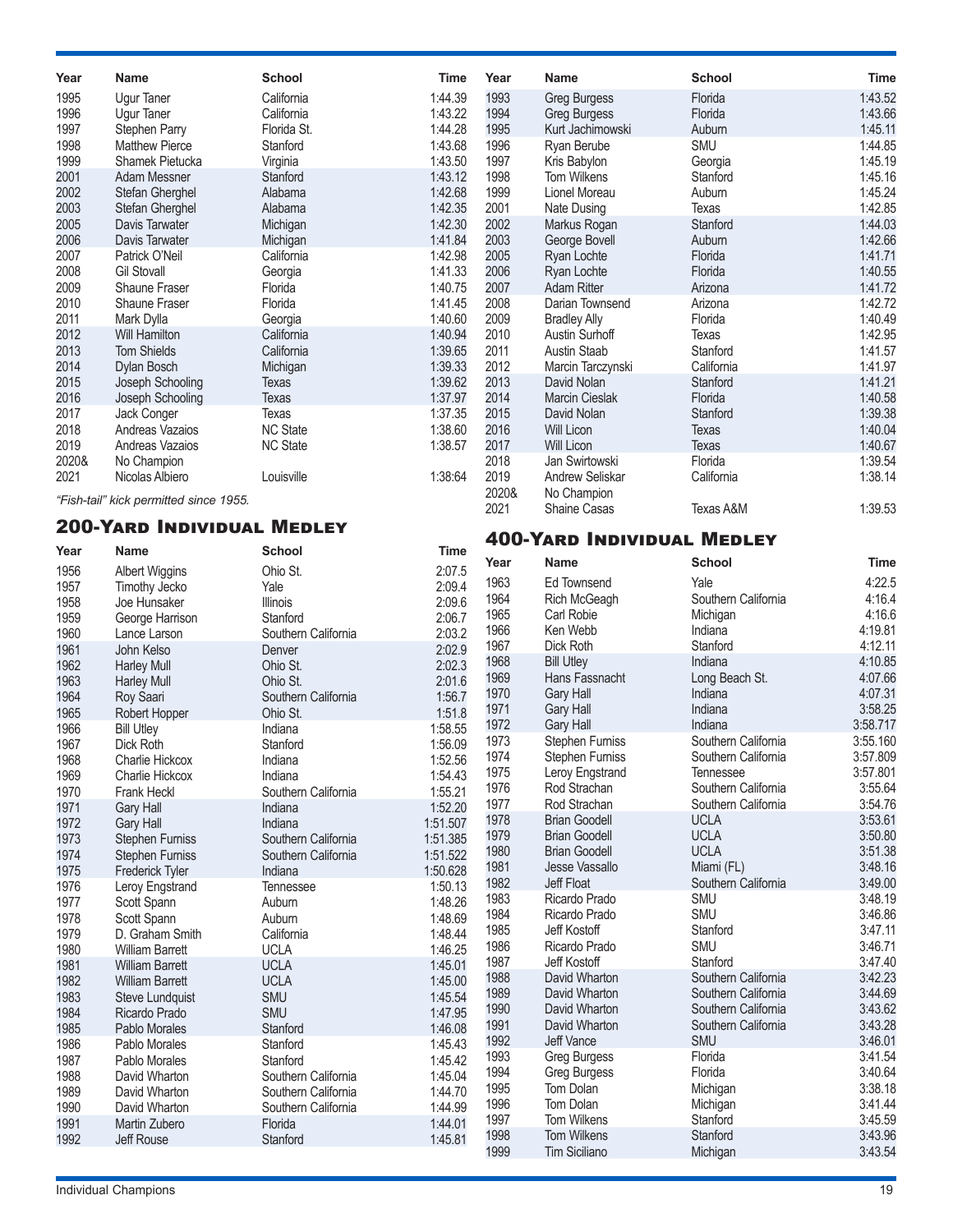| Year | Name | School | Time |
|---|---|---|---|
| 1995 | Ugur Taner | California | 1:44.39 |
| 1996 | Ugur Taner | California | 1:43.22 |
| 1997 | Stephen Parry | Florida St. | 1:44.28 |
| 1998 | Matthew Pierce | Stanford | 1:43.68 |
| 1999 | Shamek Pietucka | Virginia | 1:43.50 |
| 2001 | Adam Messner | Stanford | 1:43.12 |
| 2002 | Stefan Gherghel | Alabama | 1:42.68 |
| 2003 | Stefan Gherghel | Alabama | 1:42.35 |
| 2005 | Davis Tarwater | Michigan | 1:42.30 |
| 2006 | Davis Tarwater | Michigan | 1:41.84 |
| 2007 | Patrick O'Neil | California | 1:42.98 |
| 2008 | Gil Stovall | Georgia | 1:41.33 |
| 2009 | Shaune Fraser | Florida | 1:40.75 |
| 2010 | Shaune Fraser | Florida | 1:41.45 |
| 2011 | Mark Dylla | Georgia | 1:40.60 |
| 2012 | Will Hamilton | California | 1:40.94 |
| 2013 | Tom Shields | California | 1:39.65 |
| 2014 | Dylan Bosch | Michigan | 1:39.33 |
| 2015 | Joseph Schooling | Texas | 1:39.62 |
| 2016 | Joseph Schooling | Texas | 1:37.97 |
| 2017 | Jack Conger | Texas | 1:37.35 |
| 2018 | Andreas Vazaios | NC State | 1:38.60 |
| 2019 | Andreas Vazaios | NC State | 1:38.57 |
| 2020& | No Champion | | |
| 2021 | Nicolas Albiero | Louisville | 1:38:64 |

*"Fish-tail" kick permitted since 1955.*

## 200-Yard Individual Medley

| Year | Name | School | Time |
|---|---|---|---|
| 1956 | Albert Wiggins | Ohio St. | 2:07.5 |
| 1957 | Timothy Jecko | Yale | 2:09.4 |
| 1958 | Joe Hunsaker | Illinois | 2:09.6 |
| 1959 | George Harrison | Stanford | 2:06.7 |
| 1960 | Lance Larson | Southern California | 2:03.2 |
| 1961 | John Kelso | Denver | 2:02.9 |
| 1962 | Harley Mull | Ohio St. | 2:02.3 |
| 1963 | Harley Mull | Ohio St. | 2:01.6 |
| 1964 | Roy Saari | Southern California | 1:56.7 |
| 1965 | Robert Hopper | Ohio St. | 1:51.8 |
| 1966 | Bill Utley | Indiana | 1:58.55 |
| 1967 | Dick Roth | Stanford | 1:56.09 |
| 1968 | Charlie Hickcox | Indiana | 1:52.56 |
| 1969 | Charlie Hickcox | Indiana | 1:54.43 |
| 1970 | Frank Heckl | Southern California | 1:55.21 |
| 1971 | Gary Hall | Indiana | 1:52.20 |
| 1972 | Gary Hall | Indiana | 1:51.507 |
| 1973 | Stephen Furniss | Southern California | 1:51.385 |
| 1974 | Stephen Furniss | Southern California | 1:51.522 |
| 1975 | Frederick Tyler | Indiana | 1:50.628 |
| 1976 | Leroy Engstrand | Tennessee | 1:50.13 |
| 1977 | Scott Spann | Auburn | 1:48.26 |
| 1978 | Scott Spann | Auburn | 1:48.69 |
| 1979 | D. Graham Smith | California | 1:48.44 |
| 1980 | William Barrett | UCLA | 1:46.25 |
| 1981 | William Barrett | UCLA | 1:45.01 |
| 1982 | William Barrett | UCLA | 1:45.00 |
| 1983 | Steve Lundquist | SMU | 1:45.54 |
| 1984 | Ricardo Prado | SMU | 1:47.95 |
| 1985 | Pablo Morales | Stanford | 1:46.08 |
| 1986 | Pablo Morales | Stanford | 1:45.43 |
| 1987 | Pablo Morales | Stanford | 1:45.42 |
| 1988 | David Wharton | Southern California | 1:45.04 |
| 1989 | David Wharton | Southern California | 1:44.70 |
| 1990 | David Wharton | Southern California | 1:44.99 |
| 1991 | Martin Zubero | Florida | 1:44.01 |
| 1992 | Jeff Rouse | Stanford | 1:45.81 |
| 1993 | Greg Burgess | Florida | 1:43.52 |
| 1994 | Greg Burgess | Florida | 1:43.66 |
| 1995 | Kurt Jachimowski | Auburn | 1:45.11 |
| 1996 | Ryan Berube | SMU | 1:44.85 |
| 1997 | Kris Babylon | Georgia | 1:45.19 |
| 1998 | Tom Wilkens | Stanford | 1:45.16 |
| 1999 | Lionel Moreau | Auburn | 1:45.24 |
| 2001 | Nate Dusing | Texas | 1:42.85 |
| 2002 | Markus Rogan | Stanford | 1:44.03 |
| 2003 | George Bovell | Auburn | 1:42.66 |
| 2005 | Ryan Lochte | Florida | 1:41.71 |
| 2006 | Ryan Lochte | Florida | 1:40.55 |
| 2007 | Adam Ritter | Arizona | 1:41.72 |
| 2008 | Darian Townsend | Arizona | 1:42.72 |
| 2009 | Bradley Ally | Florida | 1:40.49 |
| 2010 | Austin Surhoff | Texas | 1:42.95 |
| 2011 | Austin Staab | Stanford | 1:41.57 |
| 2012 | Marcin Tarczynski | California | 1:41.97 |
| 2013 | David Nolan | Stanford | 1:41.21 |
| 2014 | Marcin Cieslak | Florida | 1:40.58 |
| 2015 | David Nolan | Stanford | 1:39.38 |
| 2016 | Will Licon | Texas | 1:40.04 |
| 2017 | Will Licon | Texas | 1:40.67 |
| 2018 | Jan Switowski | Florida | 1:39.54 |
| 2019 | Andrew Seliskar | California | 1:38.14 |
| 2020& | No Champion | | |
| 2021 | Shaine Casas | Texas A&M | 1:39.53 |

## 400-Yard Individual Medley

| Year | Name | School | Time |
|---|---|---|---|
| 1963 | Ed Townsend | Yale | 4:22.5 |
| 1964 | Rich McGeagh | Southern California | 4:16.4 |
| 1965 | Carl Robie | Michigan | 4:16.6 |
| 1966 | Ken Webb | Indiana | 4:19.81 |
| 1967 | Dick Roth | Stanford | 4:12.11 |
| 1968 | Bill Utley | Indiana | 4:10.85 |
| 1969 | Hans Fassnacht | Long Beach St. | 4:07.66 |
| 1970 | Gary Hall | Indiana | 4:07.31 |
| 1971 | Gary Hall | Indiana | 3:58.25 |
| 1972 | Gary Hall | Indiana | 3:58.717 |
| 1973 | Stephen Furniss | Southern California | 3:55.160 |
| 1974 | Stephen Furniss | Southern California | 3:57.809 |
| 1975 | Leroy Engstrand | Tennessee | 3:57.801 |
| 1976 | Rod Strachan | Southern California | 3:55.64 |
| 1977 | Rod Strachan | Southern California | 3:54.76 |
| 1978 | Brian Goodell | UCLA | 3:53.61 |
| 1979 | Brian Goodell | UCLA | 3:50.80 |
| 1980 | Brian Goodell | UCLA | 3:51.38 |
| 1981 | Jesse Vassallo | Miami (FL) | 3:48.16 |
| 1982 | Jeff Float | Southern California | 3:49.00 |
| 1983 | Ricardo Prado | SMU | 3:48.19 |
| 1984 | Ricardo Prado | SMU | 3:46.86 |
| 1985 | Jeff Kostoff | Stanford | 3:47.11 |
| 1986 | Ricardo Prado | SMU | 3:46.71 |
| 1987 | Jeff Kostoff | Stanford | 3:47.40 |
| 1988 | David Wharton | Southern California | 3:42.23 |
| 1989 | David Wharton | Southern California | 3:44.69 |
| 1990 | David Wharton | Southern California | 3:43.62 |
| 1991 | David Wharton | Southern California | 3:43.28 |
| 1992 | Jeff Vance | SMU | 3:46.01 |
| 1993 | Greg Burgess | Florida | 3:41.54 |
| 1994 | Greg Burgess | Florida | 3:40.64 |
| 1995 | Tom Dolan | Michigan | 3:38.18 |
| 1996 | Tom Dolan | Michigan | 3:41.44 |
| 1997 | Tom Wilkens | Stanford | 3:45.59 |
| 1998 | Tom Wilkens | Stanford | 3:43.96 |
| 1999 | Tim Siciliano | Michigan | 3:43.54 |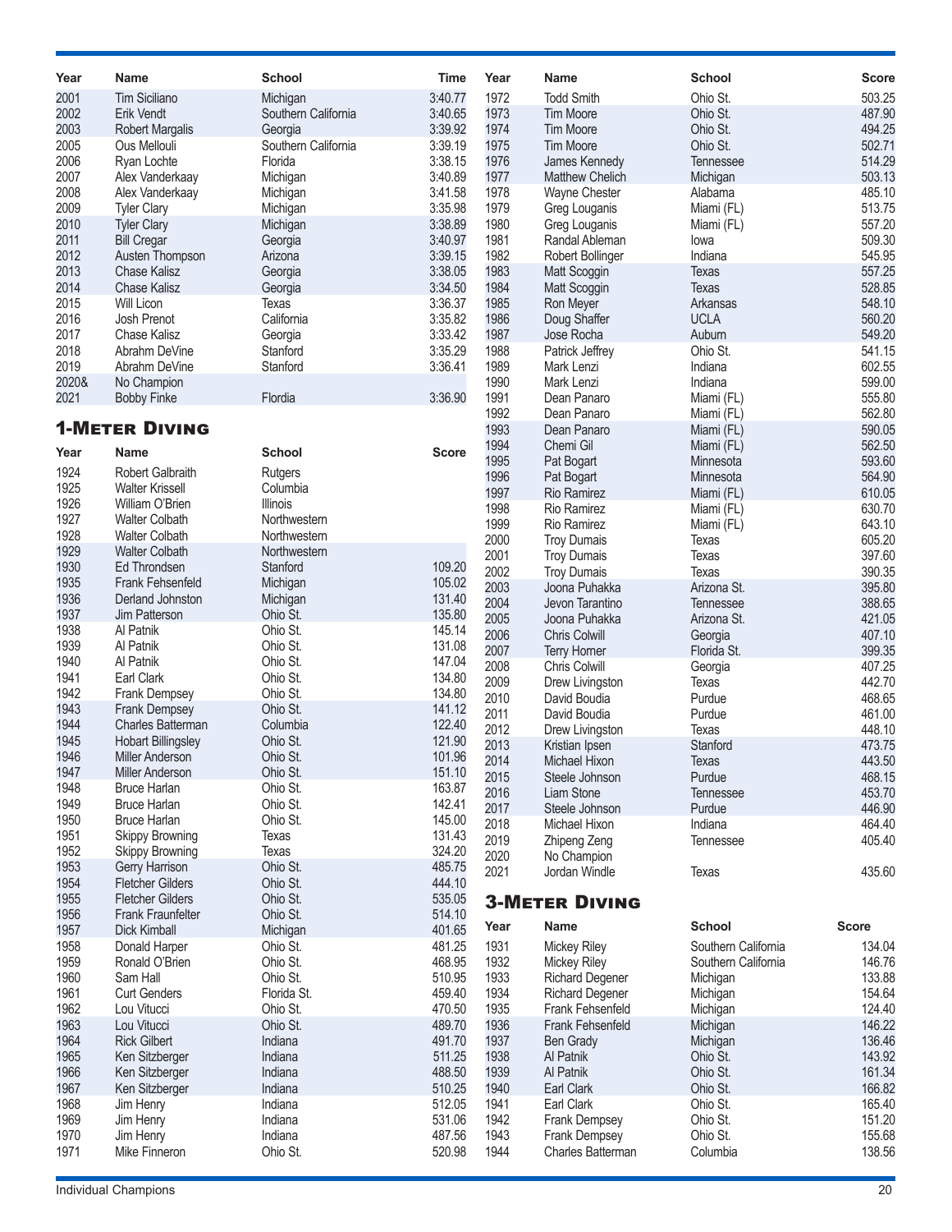| Year | Name | School | Time |
|---|---|---|---|
| 2001 | Tim Siciliano | Michigan | 3:40.77 |
| 2002 | Erik Vendt | Southern California | 3:40.65 |
| 2003 | Robert Margalis | Georgia | 3:39.92 |
| 2005 | Ous Mellouli | Southern California | 3:39.19 |
| 2006 | Ryan Lochte | Florida | 3:38.15 |
| 2007 | Alex Vanderkaay | Michigan | 3:40.89 |
| 2008 | Alex Vanderkaay | Michigan | 3:41.58 |
| 2009 | Tyler Clary | Michigan | 3:35.98 |
| 2010 | Tyler Clary | Michigan | 3:38.89 |
| 2011 | Bill Cregar | Georgia | 3:40.97 |
| 2012 | Austen Thompson | Arizona | 3:39.15 |
| 2013 | Chase Kalisz | Georgia | 3:38.05 |
| 2014 | Chase Kalisz | Georgia | 3:34.50 |
| 2015 | Will Licon | Texas | 3:36.37 |
| 2016 | Josh Prenot | California | 3:35.82 |
| 2017 | Chase Kalisz | Georgia | 3:33.42 |
| 2018 | Abrahm DeVine | Stanford | 3:35.29 |
| 2019 | Abrahm DeVine | Stanford | 3:36.41 |
| 2020& | No Champion | | |
| 2021 | Bobby Finke | Flordia | 3:36.90 |

## 1-Meter Diving

| Year | Name | School | Score |
|---|---|---|---|
| 1924 | Robert Galbraith | Rutgers | |
| 1925 | Walter Krissell | Columbia | |
| 1926 | William O'Brien | Illinois | |
| 1927 | Walter Colbath | Northwestern | |
| 1928 | Walter Colbath | Northwestern | |
| 1929 | Walter Colbath | Northwestern | |
| 1930 | Ed Throndsen | Stanford | 109.20 |
| 1935 | Frank Fehsenfeld | Michigan | 105.02 |
| 1936 | Derland Johnston | Michigan | 131.40 |
| 1937 | Jim Patterson | Ohio St. | 135.80 |
| 1938 | Al Patnik | Ohio St. | 145.14 |
| 1939 | Al Patnik | Ohio St. | 131.08 |
| 1940 | Al Patnik | Ohio St. | 147.04 |
| 1941 | Earl Clark | Ohio St. | 134.80 |
| 1942 | Frank Dempsey | Ohio St. | 134.80 |
| 1943 | Frank Dempsey | Ohio St. | 141.12 |
| 1944 | Charles Batterman | Columbia | 122.40 |
| 1945 | Hobart Billingsley | Ohio St. | 121.90 |
| 1946 | Miller Anderson | Ohio St. | 101.96 |
| 1947 | Miller Anderson | Ohio St. | 151.10 |
| 1948 | Bruce Harlan | Ohio St. | 163.87 |
| 1949 | Bruce Harlan | Ohio St. | 142.41 |
| 1950 | Bruce Harlan | Ohio St. | 145.00 |
| 1951 | Skippy Browning | Texas | 131.43 |
| 1952 | Skippy Browning | Texas | 324.20 |
| 1953 | Gerry Harrison | Ohio St. | 485.75 |
| 1954 | Fletcher Gilders | Ohio St. | 444.10 |
| 1955 | Fletcher Gilders | Ohio St. | 535.05 |
| 1956 | Frank Fraunfelter | Ohio St. | 514.10 |
| 1957 | Dick Kimball | Michigan | 401.65 |
| 1958 | Donald Harper | Ohio St. | 481.25 |
| 1959 | Ronald O'Brien | Ohio St. | 468.95 |
| 1960 | Sam Hall | Ohio St. | 510.95 |
| 1961 | Curt Genders | Florida St. | 459.40 |
| 1962 | Lou Vitucci | Ohio St. | 470.50 |
| 1963 | Lou Vitucci | Ohio St. | 489.70 |
| 1964 | Rick Gilbert | Indiana | 491.70 |
| 1965 | Ken Sitzberger | Indiana | 511.25 |
| 1966 | Ken Sitzberger | Indiana | 488.50 |
| 1967 | Ken Sitzberger | Indiana | 510.25 |
| 1968 | Jim Henry | Indiana | 512.05 |
| 1969 | Jim Henry | Indiana | 531.06 |
| 1970 | Jim Henry | Indiana | 487.56 |
| 1971 | Mike Finneron | Ohio St. | 520.98 |
| 1972 | Todd Smith | Ohio St. | 503.25 |
| 1973 | Tim Moore | Ohio St. | 487.90 |
| 1974 | Tim Moore | Ohio St. | 494.25 |
| 1975 | Tim Moore | Ohio St. | 502.71 |
| 1976 | James Kennedy | Tennessee | 514.29 |
| 1977 | Matthew Chelich | Michigan | 503.13 |
| 1978 | Wayne Chester | Alabama | 485.10 |
| 1979 | Greg Louganis | Miami (FL) | 513.75 |
| 1980 | Greg Louganis | Miami (FL) | 557.20 |
| 1981 | Randal Ableman | Iowa | 509.30 |
| 1982 | Robert Bollinger | Indiana | 545.95 |
| 1983 | Matt Scoggin | Texas | 557.25 |
| 1984 | Matt Scoggin | Texas | 528.85 |
| 1985 | Ron Meyer | Arkansas | 548.10 |
| 1986 | Doug Shaffer | UCLA | 560.20 |
| 1987 | Jose Rocha | Auburn | 549.20 |
| 1988 | Patrick Jeffrey | Ohio St. | 541.15 |
| 1989 | Mark Lenzi | Indiana | 602.55 |
| 1990 | Mark Lenzi | Indiana | 599.00 |
| 1991 | Dean Panaro | Miami (FL) | 555.80 |
| 1992 | Dean Panaro | Miami (FL) | 562.80 |
| 1993 | Dean Panaro | Miami (FL) | 590.05 |
| 1994 | Chemi Gil | Miami (FL) | 562.50 |
| 1995 | Pat Bogart | Minnesota | 593.60 |
| 1996 | Pat Bogart | Minnesota | 564.90 |
| 1997 | Rio Ramirez | Miami (FL) | 610.05 |
| 1998 | Rio Ramirez | Miami (FL) | 630.70 |
| 1999 | Rio Ramirez | Miami (FL) | 643.10 |
| 2000 | Troy Dumais | Texas | 605.20 |
| 2001 | Troy Dumais | Texas | 397.60 |
| 2002 | Troy Dumais | Texas | 390.35 |
| 2003 | Joona Puhakka | Arizona St. | 395.80 |
| 2004 | Jevon Tarantino | Tennessee | 388.65 |
| 2005 | Joona Puhakka | Arizona St. | 421.05 |
| 2006 | Chris Colwill | Georgia | 407.10 |
| 2007 | Terry Horner | Florida St. | 399.35 |
| 2008 | Chris Colwill | Georgia | 407.25 |
| 2009 | Drew Livingston | Texas | 442.70 |
| 2010 | David Boudia | Purdue | 468.65 |
| 2011 | David Boudia | Purdue | 461.00 |
| 2012 | Drew Livingston | Texas | 448.10 |
| 2013 | Kristian Ipsen | Stanford | 473.75 |
| 2014 | Michael Hixon | Texas | 443.50 |
| 2015 | Steele Johnson | Purdue | 468.15 |
| 2016 | Liam Stone | Tennessee | 453.70 |
| 2017 | Steele Johnson | Purdue | 446.90 |
| 2018 | Michael Hixon | Indiana | 464.40 |
| 2019 | Zhipeng Zeng | Tennessee | 405.40 |
| 2020 | No Champion | | |
| 2021 | Jordan Windle | Texas | 435.60 |

## 3-Meter Diving

| Year | Name | School | Score |
|---|---|---|---|
| 1931 | Mickey Riley | Southern California | 134.04 |
| 1932 | Mickey Riley | Southern California | 146.76 |
| 1933 | Richard Degener | Michigan | 133.88 |
| 1934 | Richard Degener | Michigan | 154.64 |
| 1935 | Frank Fehsenfeld | Michigan | 124.40 |
| 1936 | Frank Fehsenfeld | Michigan | 146.22 |
| 1937 | Ben Grady | Michigan | 136.46 |
| 1938 | Al Patnik | Ohio St. | 143.92 |
| 1939 | Al Patnik | Ohio St. | 161.34 |
| 1940 | Earl Clark | Ohio St. | 166.82 |
| 1941 | Earl Clark | Ohio St. | 165.40 |
| 1942 | Frank Dempsey | Ohio St. | 151.20 |
| 1943 | Frank Dempsey | Ohio St. | 155.68 |
| 1944 | Charles Batterman | Columbia | 138.56 |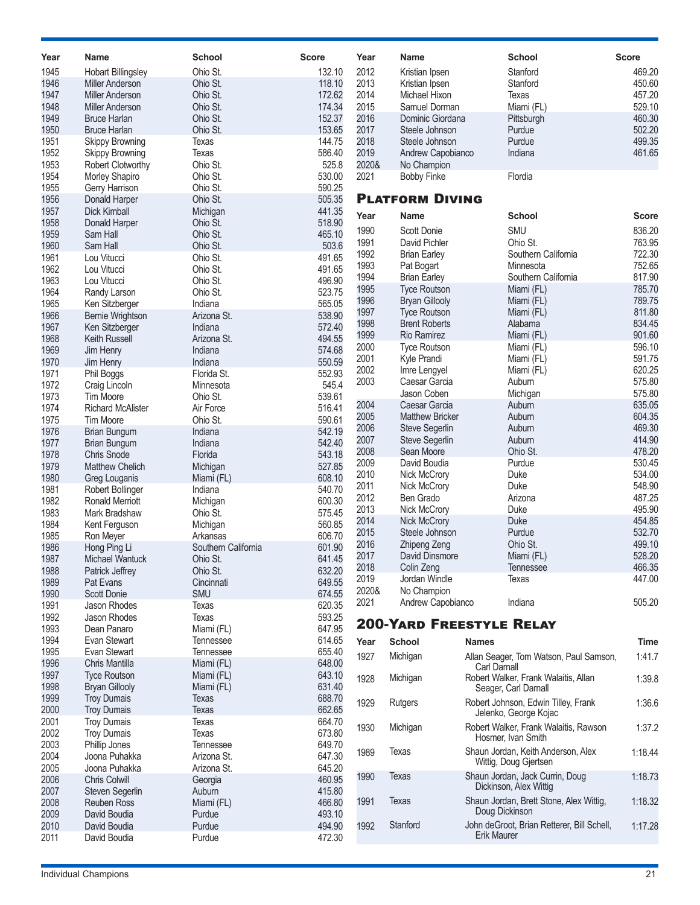| Year | Name | School | Score |
|---|---|---|---|
| 1945 | Hobart Billingsley | Ohio St. | 132.10 |
| 1946 | Miller Anderson | Ohio St. | 118.10 |
| 1947 | Miller Anderson | Ohio St. | 172.62 |
| 1948 | Miller Anderson | Ohio St. | 174.34 |
| 1949 | Bruce Harlan | Ohio St. | 152.37 |
| 1950 | Bruce Harlan | Ohio St. | 153.65 |
| 1951 | Skippy Browning | Texas | 144.75 |
| 1952 | Skippy Browning | Texas | 586.40 |
| 1953 | Robert Clotworthy | Ohio St. | 525.8 |
| 1954 | Morley Shapiro | Ohio St. | 530.00 |
| 1955 | Gerry Harrison | Ohio St. | 590.25 |
| 1956 | Donald Harper | Ohio St. | 505.35 |
| 1957 | Dick Kimball | Michigan | 441.35 |
| 1958 | Donald Harper | Ohio St. | 518.90 |
| 1959 | Sam Hall | Ohio St. | 465.10 |
| 1960 | Sam Hall | Ohio St. | 503.6 |
| 1961 | Lou Vitucci | Ohio St. | 491.65 |
| 1962 | Lou Vitucci | Ohio St. | 491.65 |
| 1963 | Lou Vitucci | Ohio St. | 496.90 |
| 1964 | Randy Larson | Ohio St. | 523.75 |
| 1965 | Ken Sitzberger | Indiana | 565.05 |
| 1966 | Bernie Wrightson | Arizona St. | 538.90 |
| 1967 | Ken Sitzberger | Indiana | 572.40 |
| 1968 | Keith Russell | Arizona St. | 494.55 |
| 1969 | Jim Henry | Indiana | 574.68 |
| 1970 | Jim Henry | Indiana | 550.59 |
| 1971 | Phil Boggs | Florida St. | 552.93 |
| 1972 | Craig Lincoln | Minnesota | 545.4 |
| 1973 | Tim Moore | Ohio St. | 539.61 |
| 1974 | Richard McAlister | Air Force | 516.41 |
| 1975 | Tim Moore | Ohio St. | 590.61 |
| 1976 | Brian Bungum | Indiana | 542.19 |
| 1977 | Brian Bungum | Indiana | 542.40 |
| 1978 | Chris Snode | Florida | 543.18 |
| 1979 | Matthew Chelich | Michigan | 527.85 |
| 1980 | Greg Louganis | Miami (FL) | 608.10 |
| 1981 | Robert Bollinger | Indiana | 540.70 |
| 1982 | Ronald Merriott | Michigan | 600.30 |
| 1983 | Mark Bradshaw | Ohio St. | 575.45 |
| 1984 | Kent Ferguson | Michigan | 560.85 |
| 1985 | Ron Meyer | Arkansas | 606.70 |
| 1986 | Hong Ping Li | Southern California | 601.90 |
| 1987 | Michael Wantuck | Ohio St. | 641.45 |
| 1988 | Patrick Jeffrey | Ohio St. | 632.20 |
| 1989 | Pat Evans | Cincinnati | 649.55 |
| 1990 | Scott Donie | SMU | 674.55 |
| 1991 | Jason Rhodes | Texas | 620.35 |
| 1992 | Jason Rhodes | Texas | 593.25 |
| 1993 | Dean Panaro | Miami (FL) | 647.95 |
| 1994 | Evan Stewart | Tennessee | 614.65 |
| 1995 | Evan Stewart | Tennessee | 655.40 |
| 1996 | Chris Mantilla | Miami (FL) | 648.00 |
| 1997 | Tyce Routson | Miami (FL) | 643.10 |
| 1998 | Bryan Gillooly | Miami (FL) | 631.40 |
| 1999 | Troy Dumais | Texas | 688.70 |
| 2000 | Troy Dumais | Texas | 662.65 |
| 2001 | Troy Dumais | Texas | 664.70 |
| 2002 | Troy Dumais | Texas | 673.80 |
| 2003 | Phillip Jones | Tennessee | 649.70 |
| 2004 | Joona Puhakka | Arizona St. | 647.30 |
| 2005 | Joona Puhakka | Arizona St. | 645.20 |
| 2006 | Chris Colwill | Georgia | 460.95 |
| 2007 | Steven Segerlin | Auburn | 415.80 |
| 2008 | Reuben Ross | Miami (FL) | 466.80 |
| 2009 | David Boudia | Purdue | 493.10 |
| 2010 | David Boudia | Purdue | 494.90 |
| 2011 | David Boudia | Purdue | 472.30 |
| 2012 | Kristian Ipsen | Stanford | 469.20 |
| 2013 | Kristian Ipsen | Stanford | 450.60 |
| 2014 | Michael Hixon | Texas | 457.20 |
| 2015 | Samuel Dorman | Miami (FL) | 529.10 |
| 2016 | Dominic Giordana | Pittsburgh | 460.30 |
| 2017 | Steele Johnson | Purdue | 502.20 |
| 2018 | Steele Johnson | Purdue | 499.35 |
| 2019 | Andrew Capobianco | Indiana | 461.65 |
| 2020& | No Champion | | |
| 2021 | Bobby Finke | Flordia | |

## Platform Diving

| Year | Name | School | Score |
|---|---|---|---|
| 1990 | Scott Donie | SMU | 836.20 |
| 1991 | David Pichler | Ohio St. | 763.95 |
| 1992 | Brian Earley | Southern California | 722.30 |
| 1993 | Pat Bogart | Minnesota | 752.65 |
| 1994 | Brian Earley | Southern California | 817.90 |
| 1995 | Tyce Routson | Miami (FL) | 785.70 |
| 1996 | Bryan Gillooly | Miami (FL) | 789.75 |
| 1997 | Tyce Routson | Miami (FL) | 811.80 |
| 1998 | Brent Roberts | Alabama | 834.45 |
| 1999 | Rio Ramirez | Miami (FL) | 901.60 |
| 2000 | Tyce Routson | Miami (FL) | 596.10 |
| 2001 | Kyle Prandi | Miami (FL) | 591.75 |
| 2002 | Imre Lengyel | Miami (FL) | 620.25 |
| 2003 | Caesar Garcia | Auburn | 575.80 |
| | Jason Coben | Michigan | 575.80 |
| 2004 | Caesar Garcia | Auburn | 635.05 |
| 2005 | Matthew Bricker | Auburn | 604.35 |
| 2006 | Steve Segerlin | Auburn | 469.30 |
| 2007 | Steve Segerlin | Auburn | 414.90 |
| 2008 | Sean Moore | Ohio St. | 478.20 |
| 2009 | David Boudia | Purdue | 530.45 |
| 2010 | Nick McCrory | Duke | 534.00 |
| 2011 | Nick McCrory | Duke | 548.90 |
| 2012 | Ben Grado | Arizona | 487.25 |
| 2013 | Nick McCrory | Duke | 495.90 |
| 2014 | Nick McCrory | Duke | 454.85 |
| 2015 | Steele Johnson | Purdue | 532.70 |
| 2016 | Zhipeng Zeng | Ohio St. | 499.10 |
| 2017 | David Dinsmore | Miami (FL) | 528.20 |
| 2018 | Colin Zeng | Tennessee | 466.35 |
| 2019 | Jordan Windle | Texas | 447.00 |
| 2020& | No Champion | | |
| 2021 | Andrew Capobianco | Indiana | 505.20 |

## 200-Yard Freestyle Relay

| Year | School | Names | Time |
|---|---|---|---|
| 1927 | Michigan | Allan Seager, Tom Watson, Paul Samson, Carl Darnall | 1:41.7 |
| 1928 | Michigan | Robert Walker, Frank Walaitis, Allan Seager, Carl Darnall | 1:39.8 |
| 1929 | Rutgers | Robert Johnson, Edwin Tilley, Frank Jelenko, George Kojac | 1:36.6 |
| 1930 | Michigan | Robert Walker, Frank Walaitis, Rawson Hosmer, Ivan Smith | 1:37.2 |
| 1989 | Texas | Shaun Jordan, Keith Anderson, Alex Wittig, Doug Gjertsen | 1:18.44 |
| 1990 | Texas | Shaun Jordan, Jack Currin, Doug Dickinson, Alex Wittig | 1:18.73 |
| 1991 | Texas | Shaun Jordan, Brett Stone, Alex Wittig, Doug Dickinson | 1:18.32 |
| 1992 | Stanford | John deGroot, Brian Retterer, Bill Schell, Erik Maurer | 1:17.28 |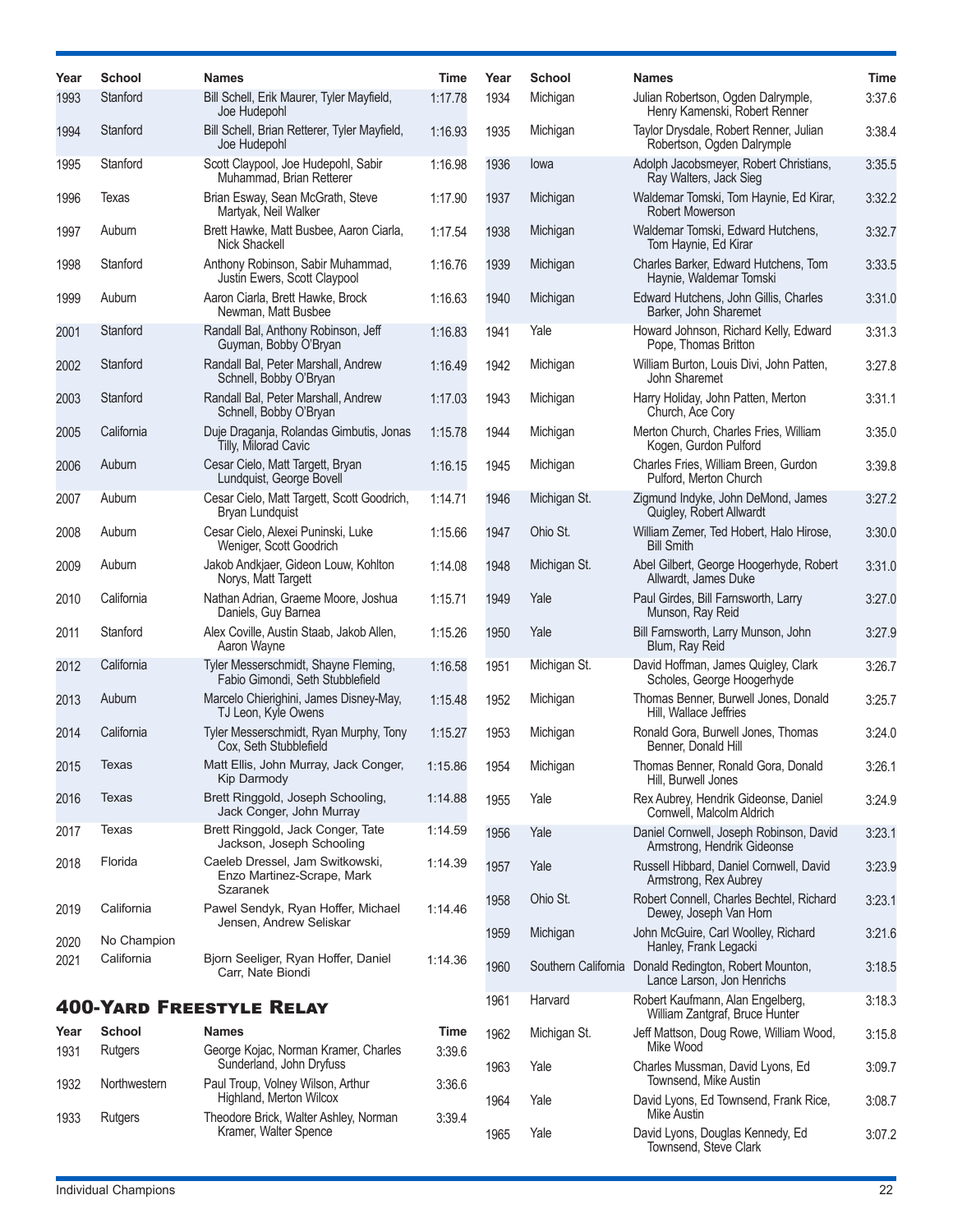| Year | School | Names | Time |
|---|---|---|---|
| 1993 | Stanford | Bill Schell, Erik Maurer, Tyler Mayfield, Joe Hudepohl | 1:17.78 |
| 1994 | Stanford | Bill Schell, Brian Retterer, Tyler Mayfield, Joe Hudepohl | 1:16.93 |
| 1995 | Stanford | Scott Claypool, Joe Hudepohl, Sabir Muhammad, Brian Retterer | 1:16.98 |
| 1996 | Texas | Brian Esway, Sean McGrath, Steve Martyak, Neil Walker | 1:17.90 |
| 1997 | Auburn | Brett Hawke, Matt Busbee, Aaron Ciarla, Nick Shackell | 1:17.54 |
| 1998 | Stanford | Anthony Robinson, Sabir Muhammad, Justin Ewers, Scott Claypool | 1:16.76 |
| 1999 | Auburn | Aaron Ciarla, Brett Hawke, Brock Newman, Matt Busbee | 1:16.63 |
| 2001 | Stanford | Randall Bal, Anthony Robinson, Jeff Guyman, Bobby O'Bryan | 1:16.83 |
| 2002 | Stanford | Randall Bal, Peter Marshall, Andrew Schnell, Bobby O'Bryan | 1:16.49 |
| 2003 | Stanford | Randall Bal, Peter Marshall, Andrew Schnell, Bobby O'Bryan | 1:17.03 |
| 2005 | California | Duje Draganja, Rolandas Gimbutis, Jonas Tilly, Milorad Cavic | 1:15.78 |
| 2006 | Auburn | Cesar Cielo, Matt Targett, Bryan Lundquist, George Bovell | 1:16.15 |
| 2007 | Auburn | Cesar Cielo, Matt Targett, Scott Goodrich, Bryan Lundquist | 1:14.71 |
| 2008 | Auburn | Cesar Cielo, Alexei Puninski, Luke Weniger, Scott Goodrich | 1:15.66 |
| 2009 | Auburn | Jakob Andkjaer, Gideon Louw, Kohlton Norys, Matt Targett | 1:14.08 |
| 2010 | California | Nathan Adrian, Graeme Moore, Joshua Daniels, Guy Barnea | 1:15.71 |
| 2011 | Stanford | Alex Coville, Austin Staab, Jakob Allen, Aaron Wayne | 1:15.26 |
| 2012 | California | Tyler Messerschmidt, Shayne Fleming, Fabio Gimondi, Seth Stubblefield | 1:16.58 |
| 2013 | Auburn | Marcelo Chierighini, James Disney-May, TJ Leon, Kyle Owens | 1:15.48 |
| 2014 | California | Tyler Messerschmidt, Ryan Murphy, Tony Cox, Seth Stubblefield | 1:15.27 |
| 2015 | Texas | Matt Ellis, John Murray, Jack Conger, Kip Darmody | 1:15.86 |
| 2016 | Texas | Brett Ringgold, Joseph Schooling, Jack Conger, John Murray | 1:14.88 |
| 2017 | Texas | Brett Ringgold, Jack Conger, Tate Jackson, Joseph Schooling | 1:14.59 |
| 2018 | Florida | Caeleb Dressel, Jam Switkowski, Enzo Martinez-Scrape, Mark Szaranek | 1:14.39 |
| 2019 | California | Pawel Sendyk, Ryan Hoffer, Michael Jensen, Andrew Seliskar | 1:14.46 |
| 2020 | No Champion | | |
| 2021 | California | Bjorn Seeliger, Ryan Hoffer, Daniel Carr, Nate Biondi | 1:14.36 |

## 400-Yard Freestyle Relay

| Year | School | Names | Time |
|---|---|---|---|
| 1931 | Rutgers | George Kojac, Norman Kramer, Charles Sunderland, John Dryfuss | 3:39.6 |
| 1932 | Northwestern | Paul Troup, Volney Wilson, Arthur Highland, Merton Wilcox | 3:36.6 |
| 1933 | Rutgers | Theodore Brick, Walter Ashley, Norman Kramer, Walter Spence | 3:39.4 |
| 1934 | Michigan | Julian Robertson, Ogden Dalrymple, Henry Kamenski, Robert Renner | 3:37.6 |
| 1935 | Michigan | Taylor Drysdale, Robert Renner, Julian Robertson, Ogden Dalrymple | 3:38.4 |
| 1936 | Iowa | Adolph Jacobsmeyer, Robert Christians, Ray Walters, Jack Sieg | 3:35.5 |
| 1937 | Michigan | Waldemar Tomski, Tom Haynie, Ed Kirar, Robert Mowerson | 3:32.2 |
| 1938 | Michigan | Waldemar Tomski, Edward Hutchens, Tom Haynie, Ed Kirar | 3:32.7 |
| 1939 | Michigan | Charles Barker, Edward Hutchens, Tom Haynie, Waldemar Tomski | 3:33.5 |
| 1940 | Michigan | Edward Hutchens, John Gillis, Charles Barker, John Sharemet | 3:31.0 |
| 1941 | Yale | Howard Johnson, Richard Kelly, Edward Pope, Thomas Britton | 3:31.3 |
| 1942 | Michigan | William Burton, Louis Divi, John Patten, John Sharemet | 3:27.8 |
| 1943 | Michigan | Harry Holiday, John Patten, Merton Church, Ace Cory | 3:31.1 |
| 1944 | Michigan | Merton Church, Charles Fries, William Kogen, Gurdon Pulford | 3:35.0 |
| 1945 | Michigan | Charles Fries, William Breen, Gurdon Pulford, Merton Church | 3:39.8 |
| 1946 | Michigan St. | Zigmund Indyke, John DeMond, James Quigley, Robert Allwardt | 3:27.2 |
| 1947 | Ohio St. | William Zemer, Ted Hobert, Halo Hirose, Bill Smith | 3:30.0 |
| 1948 | Michigan St. | Abel Gilbert, George Hoogerhyde, Robert Allwardt, James Duke | 3:31.0 |
| 1949 | Yale | Paul Girdes, Bill Farnsworth, Larry Munson, Ray Reid | 3:27.0 |
| 1950 | Yale | Bill Farnsworth, Larry Munson, John Blum, Ray Reid | 3:27.9 |
| 1951 | Michigan St. | David Hoffman, James Quigley, Clark Scholes, George Hoogerhyde | 3:26.7 |
| 1952 | Michigan | Thomas Benner, Burwell Jones, Donald Hill, Wallace Jeffries | 3:25.7 |
| 1953 | Michigan | Ronald Gora, Burwell Jones, Thomas Benner, Donald Hill | 3:24.0 |
| 1954 | Michigan | Thomas Benner, Ronald Gora, Donald Hill, Burwell Jones | 3:26.1 |
| 1955 | Yale | Rex Aubrey, Hendrik Gideonse, Daniel Cornwell, Malcolm Aldrich | 3:24.9 |
| 1956 | Yale | Daniel Cornwell, Joseph Robinson, David Armstrong, Hendrik Gideonse | 3:23.1 |
| 1957 | Yale | Russell Hibbard, Daniel Cornwell, David Armstrong, Rex Aubrey | 3:23.9 |
| 1958 | Ohio St. | Robert Connell, Charles Bechtel, Richard Dewey, Joseph Van Horn | 3:23.1 |
| 1959 | Michigan | John McGuire, Carl Woolley, Richard Hanley, Frank Legacki | 3:21.6 |
| 1960 | Southern California | Donald Redington, Robert Mounton, Lance Larson, Jon Henrichs | 3:18.5 |
| 1961 | Harvard | Robert Kaufmann, Alan Engelberg, William Zantgraf, Bruce Hunter | 3:18.3 |
| 1962 | Michigan St. | Jeff Mattson, Doug Rowe, William Wood, Mike Wood | 3:15.8 |
| 1963 | Yale | Charles Mussman, David Lyons, Ed Townsend, Mike Austin | 3:09.7 |
| 1964 | Yale | David Lyons, Ed Townsend, Frank Rice, Mike Austin | 3:08.7 |
| 1965 | Yale | David Lyons, Douglas Kennedy, Ed Townsend, Steve Clark | 3:07.2 |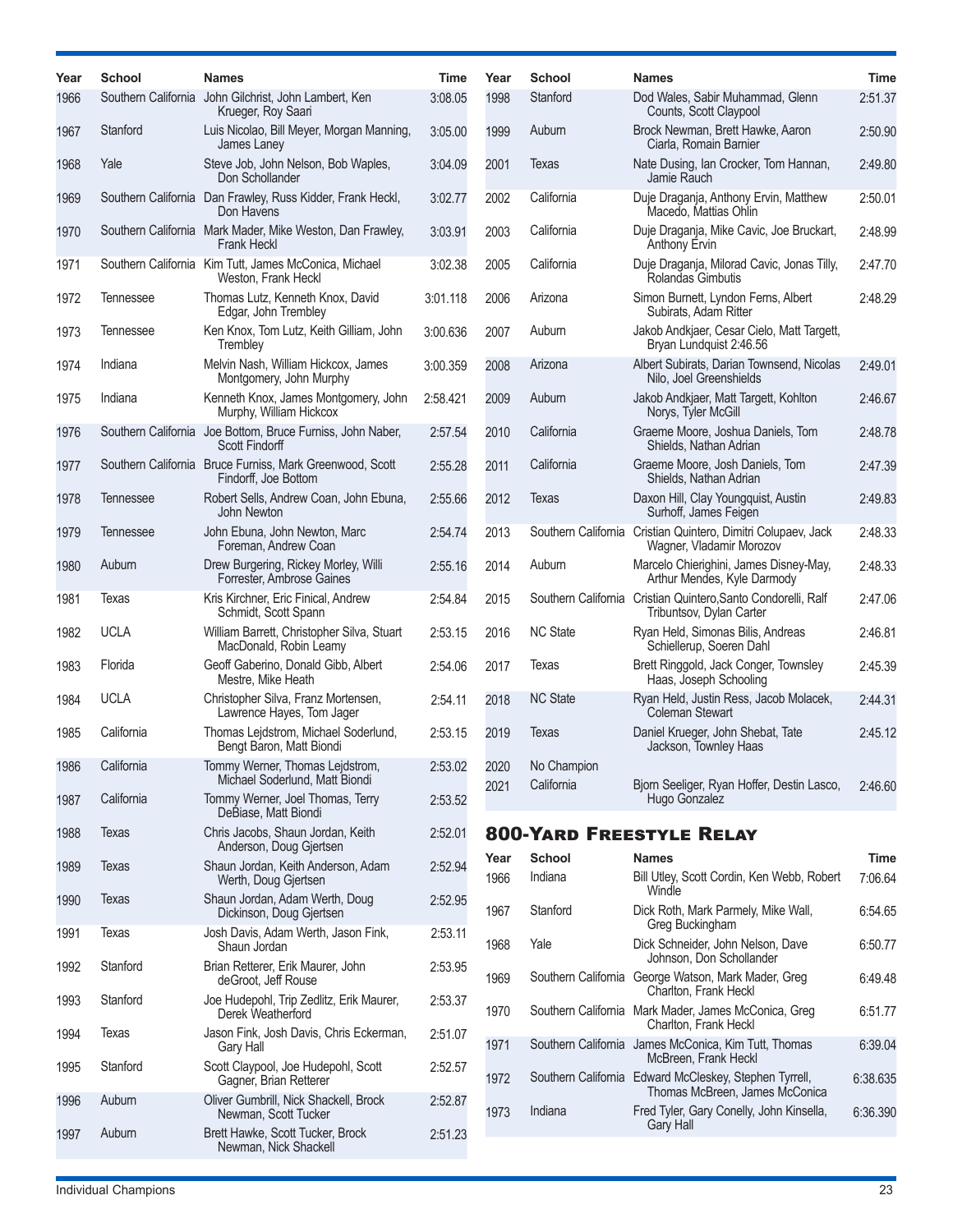| Year | School | Names | Time |
|---|---|---|---|
| 1966 | Southern California | John Gilchrist, John Lambert, Ken Krueger, Roy Saari | 3:08.05 |
| 1967 | Stanford | Luis Nicolao, Bill Meyer, Morgan Manning, James Laney | 3:05.00 |
| 1968 | Yale | Steve Job, John Nelson, Bob Waples, Don Schollander | 3:04.09 |
| 1969 | Southern California | Dan Frawley, Russ Kidder, Frank Heckl, Don Havens | 3:02.77 |
| 1970 | Southern California | Mark Mader, Mike Weston, Dan Frawley, Frank Heckl | 3:03.91 |
| 1971 | Southern California | Kim Tutt, James McConica, Michael Weston, Frank Heckl | 3:02.38 |
| 1972 | Tennessee | Thomas Lutz, Kenneth Knox, David Edgar, John Trembley | 3:01.118 |
| 1973 | Tennessee | Ken Knox, Tom Lutz, Keith Gilliam, John Trembley | 3:00.636 |
| 1974 | Indiana | Melvin Nash, William Hickcox, James Montgomery, John Murphy | 3:00.359 |
| 1975 | Indiana | Kenneth Knox, James Montgomery, John Murphy, William Hickcox | 2:58.421 |
| 1976 | Southern California | Joe Bottom, Bruce Furniss, John Naber, Scott Findorff | 2:57.54 |
| 1977 | Southern California | Bruce Furniss, Mark Greenwood, Scott Findorff, Joe Bottom | 2:55.28 |
| 1978 | Tennessee | Robert Sells, Andrew Coan, John Ebuna, John Newton | 2:55.66 |
| 1979 | Tennessee | John Ebuna, John Newton, Marc Foreman, Andrew Coan | 2:54.74 |
| 1980 | Auburn | Drew Burgering, Rickey Morley, Willi Forrester, Ambrose Gaines | 2:55.16 |
| 1981 | Texas | Kris Kirchner, Eric Finical, Andrew Schmidt, Scott Spann | 2:54.84 |
| 1982 | UCLA | William Barrett, Christopher Silva, Stuart MacDonald, Robin Leamy | 2:53.15 |
| 1983 | Florida | Geoff Gaberino, Donald Gibb, Albert Mestre, Mike Heath | 2:54.06 |
| 1984 | UCLA | Christopher Silva, Franz Mortensen, Lawrence Hayes, Tom Jager | 2:54.11 |
| 1985 | California | Thomas Lejdstrom, Michael Soderlund, Bengt Baron, Matt Biondi | 2:53.15 |
| 1986 | California | Tommy Werner, Thomas Lejdstrom, Michael Soderlund, Matt Biondi | 2:53.02 |
| 1987 | California | Tommy Werner, Joel Thomas, Terry DeBiase, Matt Biondi | 2:53.52 |
| 1988 | Texas | Chris Jacobs, Shaun Jordan, Keith Anderson, Doug Gjertsen | 2:52.01 |
| 1989 | Texas | Shaun Jordan, Keith Anderson, Adam Werth, Doug Gjertsen | 2:52.94 |
| 1990 | Texas | Shaun Jordan, Adam Werth, Doug Dickinson, Doug Gjertsen | 2:52.95 |
| 1991 | Texas | Josh Davis, Adam Werth, Jason Fink, Shaun Jordan | 2:53.11 |
| 1992 | Stanford | Brian Retterer, Erik Maurer, John deGroot, Jeff Rouse | 2:53.95 |
| 1993 | Stanford | Joe Hudepohl, Trip Zedlitz, Erik Maurer, Derek Weatherford | 2:53.37 |
| 1994 | Texas | Jason Fink, Josh Davis, Chris Eckerman, Gary Hall | 2:51.07 |
| 1995 | Stanford | Scott Claypool, Joe Hudepohl, Scott Gagner, Brian Retterer | 2:52.57 |
| 1996 | Auburn | Oliver Gumbrill, Nick Shackell, Brock Newman, Scott Tucker | 2:52.87 |
| 1997 | Auburn | Brett Hawke, Scott Tucker, Brock Newman, Nick Shackell | 2:51.23 |
| 1998 | Stanford | Dod Wales, Sabir Muhammad, Glenn Counts, Scott Claypool | 2:51.37 |
| 1999 | Auburn | Brock Newman, Brett Hawke, Aaron Ciarla, Romain Barnier | 2:50.90 |
| 2001 | Texas | Nate Dusing, Ian Crocker, Tom Hannan, Jamie Rauch | 2:49.80 |
| 2002 | California | Duje Draganja, Anthony Ervin, Matthew Macedo, Mattias Ohlin | 2:50.01 |
| 2003 | California | Duje Draganja, Mike Cavic, Joe Bruckart, Anthony Ervin | 2:48.99 |
| 2005 | California | Duje Draganja, Milorad Cavic, Jonas Tilly, Rolandas Gimbutis | 2:47.70 |
| 2006 | Arizona | Simon Burnett, Lyndon Ferns, Albert Subirats, Adam Ritter | 2:48.29 |
| 2007 | Auburn | Jakob Andkjaer, Cesar Cielo, Matt Targett, Bryan Lundquist 2:46.56 | |
| 2008 | Arizona | Albert Subirats, Darian Townsend, Nicolas Nilo, Joel Greenshields | 2:49.01 |
| 2009 | Auburn | Jakob Andkjaer, Matt Targett, Kohlton Norys, Tyler McGill | 2:46.67 |
| 2010 | California | Graeme Moore, Joshua Daniels, Tom Shields, Nathan Adrian | 2:48.78 |
| 2011 | California | Graeme Moore, Josh Daniels, Tom Shields, Nathan Adrian | 2:47.39 |
| 2012 | Texas | Daxon Hill, Clay Youngquist, Austin Surhoff, James Feigen | 2:49.83 |
| 2013 | Southern California | Cristian Quintero, Dimitri Colupaev, Jack Wagner, Vladamir Morozov | 2:48.33 |
| 2014 | Auburn | Marcelo Chierighini, James Disney-May, Arthur Mendes, Kyle Darmody | 2:48.33 |
| 2015 | Southern California | Cristian Quintero,Santo Condorelli, Ralf Tribuntsov, Dylan Carter | 2:47.06 |
| 2016 | NC State | Ryan Held, Simonas Bilis, Andreas Schiellerup, Soeren Dahl | 2:46.81 |
| 2017 | Texas | Brett Ringgold, Jack Conger, Townsley Haas, Joseph Schooling | 2:45.39 |
| 2018 | NC State | Ryan Held, Justin Ress, Jacob Molacek, Coleman Stewart | 2:44.31 |
| 2019 | Texas | Daniel Krueger, John Shebat, Tate Jackson, Townley Haas | 2:45.12 |
| 2020 | No Champion | | |
| 2021 | California | Bjorn Seeliger, Ryan Hoffer, Destin Lasco, Hugo Gonzalez | 2:46.60 |

## 800-Yard Freestyle Relay

| Year | School | Names | Time |
|---|---|---|---|
| 1966 | Indiana | Bill Utley, Scott Cordin, Ken Webb, Robert Windle | 7:06.64 |
| 1967 | Stanford | Dick Roth, Mark Parmely, Mike Wall, Greg Buckingham | 6:54.65 |
| 1968 | Yale | Dick Schneider, John Nelson, Dave Johnson, Don Schollander | 6:50.77 |
| 1969 | Southern California | George Watson, Mark Mader, Greg Charlton, Frank Heckl | 6:49.48 |
| 1970 | Southern California | Mark Mader, James McConica, Greg Charlton, Frank Heckl | 6:51.77 |
| 1971 | Southern California | James McConica, Kim Tutt, Thomas McBreen, Frank Heckl | 6:39.04 |
| 1972 | Southern California | Edward McCleskey, Stephen Tyrrell, Thomas McBreen, James McConica | 6:38.635 |
| 1973 | Indiana | Fred Tyler, Gary Conelly, John Kinsella, Gary Hall | 6:36.390 |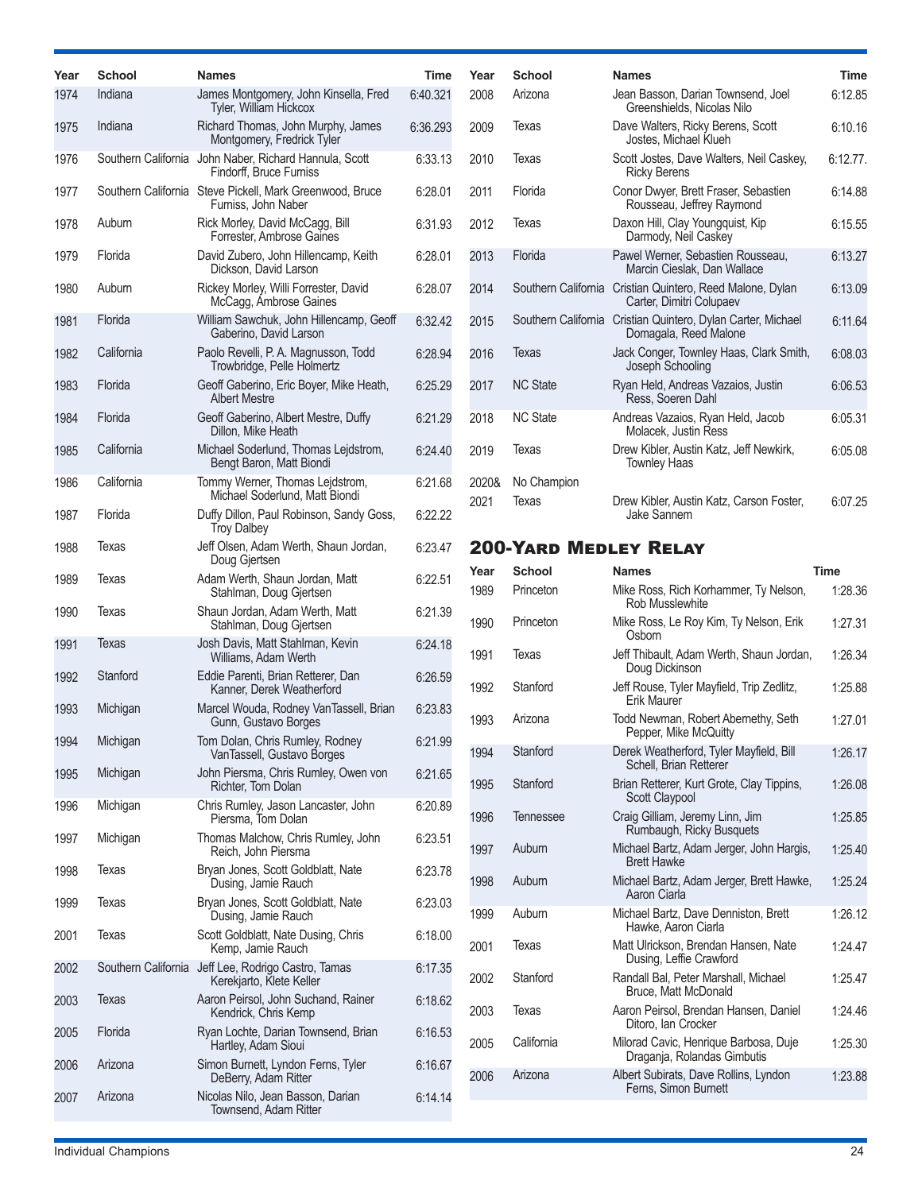| Year | School | Names | Time |
|---|---|---|---|
| 1974 | Indiana | James Montgomery, John Kinsella, Fred Tyler, William Hickcox | 6:40.321 |
| 1975 | Indiana | Richard Thomas, John Murphy, James Montgomery, Fredrick Tyler | 6:36.293 |
| 1976 | Southern California | John Naber, Richard Hannula, Scott Findorff, Bruce Furniss | 6:33.13 |
| 1977 | Southern California | Steve Pickell, Mark Greenwood, Bruce Furniss, John Naber | 6:28.01 |
| 1978 | Auburn | Rick Morley, David McCagg, Bill Forrester, Ambrose Gaines | 6:31.93 |
| 1979 | Florida | David Zubero, John Hillencamp, Keith Dickson, David Larson | 6:28.01 |
| 1980 | Auburn | Rickey Morley, Willi Forrester, David McCagg, Ambrose Gaines | 6:28.07 |
| 1981 | Florida | William Sawchuk, John Hillencamp, Geoff Gaberino, David Larson | 6:32.42 |
| 1982 | California | Paolo Revelli, P. A. Magnusson, Todd Trowbridge, Pelle Holmertz | 6:28.94 |
| 1983 | Florida | Geoff Gaberino, Eric Boyer, Mike Heath, Albert Mestre | 6:25.29 |
| 1984 | Florida | Geoff Gaberino, Albert Mestre, Duffy Dillon, Mike Heath | 6:21.29 |
| 1985 | California | Michael Soderlund, Thomas Lejdstrom, Bengt Baron, Matt Biondi | 6:24.40 |
| 1986 | California | Tommy Werner, Thomas Lejdstrom, Michael Soderlund, Matt Biondi | 6:21.68 |
| 1987 | Florida | Duffy Dillon, Paul Robinson, Sandy Goss, Troy Dalbey | 6:22.22 |
| 1988 | Texas | Jeff Olsen, Adam Werth, Shaun Jordan, Doug Gjertsen | 6:23.47 |
| 1989 | Texas | Adam Werth, Shaun Jordan, Matt Stahlman, Doug Gjertsen | 6:22.51 |
| 1990 | Texas | Shaun Jordan, Adam Werth, Matt Stahlman, Doug Gjertsen | 6:21.39 |
| 1991 | Texas | Josh Davis, Matt Stahlman, Kevin Williams, Adam Werth | 6:24.18 |
| 1992 | Stanford | Eddie Parenti, Brian Retterer, Dan Kanner, Derek Weatherford | 6:26.59 |
| 1993 | Michigan | Marcel Wouda, Rodney VanTassell, Brian Gunn, Gustavo Borges | 6:23.83 |
| 1994 | Michigan | Tom Dolan, Chris Rumley, Rodney VanTassell, Gustavo Borges | 6:21.99 |
| 1995 | Michigan | John Piersma, Chris Rumley, Owen von Richter, Tom Dolan | 6:21.65 |
| 1996 | Michigan | Chris Rumley, Jason Lancaster, John Piersma, Tom Dolan | 6:20.89 |
| 1997 | Michigan | Thomas Malchow, Chris Rumley, John Reich, John Piersma | 6:23.51 |
| 1998 | Texas | Bryan Jones, Scott Goldblatt, Nate Dusing, Jamie Rauch | 6:23.78 |
| 1999 | Texas | Bryan Jones, Scott Goldblatt, Nate Dusing, Jamie Rauch | 6:23.03 |
| 2001 | Texas | Scott Goldblatt, Nate Dusing, Chris Kemp, Jamie Rauch | 6:18.00 |
| 2002 | Southern California | Jeff Lee, Rodrigo Castro, Tamas Kerekjarto, Klete Keller | 6:17.35 |
| 2003 | Texas | Aaron Peirsol, John Suchand, Rainer Kendrick, Chris Kemp | 6:18.62 |
| 2005 | Florida | Ryan Lochte, Darian Townsend, Brian Hartley, Adam Sioui | 6:16.53 |
| 2006 | Arizona | Simon Burnett, Lyndon Ferns, Tyler DeBerry, Adam Ritter | 6:16.67 |
| 2007 | Arizona | Nicolas Nilo, Jean Basson, Darian Townsend, Adam Ritter | 6:14.14 |
| 2008 | Arizona | Jean Basson, Darian Townsend, Joel Greenshields, Nicolas Nilo | 6:12.85 |
| 2009 | Texas | Dave Walters, Ricky Berens, Scott Jostes, Michael Klueh | 6:10.16 |
| 2010 | Texas | Scott Jostes, Dave Walters, Neil Caskey, Ricky Berens | 6:12.77. |
| 2011 | Florida | Conor Dwyer, Brett Fraser, Sebastien Rousseau, Jeffrey Raymond | 6:14.88 |
| 2012 | Texas | Daxon Hill, Clay Youngquist, Kip Darmody, Neil Caskey | 6:15.55 |
| 2013 | Florida | Pawel Werner, Sebastien Rousseau, Marcin Cieslak, Dan Wallace | 6:13.27 |
| 2014 | Southern California | Cristian Quintero, Reed Malone, Dylan Carter, Dimitri Colupaev | 6:13.09 |
| 2015 | Southern California | Cristian Quintero, Dylan Carter, Michael Domagala, Reed Malone | 6:11.64 |
| 2016 | Texas | Jack Conger, Townley Haas, Clark Smith, Joseph Schooling | 6:08.03 |
| 2017 | NC State | Ryan Held, Andreas Vazaios, Justin Ress, Soeren Dahl | 6:06.53 |
| 2018 | NC State | Andreas Vazaios, Ryan Held, Jacob Molacek, Justin Ress | 6:05.31 |
| 2019 | Texas | Drew Kibler, Austin Katz, Jeff Newkirk, Townley Haas | 6:05.08 |
| 2020& | No Champion | | |
| 2021 | Texas | Drew Kibler, Austin Katz, Carson Foster, Jake Sannem | 6:07.25 |

## 200-Yard Medley Relay

| Year | School | Names | Time |
|---|---|---|---|
| 1989 | Princeton | Mike Ross, Rich Korhammer, Ty Nelson, Rob Musslewhite | 1:28.36 |
| 1990 | Princeton | Mike Ross, Le Roy Kim, Ty Nelson, Erik Osborn | 1:27.31 |
| 1991 | Texas | Jeff Thibault, Adam Werth, Shaun Jordan, Doug Dickinson | 1:26.34 |
| 1992 | Stanford | Jeff Rouse, Tyler Mayfield, Trip Zedlitz, Erik Maurer | 1:25.88 |
| 1993 | Arizona | Todd Newman, Robert Abernethy, Seth Pepper, Mike McQuitty | 1:27.01 |
| 1994 | Stanford | Derek Weatherford, Tyler Mayfield, Bill Schell, Brian Retterer | 1:26.17 |
| 1995 | Stanford | Brian Retterer, Kurt Grote, Clay Tippins, Scott Claypool | 1:26.08 |
| 1996 | Tennessee | Craig Gilliam, Jeremy Linn, Jim Rumbaugh, Ricky Busquets | 1:25.85 |
| 1997 | Auburn | Michael Bartz, Adam Jerger, John Hargis, Brett Hawke | 1:25.40 |
| 1998 | Auburn | Michael Bartz, Adam Jerger, Brett Hawke, Aaron Ciarla | 1:25.24 |
| 1999 | Auburn | Michael Bartz, Dave Denniston, Brett Hawke, Aaron Ciarla | 1:26.12 |
| 2001 | Texas | Matt Ulrickson, Brendan Hansen, Nate Dusing, Leffie Crawford | 1:24.47 |
| 2002 | Stanford | Randall Bal, Peter Marshall, Michael Bruce, Matt McDonald | 1:25.47 |
| 2003 | Texas | Aaron Peirsol, Brendan Hansen, Daniel Ditoro, Ian Crocker | 1:24.46 |
| 2005 | California | Milorad Cavic, Henrique Barbosa, Duje Draganja, Rolandas Gimbutis | 1:25.30 |
| 2006 | Arizona | Albert Subirats, Dave Rollins, Lyndon Ferns, Simon Burnett | 1:23.88 |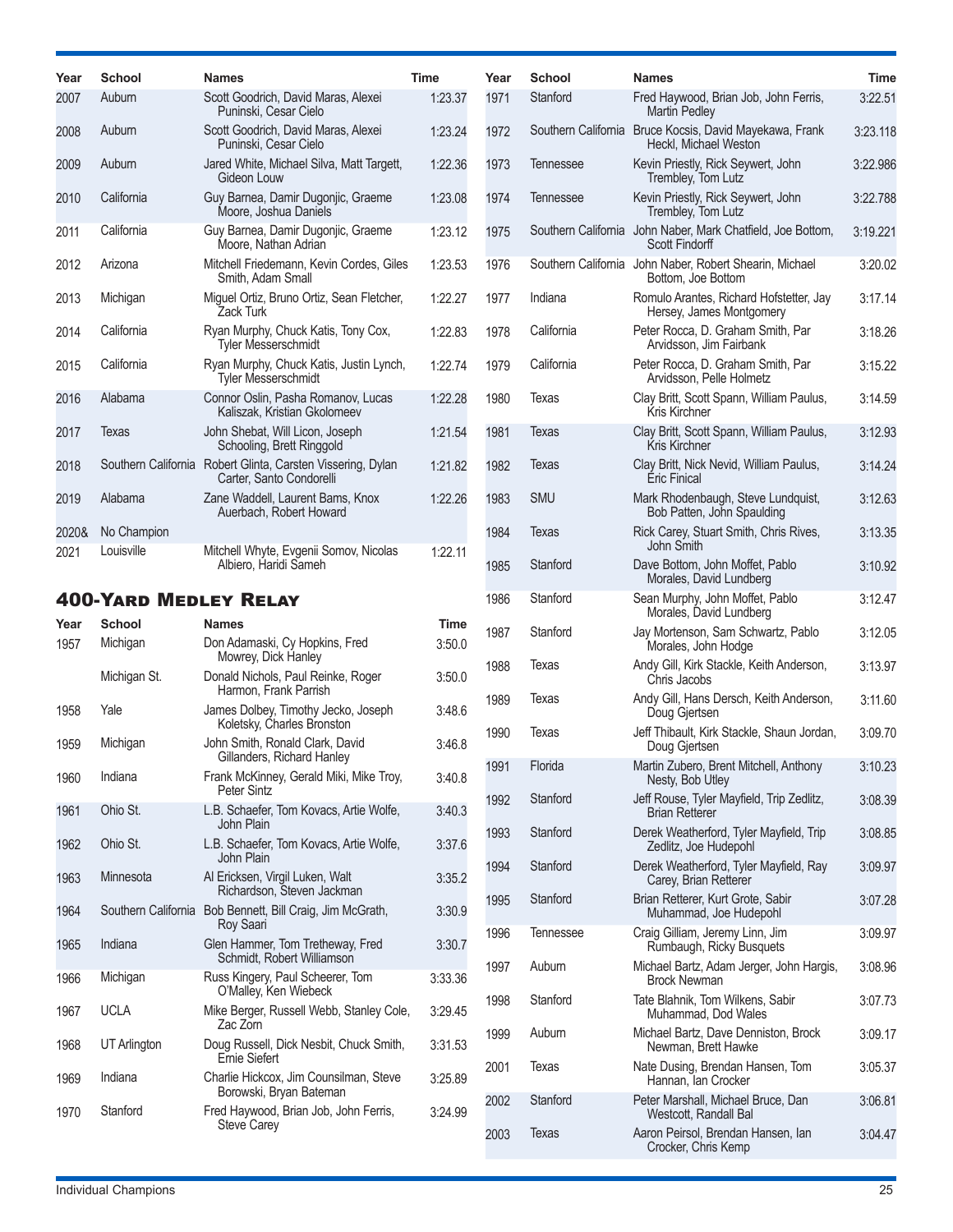| Year | School | Names | Time |
|---|---|---|---|
| 2007 | Auburn | Scott Goodrich, David Maras, Alexei Puninski, Cesar Cielo | 1:23.37 |
| 2008 | Auburn | Scott Goodrich, David Maras, Alexei Puninski, Cesar Cielo | 1:23.24 |
| 2009 | Auburn | Jared White, Michael Silva, Matt Targett, Gideon Louw | 1:22.36 |
| 2010 | California | Guy Barnea, Damir Dugonjic, Graeme Moore, Joshua Daniels | 1:23.08 |
| 2011 | California | Guy Barnea, Damir Dugonjic, Graeme Moore, Nathan Adrian | 1:23.12 |
| 2012 | Arizona | Mitchell Friedemann, Kevin Cordes, Giles Smith, Adam Small | 1:23.53 |
| 2013 | Michigan | Miguel Ortiz, Bruno Ortiz, Sean Fletcher, Zack Turk | 1:22.27 |
| 2014 | California | Ryan Murphy, Chuck Katis, Tony Cox, Tyler Messerschmidt | 1:22.83 |
| 2015 | California | Ryan Murphy, Chuck Katis, Justin Lynch, Tyler Messerschmidt | 1:22.74 |
| 2016 | Alabama | Connor Oslin, Pasha Romanov, Lucas Kaliszak, Kristian Gkolomeev | 1:22.28 |
| 2017 | Texas | John Shebat, Will Licon, Joseph Schooling, Brett Ringgold | 1:21.54 |
| 2018 | Southern California | Robert Glinta, Carsten Vissering, Dylan Carter, Santo Condorelli | 1:21.82 |
| 2019 | Alabama | Zane Waddell, Laurent Bams, Knox Auerbach, Robert Howard | 1:22.26 |
| 2020& | No Champion | | |
| 2021 | Louisville | Mitchell Whyte, Evgenii Somov, Nicolas Albiero, Haridi Sameh | 1:22.11 |

## 400-Yard Medley Relay

| Year | School | Names | Time |
|---|---|---|---|
| 1957 | Michigan | Don Adamaski, Cy Hopkins, Fred Mowrey, Dick Hanley | 3:50.0 |
| | Michigan St. | Donald Nichols, Paul Reinke, Roger Harmon, Frank Parrish | 3:50.0 |
| 1958 | Yale | James Dolbey, Timothy Jecko, Joseph Koletsky, Charles Bronston | 3:48.6 |
| 1959 | Michigan | John Smith, Ronald Clark, David Gillanders, Richard Hanley | 3:46.8 |
| 1960 | Indiana | Frank McKinney, Gerald Miki, Mike Troy, Peter Sintz | 3:40.8 |
| 1961 | Ohio St. | L.B. Schaefer, Tom Kovacs, Artie Wolfe, John Plain | 3:40.3 |
| 1962 | Ohio St. | L.B. Schaefer, Tom Kovacs, Artie Wolfe, John Plain | 3:37.6 |
| 1963 | Minnesota | Al Ericksen, Virgil Luken, Walt Richardson, Steven Jackman | 3:35.2 |
| 1964 | Southern California | Bob Bennett, Bill Craig, Jim McGrath, Roy Saari | 3:30.9 |
| 1965 | Indiana | Glen Hammer, Tom Tretheway, Fred Schmidt, Robert Williamson | 3:30.7 |
| 1966 | Michigan | Russ Kingery, Paul Scheerer, Tom O'Malley, Ken Wiebeck | 3:33.36 |
| 1967 | UCLA | Mike Berger, Russell Webb, Stanley Cole, Zac Zorn | 3:29.45 |
| 1968 | UT Arlington | Doug Russell, Dick Nesbit, Chuck Smith, Ernie Siefert | 3:31.53 |
| 1969 | Indiana | Charlie Hickcox, Jim Counsilman, Steve Borowski, Bryan Bateman | 3:25.89 |
| 1970 | Stanford | Fred Haywood, Brian Job, John Ferris, Steve Carey | 3:24.99 |
| 1971 | Stanford | Fred Haywood, Brian Job, John Ferris, Martin Pedley | 3:22.51 |
| 1972 | Southern California | Bruce Kocsis, David Mayekawa, Frank Heckl, Michael Weston | 3:23.118 |
| 1973 | Tennessee | Kevin Priestly, Rick Seywert, John Trembley, Tom Lutz | 3:22.986 |
| 1974 | Tennessee | Kevin Priestly, Rick Seywert, John Trembley, Tom Lutz | 3:22.788 |
| 1975 | Southern California | John Naber, Mark Chatfield, Joe Bottom, Scott Findorff | 3:19.221 |
| 1976 | Southern California | John Naber, Robert Shearin, Michael Bottom, Joe Bottom | 3:20.02 |
| 1977 | Indiana | Romulo Arantes, Richard Hofstetter, Jay Hersey, James Montgomery | 3:17.14 |
| 1978 | California | Peter Rocca, D. Graham Smith, Par Arvidsson, Jim Fairbank | 3:18.26 |
| 1979 | California | Peter Rocca, D. Graham Smith, Par Arvidsson, Pelle Holmetz | 3:15.22 |
| 1980 | Texas | Clay Britt, Scott Spann, William Paulus, Kris Kirchner | 3:14.59 |
| 1981 | Texas | Clay Britt, Scott Spann, William Paulus, Kris Kirchner | 3:12.93 |
| 1982 | Texas | Clay Britt, Nick Nevid, William Paulus, Eric Finical | 3:14.24 |
| 1983 | SMU | Mark Rhodenbaugh, Steve Lundquist, Bob Patten, John Spaulding | 3:12.63 |
| 1984 | Texas | Rick Carey, Stuart Smith, Chris Rives, John Smith | 3:13.35 |
| 1985 | Stanford | Dave Bottom, John Moffet, Pablo Morales, David Lundberg | 3:10.92 |
| 1986 | Stanford | Sean Murphy, John Moffet, Pablo Morales, David Lundberg | 3:12.47 |
| 1987 | Stanford | Jay Mortenson, Sam Schwartz, Pablo Morales, John Hodge | 3:12.05 |
| 1988 | Texas | Andy Gill, Kirk Stackle, Keith Anderson, Chris Jacobs | 3:13.97 |
| 1989 | Texas | Andy Gill, Hans Dersch, Keith Anderson, Doug Gjertsen | 3:11.60 |
| 1990 | Texas | Jeff Thibault, Kirk Stackle, Shaun Jordan, Doug Gjertsen | 3:09.70 |
| 1991 | Florida | Martin Zubero, Brent Mitchell, Anthony Nesty, Bob Utley | 3:10.23 |
| 1992 | Stanford | Jeff Rouse, Tyler Mayfield, Trip Zedlitz, Brian Retterer | 3:08.39 |
| 1993 | Stanford | Derek Weatherford, Tyler Mayfield, Trip Zedlitz, Joe Hudepohl | 3:08.85 |
| 1994 | Stanford | Derek Weatherford, Tyler Mayfield, Ray Carey, Brian Retterer | 3:09.97 |
| 1995 | Stanford | Brian Retterer, Kurt Grote, Sabir Muhammad, Joe Hudepohl | 3:07.28 |
| 1996 | Tennessee | Craig Gilliam, Jeremy Linn, Jim Rumbaugh, Ricky Busquets | 3:09.97 |
| 1997 | Auburn | Michael Bartz, Adam Jerger, John Hargis, Brock Newman | 3:08.96 |
| 1998 | Stanford | Tate Blahnik, Tom Wilkens, Sabir Muhammad, Dod Wales | 3:07.73 |
| 1999 | Auburn | Michael Bartz, Dave Denniston, Brock Newman, Brett Hawke | 3:09.17 |
| 2001 | Texas | Nate Dusing, Brendan Hansen, Tom Hannan, Ian Crocker | 3:05.37 |
| 2002 | Stanford | Peter Marshall, Michael Bruce, Dan Westcott, Randall Bal | 3:06.81 |
| 2003 | Texas | Aaron Peirsol, Brendan Hansen, Ian Crocker, Chris Kemp | 3:04.47 |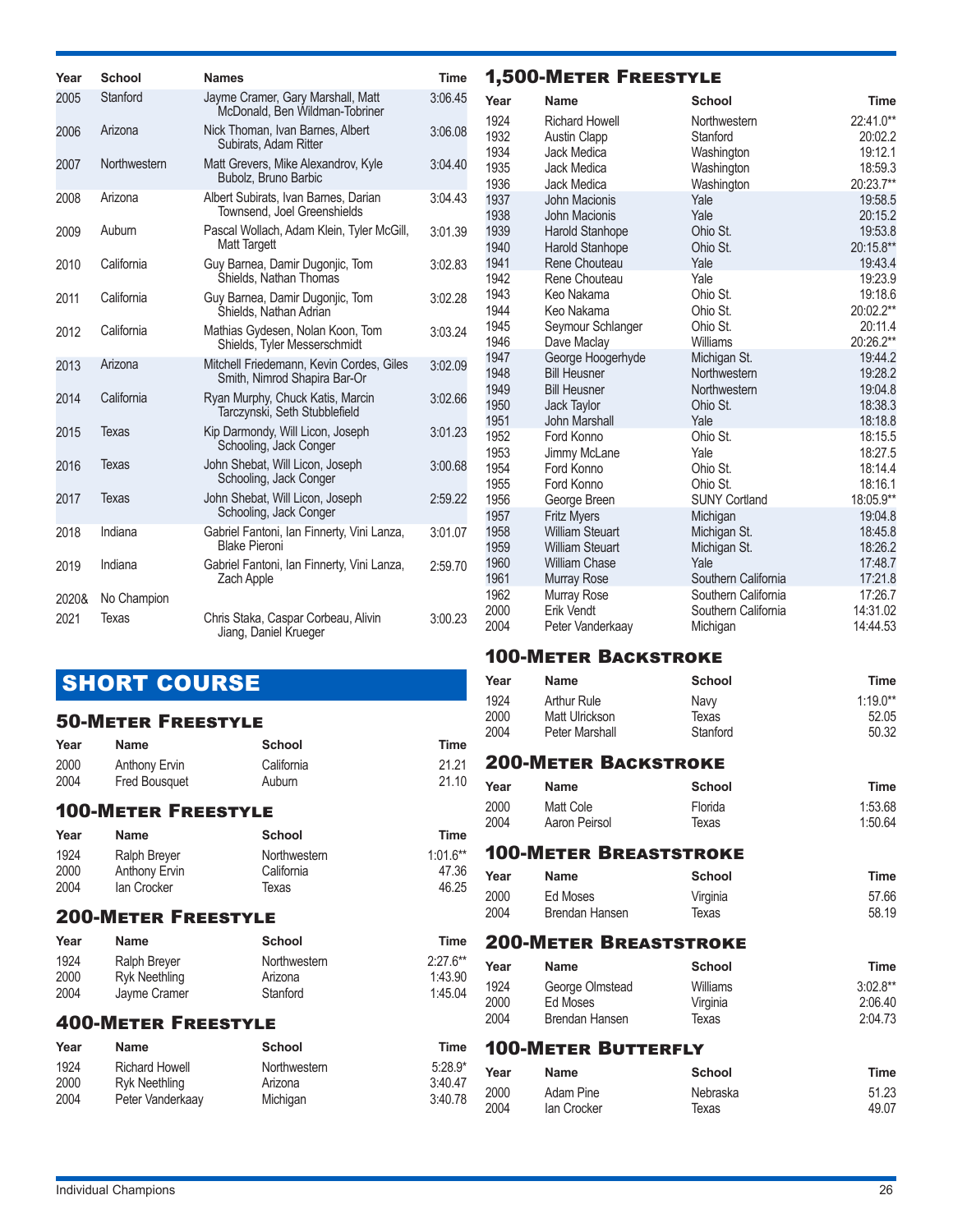| Year | School | Names | Time |
|---|---|---|---|
| 2005 | Stanford | Jayme Cramer, Gary Marshall, Matt McDonald, Ben Wildman-Tobriner | 3:06.45 |
| 2006 | Arizona | Nick Thoman, Ivan Barnes, Albert Subirats, Adam Ritter | 3:06.08 |
| 2007 | Northwestern | Matt Grevers, Mike Alexandrov, Kyle Bubolz, Bruno Barbic | 3:04.40 |
| 2008 | Arizona | Albert Subirats, Ivan Barnes, Darian Townsend, Joel Greenshields | 3:04.43 |
| 2009 | Auburn | Pascal Wollach, Adam Klein, Tyler McGill, Matt Targett | 3:01.39 |
| 2010 | California | Guy Barnea, Damir Dugonjic, Tom Shields, Nathan Thomas | 3:02.83 |
| 2011 | California | Guy Barnea, Damir Dugonjic, Tom Shields, Nathan Adrian | 3:02.28 |
| 2012 | California | Mathias Gydesen, Nolan Koon, Tom Shields, Tyler Messerschmidt | 3:03.24 |
| 2013 | Arizona | Mitchell Friedemann, Kevin Cordes, Giles Smith, Nimrod Shapira Bar-Or | 3:02.09 |
| 2014 | California | Ryan Murphy, Chuck Katis, Marcin Tarczynski, Seth Stubblefield | 3:02.66 |
| 2015 | Texas | Kip Darmondy, Will Licon, Joseph Schooling, Jack Conger | 3:01.23 |
| 2016 | Texas | John Shebat, Will Licon, Joseph Schooling, Jack Conger | 3:00.68 |
| 2017 | Texas | John Shebat, Will Licon, Joseph Schooling, Jack Conger | 2:59.22 |
| 2018 | Indiana | Gabriel Fantoni, Ian Finnerty, Vini Lanza, Blake Pieroni | 3:01.07 |
| 2019 | Indiana | Gabriel Fantoni, Ian Finnerty, Vini Lanza, Zach Apple | 2:59.70 |
| 2020& | No Champion | | |
| 2021 | Texas | Chris Staka, Caspar Corbeau, Alivin Jiang, Daniel Krueger | 3:00.23 |

# SHORT COURSE

## 50-Meter Freestyle

| Year | Name | School | Time |
|---|---|---|---|
| 2000 | Anthony Ervin | California | 21.21 |
| 2004 | Fred Bousquet | Auburn | 21.10 |

## 100-Meter Freestyle

| Year | Name | School | Time |
|---|---|---|---|
| 1924 | Ralph Breyer | Northwestern | 1:01.6** |
| 2000 | Anthony Ervin | California | 47.36 |
| 2004 | Ian Crocker | Texas | 46.25 |

## 200-Meter Freestyle

| Year | Name | School | Time |
|---|---|---|---|
| 1924 | Ralph Breyer | Northwestern | 2:27.6** |
| 2000 | Ryk Neethling | Arizona | 1:43.90 |
| 2004 | Jayme Cramer | Stanford | 1:45.04 |

## 400-Meter Freestyle

| Year | Name | School | Time |
|---|---|---|---|
| 1924 | Richard Howell | Northwestern | 5:28.9* |
| 2000 | Ryk Neethling | Arizona | 3:40.47 |
| 2004 | Peter Vanderkaay | Michigan | 3:40.78 |

## 1,500-Meter Freestyle

| Year | Name | School | Time |
|---|---|---|---|
| 1924 | Richard Howell | Northwestern | 22:41.0** |
| 1932 | Austin Clapp | Stanford | 20:02.2 |
| 1934 | Jack Medica | Washington | 19:12.1 |
| 1935 | Jack Medica | Washington | 18:59.3 |
| 1936 | Jack Medica | Washington | 20:23.7** |
| 1937 | John Macionis | Yale | 19:58.5 |
| 1938 | John Macionis | Yale | 20:15.2 |
| 1939 | Harold Stanhope | Ohio St. | 19:53.8 |
| 1940 | Harold Stanhope | Ohio St. | 20:15.8** |
| 1941 | Rene Chouteau | Yale | 19:43.4 |
| 1942 | Rene Chouteau | Yale | 19:23.9 |
| 1943 | Keo Nakama | Ohio St. | 19:18.6 |
| 1944 | Keo Nakama | Ohio St. | 20:02.2** |
| 1945 | Seymour Schlanger | Ohio St. | 20:11.4 |
| 1946 | Dave Maclay | Williams | 20:26.2** |
| 1947 | George Hoogerhyde | Michigan St. | 19:44.2 |
| 1948 | Bill Heusner | Northwestern | 19:28.2 |
| 1949 | Bill Heusner | Northwestern | 19:04.8 |
| 1950 | Jack Taylor | Ohio St. | 18:38.3 |
| 1951 | John Marshall | Yale | 18:18.8 |
| 1952 | Ford Konno | Ohio St. | 18:15.5 |
| 1953 | Jimmy McLane | Yale | 18:27.5 |
| 1954 | Ford Konno | Ohio St. | 18:14.4 |
| 1955 | Ford Konno | Ohio St. | 18:16.1 |
| 1956 | George Breen | SUNY Cortland | 18:05.9** |
| 1957 | Fritz Myers | Michigan | 19:04.8 |
| 1958 | William Steuart | Michigan St. | 18:45.8 |
| 1959 | William Steuart | Michigan St. | 18:26.2 |
| 1960 | William Chase | Yale | 17:48.7 |
| 1961 | Murray Rose | Southern California | 17:21.8 |
| 1962 | Murray Rose | Southern California | 17:26.7 |
| 2000 | Erik Vendt | Southern California | 14:31.02 |
| 2004 | Peter Vanderkaay | Michigan | 14:44.53 |

## 100-Meter Backstroke

| Year | Name | School | Time |
|---|---|---|---|
| 1924 | Arthur Rule | Navy | 1:19.0** |
| 2000 | Matt Ulrickson | Texas | 52.05 |
| 2004 | Peter Marshall | Stanford | 50.32 |

## 200-Meter Backstroke

| Year | Name | School | Time |
|---|---|---|---|
| 2000 | Matt Cole | Florida | 1:53.68 |
| 2004 | Aaron Peirsol | Texas | 1:50.64 |

## 100-Meter Breaststroke

| Year | Name | School | Time |
|---|---|---|---|
| 2000 | Ed Moses | Virginia | 57.66 |
| 2004 | Brendan Hansen | Texas | 58.19 |

## 200-Meter Breaststroke

| Year | Name | School | Time |
|---|---|---|---|
| 1924 | George Olmstead | Williams | 3:02.8** |
| 2000 | Ed Moses | Virginia | 2:06.40 |
| 2004 | Brendan Hansen | Texas | 2:04.73 |

## 100-Meter Butterfly

| Year | Name | School | Time |
|---|---|---|---|
| 2000 | Adam Pine | Nebraska | 51.23 |
| 2004 | Ian Crocker | Texas | 49.07 |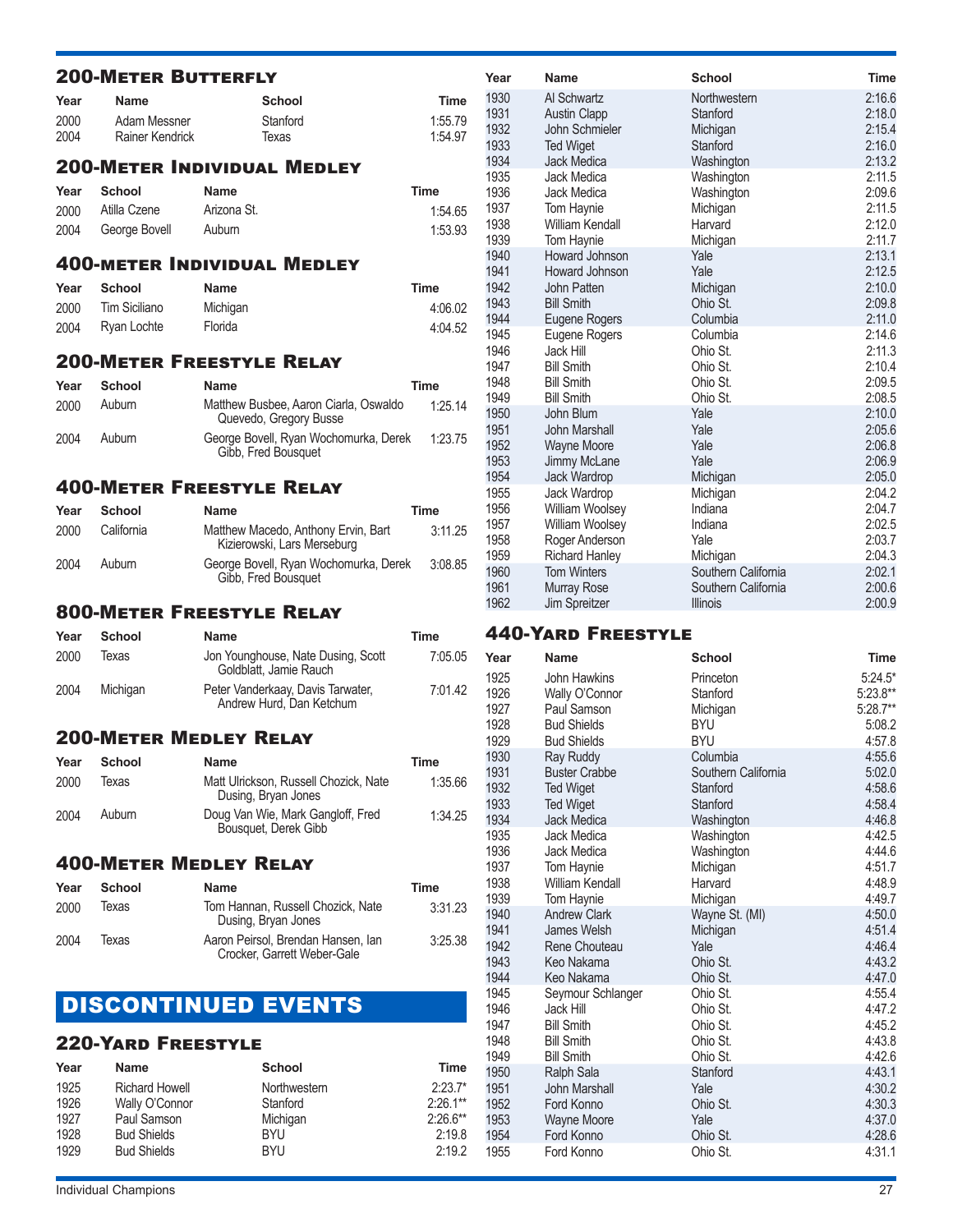## 200-Meter Butterfly

| Year | Name | School | Time |
|---|---|---|---|
| 2000 | Adam Messner | Stanford | 1:55.79 |
| 2004 | Rainer Kendrick | Texas | 1:54.97 |

## 200-Meter Individual Medley

| Year | School | Name | Time |
|---|---|---|---|
| 2000 | Atilla Czene | Arizona St. | 1:54.65 |
| 2004 | George Bovell | Auburn | 1:53.93 |

## 400-meter Individual Medley

| Year | School | Name | Time |
|---|---|---|---|
| 2000 | Tim Siciliano | Michigan | 4:06.02 |
| 2004 | Ryan Lochte | Florida | 4:04.52 |

## 200-Meter Freestyle Relay

| Year | School | Name | Time |
|---|---|---|---|
| 2000 | Auburn | Matthew Busbee, Aaron Ciarla, Oswaldo Quevedo, Gregory Busse | 1:25.14 |
| 2004 | Auburn | George Bovell, Ryan Wochomurka, Derek Gibb, Fred Bousquet | 1:23.75 |

## 400-Meter Freestyle Relay

| Year | School | Name | Time |
|---|---|---|---|
| 2000 | California | Matthew Macedo, Anthony Ervin, Bart Kizierowski, Lars Merseburg | 3:11.25 |
| 2004 | Auburn | George Bovell, Ryan Wochomurka, Derek Gibb, Fred Bousquet | 3:08.85 |

## 800-Meter Freestyle Relay

| Year | School | Name | Time |
|---|---|---|---|
| 2000 | Texas | Jon Younghouse, Nate Dusing, Scott Goldblatt, Jamie Rauch | 7:05.05 |
| 2004 | Michigan | Peter Vanderkaay, Davis Tarwater, Andrew Hurd, Dan Ketchum | 7:01.42 |

## 200-Meter Medley Relay

| Year | School | Name | Time |
|---|---|---|---|
| 2000 | Texas | Matt Ulrickson, Russell Chozick, Nate Dusing, Bryan Jones | 1:35.66 |
| 2004 | Auburn | Doug Van Wie, Mark Gangloff, Fred Bousquet, Derek Gibb | 1:34.25 |

## 400-Meter Medley Relay

| Year | School | Name | Time |
|---|---|---|---|
| 2000 | Texas | Tom Hannan, Russell Chozick, Nate Dusing, Bryan Jones | 3:31.23 |
| 2004 | Texas | Aaron Peirsol, Brendan Hansen, Ian Crocker, Garrett Weber-Gale | 3:25.38 |

# DISCONTINUED EVENTS

## 220-Yard Freestyle

| Year | Name | School | Time |
|---|---|---|---|
| 1925 | Richard Howell | Northwestern | 2:23.7* |
| 1926 | Wally O'Connor | Stanford | 2:26.1** |
| 1927 | Paul Samson | Michigan | 2:26.6** |
| 1928 | Bud Shields | BYU | 2:19.8 |
| 1929 | Bud Shields | BYU | 2:19.2 |
| 1930 | Al Schwartz | Northwestern | 2:16.6 |
| 1931 | Austin Clapp | Stanford | 2:18.0 |
| 1932 | John Schmieler | Michigan | 2:15.4 |
| 1933 | Ted Wiget | Stanford | 2:16.0 |
| 1934 | Jack Medica | Washington | 2:13.2 |
| 1935 | Jack Medica | Washington | 2:11.5 |
| 1936 | Jack Medica | Washington | 2:09.6 |
| 1937 | Tom Haynie | Michigan | 2:11.5 |
| 1938 | William Kendall | Harvard | 2:12.0 |
| 1939 | Tom Haynie | Michigan | 2:11.7 |
| 1940 | Howard Johnson | Yale | 2:13.1 |
| 1941 | Howard Johnson | Yale | 2:12.5 |
| 1942 | John Patten | Michigan | 2:10.0 |
| 1943 | Bill Smith | Ohio St. | 2:09.8 |
| 1944 | Eugene Rogers | Columbia | 2:11.0 |
| 1945 | Eugene Rogers | Columbia | 2:14.6 |
| 1946 | Jack Hill | Ohio St. | 2:11.3 |
| 1947 | Bill Smith | Ohio St. | 2:10.4 |
| 1948 | Bill Smith | Ohio St. | 2:09.5 |
| 1949 | Bill Smith | Ohio St. | 2:08.5 |
| 1950 | John Blum | Yale | 2:10.0 |
| 1951 | John Marshall | Yale | 2:05.6 |
| 1952 | Wayne Moore | Yale | 2:06.8 |
| 1953 | Jimmy McLane | Yale | 2:06.9 |
| 1954 | Jack Wardrop | Michigan | 2:05.0 |
| 1955 | Jack Wardrop | Michigan | 2:04.2 |
| 1956 | William Woolsey | Indiana | 2:04.7 |
| 1957 | William Woolsey | Indiana | 2:02.5 |
| 1958 | Roger Anderson | Yale | 2:03.7 |
| 1959 | Richard Hanley | Michigan | 2:04.3 |
| 1960 | Tom Winters | Southern California | 2:02.1 |
| 1961 | Murray Rose | Southern California | 2:00.6 |
| 1962 | Jim Spreitzer | Illinois | 2:00.9 |

## 440-Yard Freestyle

| Year | Name | School | Time |
|---|---|---|---|
| 1925 | John Hawkins | Princeton | 5:24.5* |
| 1926 | Wally O'Connor | Stanford | 5:23.8** |
| 1927 | Paul Samson | Michigan | 5:28.7** |
| 1928 | Bud Shields | BYU | 5:08.2 |
| 1929 | Bud Shields | BYU | 4:57.8 |
| 1930 | Ray Ruddy | Columbia | 4:55.6 |
| 1931 | Buster Crabbe | Southern California | 5:02.0 |
| 1932 | Ted Wiget | Stanford | 4:58.6 |
| 1933 | Ted Wiget | Stanford | 4:58.4 |
| 1934 | Jack Medica | Washington | 4:46.8 |
| 1935 | Jack Medica | Washington | 4:42.5 |
| 1936 | Jack Medica | Washington | 4:44.6 |
| 1937 | Tom Haynie | Michigan | 4:51.7 |
| 1938 | William Kendall | Harvard | 4:48.9 |
| 1939 | Tom Haynie | Michigan | 4:49.7 |
| 1940 | Andrew Clark | Wayne St. (MI) | 4:50.0 |
| 1941 | James Welsh | Michigan | 4:51.4 |
| 1942 | Rene Chouteau | Yale | 4:46.4 |
| 1943 | Keo Nakama | Ohio St. | 4:43.2 |
| 1944 | Keo Nakama | Ohio St. | 4:47.0 |
| 1945 | Seymour Schlanger | Ohio St. | 4:55.4 |
| 1946 | Jack Hill | Ohio St. | 4:47.2 |
| 1947 | Bill Smith | Ohio St. | 4:45.2 |
| 1948 | Bill Smith | Ohio St. | 4:43.8 |
| 1949 | Bill Smith | Ohio St. | 4:42.6 |
| 1950 | Ralph Sala | Stanford | 4:43.1 |
| 1951 | John Marshall | Yale | 4:30.2 |
| 1952 | Ford Konno | Ohio St. | 4:30.3 |
| 1953 | Wayne Moore | Yale | 4:37.0 |
| 1954 | Ford Konno | Ohio St. | 4:28.6 |
| 1955 | Ford Konno | Ohio St. | 4:31.1 |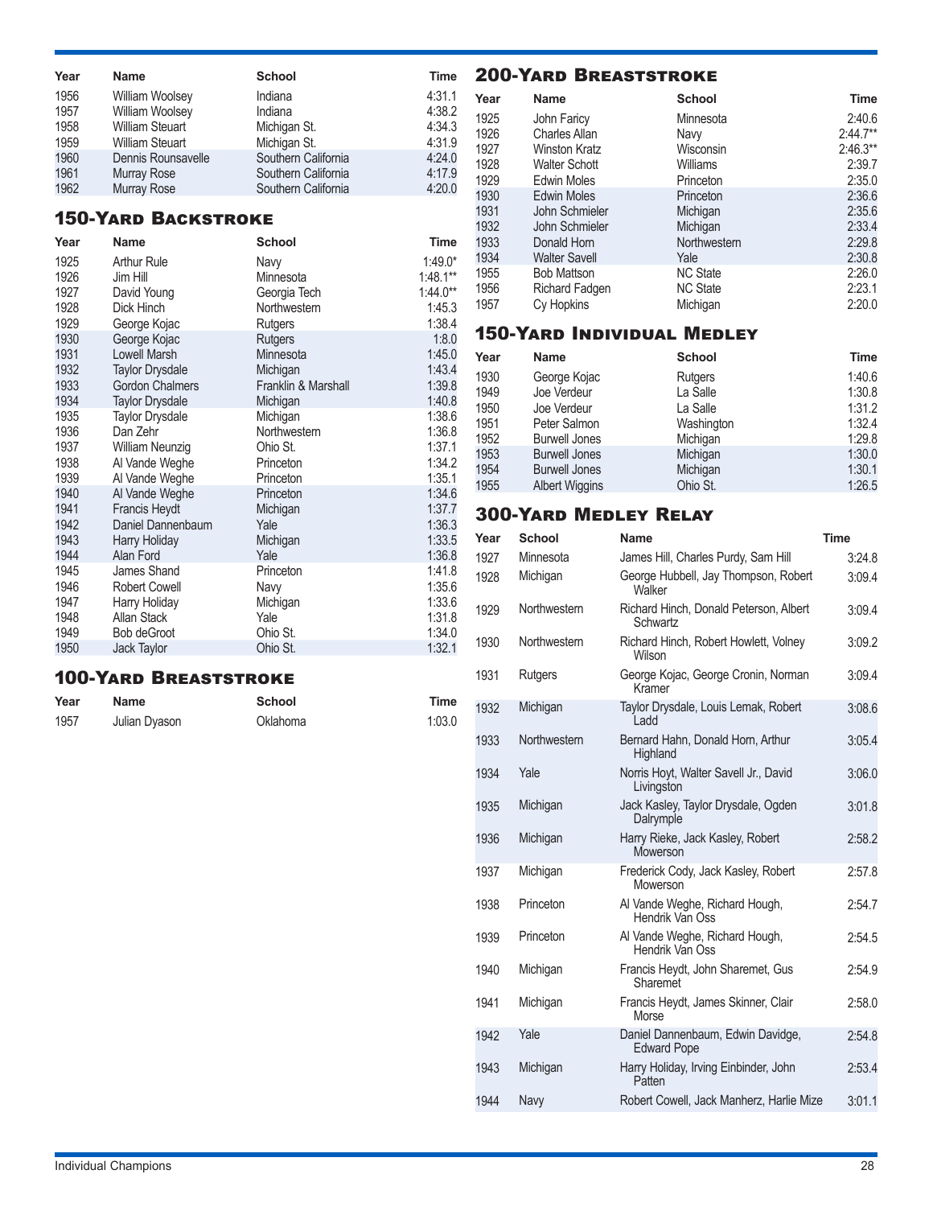| Year | Name | School | Time |
|---|---|---|---|
| 1956 | William Woolsey | Indiana | 4:31.1 |
| 1957 | William Woolsey | Indiana | 4:38.2 |
| 1958 | William Steuart | Michigan St. | 4:34.3 |
| 1959 | William Steuart | Michigan St. | 4:31.9 |
| 1960 | Dennis Rounsavelle | Southern California | 4:24.0 |
| 1961 | Murray Rose | Southern California | 4:17.9 |
| 1962 | Murray Rose | Southern California | 4:20.0 |

## 150-Yard Backstroke

| Year | Name | School | Time |
|---|---|---|---|
| 1925 | Arthur Rule | Navy | 1:49.0* |
| 1926 | Jim Hill | Minnesota | 1:48.1** |
| 1927 | David Young | Georgia Tech | 1:44.0** |
| 1928 | Dick Hinch | Northwestern | 1:45.3 |
| 1929 | George Kojac | Rutgers | 1:38.4 |
| 1930 | George Kojac | Rutgers | 1:8.0 |
| 1931 | Lowell Marsh | Minnesota | 1:45.0 |
| 1932 | Taylor Drysdale | Michigan | 1:43.4 |
| 1933 | Gordon Chalmers | Franklin & Marshall | 1:39.8 |
| 1934 | Taylor Drysdale | Michigan | 1:40.8 |
| 1935 | Taylor Drysdale | Michigan | 1:38.6 |
| 1936 | Dan Zehr | Northwestern | 1:36.8 |
| 1937 | William Neunzig | Ohio St. | 1:37.1 |
| 1938 | Al Vande Weghe | Princeton | 1:34.2 |
| 1939 | Al Vande Weghe | Princeton | 1:35.1 |
| 1940 | Al Vande Weghe | Princeton | 1:34.6 |
| 1941 | Francis Heydt | Michigan | 1:37.7 |
| 1942 | Daniel Dannenbaum | Yale | 1:36.3 |
| 1943 | Harry Holiday | Michigan | 1:33.5 |
| 1944 | Alan Ford | Yale | 1:36.8 |
| 1945 | James Shand | Princeton | 1:41.8 |
| 1946 | Robert Cowell | Navy | 1:35.6 |
| 1947 | Harry Holiday | Michigan | 1:33.6 |
| 1948 | Allan Stack | Yale | 1:31.8 |
| 1949 | Bob deGroot | Ohio St. | 1:34.0 |
| 1950 | Jack Taylor | Ohio St. | 1:32.1 |

## 100-Yard Breaststroke

| Year | Name | School | Time |
|---|---|---|---|
| 1957 | Julian Dyason | Oklahoma | 1:03.0 |

## 200-Yard Breaststroke

| Year | Name | School | Time |
|---|---|---|---|
| 1925 | John Faricy | Minnesota | 2:40.6 |
| 1926 | Charles Allan | Navy | 2:44.7** |
| 1927 | Winston Kratz | Wisconsin | 2:46.3** |
| 1928 | Walter Schott | Williams | 2:39.7 |
| 1929 | Edwin Moles | Princeton | 2:35.0 |
| 1930 | Edwin Moles | Princeton | 2:36.6 |
| 1931 | John Schmieler | Michigan | 2:35.6 |
| 1932 | John Schmieler | Michigan | 2:33.4 |
| 1933 | Donald Horn | Northwestern | 2:29.8 |
| 1934 | Walter Savell | Yale | 2:30.8 |
| 1955 | Bob Mattson | NC State | 2:26.0 |
| 1956 | Richard Fadgen | NC State | 2:23.1 |
| 1957 | Cy Hopkins | Michigan | 2:20.0 |

## 150-Yard Individual Medley

| Year | Name | School | Time |
|---|---|---|---|
| 1930 | George Kojac | Rutgers | 1:40.6 |
| 1949 | Joe Verdeur | La Salle | 1:30.8 |
| 1950 | Joe Verdeur | La Salle | 1:31.2 |
| 1951 | Peter Salmon | Washington | 1:32.4 |
| 1952 | Burwell Jones | Michigan | 1:29.8 |
| 1953 | Burwell Jones | Michigan | 1:30.0 |
| 1954 | Burwell Jones | Michigan | 1:30.1 |
| 1955 | Albert Wiggins | Ohio St. | 1:26.5 |

## 300-Yard Medley Relay

| Year | School | Name | Time |
|---|---|---|---|
| 1927 | Minnesota | James Hill, Charles Purdy, Sam Hill | 3:24.8 |
| 1928 | Michigan | George Hubbell, Jay Thompson, Robert Walker | 3:09.4 |
| 1929 | Northwestern | Richard Hinch, Donald Peterson, Albert Schwartz | 3:09.4 |
| 1930 | Northwestern | Richard Hinch, Robert Howlett, Volney Wilson | 3:09.2 |
| 1931 | Rutgers | George Kojac, George Cronin, Norman Kramer | 3:09.4 |
| 1932 | Michigan | Taylor Drysdale, Louis Lemak, Robert Ladd | 3:08.6 |
| 1933 | Northwestern | Bernard Hahn, Donald Horn, Arthur Highland | 3:05.4 |
| 1934 | Yale | Norris Hoyt, Walter Savell Jr., David Livingston | 3:06.0 |
| 1935 | Michigan | Jack Kasley, Taylor Drysdale, Ogden Dalrymple | 3:01.8 |
| 1936 | Michigan | Harry Rieke, Jack Kasley, Robert Mowerson | 2:58.2 |
| 1937 | Michigan | Frederick Cody, Jack Kasley, Robert Mowerson | 2:57.8 |
| 1938 | Princeton | Al Vande Weghe, Richard Hough, Hendrik Van Oss | 2:54.7 |
| 1939 | Princeton | Al Vande Weghe, Richard Hough, Hendrik Van Oss | 2:54.5 |
| 1940 | Michigan | Francis Heydt, John Sharemet, Gus Sharemet | 2:54.9 |
| 1941 | Michigan | Francis Heydt, James Skinner, Clair Morse | 2:58.0 |
| 1942 | Yale | Daniel Dannenbaum, Edwin Davidge, Edward Pope | 2:54.8 |
| 1943 | Michigan | Harry Holiday, Irving Einbinder, John Patten | 2:53.4 |
| 1944 | Navy | Robert Cowell, Jack Manherz, Harlie Mize | 3:01.1 |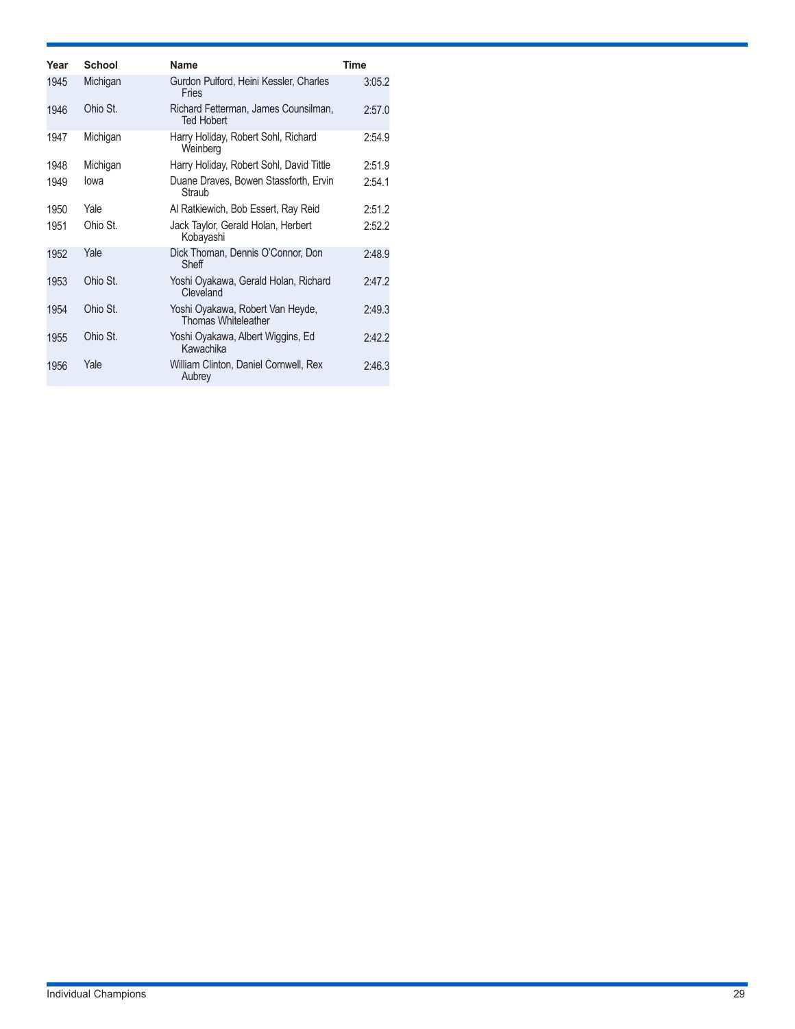| Year | School | Name | Time |
|---|---|---|---|
| 1945 | Michigan | Gurdon Pulford, Heini Kessler, Charles Fries | 3:05.2 |
| 1946 | Ohio St. | Richard Fetterman, James Counsilman, Ted Hobert | 2:57.0 |
| 1947 | Michigan | Harry Holiday, Robert Sohl, Richard Weinberg | 2:54.9 |
| 1948 | Michigan | Harry Holiday, Robert Sohl, David Tittle | 2:51.9 |
| 1949 | Iowa | Duane Draves, Bowen Stassforth, Ervin Straub | 2:54.1 |
| 1950 | Yale | Al Ratkiewich, Bob Essert, Ray Reid | 2:51.2 |
| 1951 | Ohio St. | Jack Taylor, Gerald Holan, Herbert Kobayashi | 2:52.2 |
| 1952 | Yale | Dick Thoman, Dennis O'Connor, Don Sheff | 2:48.9 |
| 1953 | Ohio St. | Yoshi Oyakawa, Gerald Holan, Richard Cleveland | 2:47.2 |
| 1954 | Ohio St. | Yoshi Oyakawa, Robert Van Heyde, Thomas Whiteleather | 2:49.3 |
| 1955 | Ohio St. | Yoshi Oyakawa, Albert Wiggins, Ed Kawachika | 2:42.2 |
| 1956 | Yale | William Clinton, Daniel Cornwell, Rex Aubrey | 2:46.3 |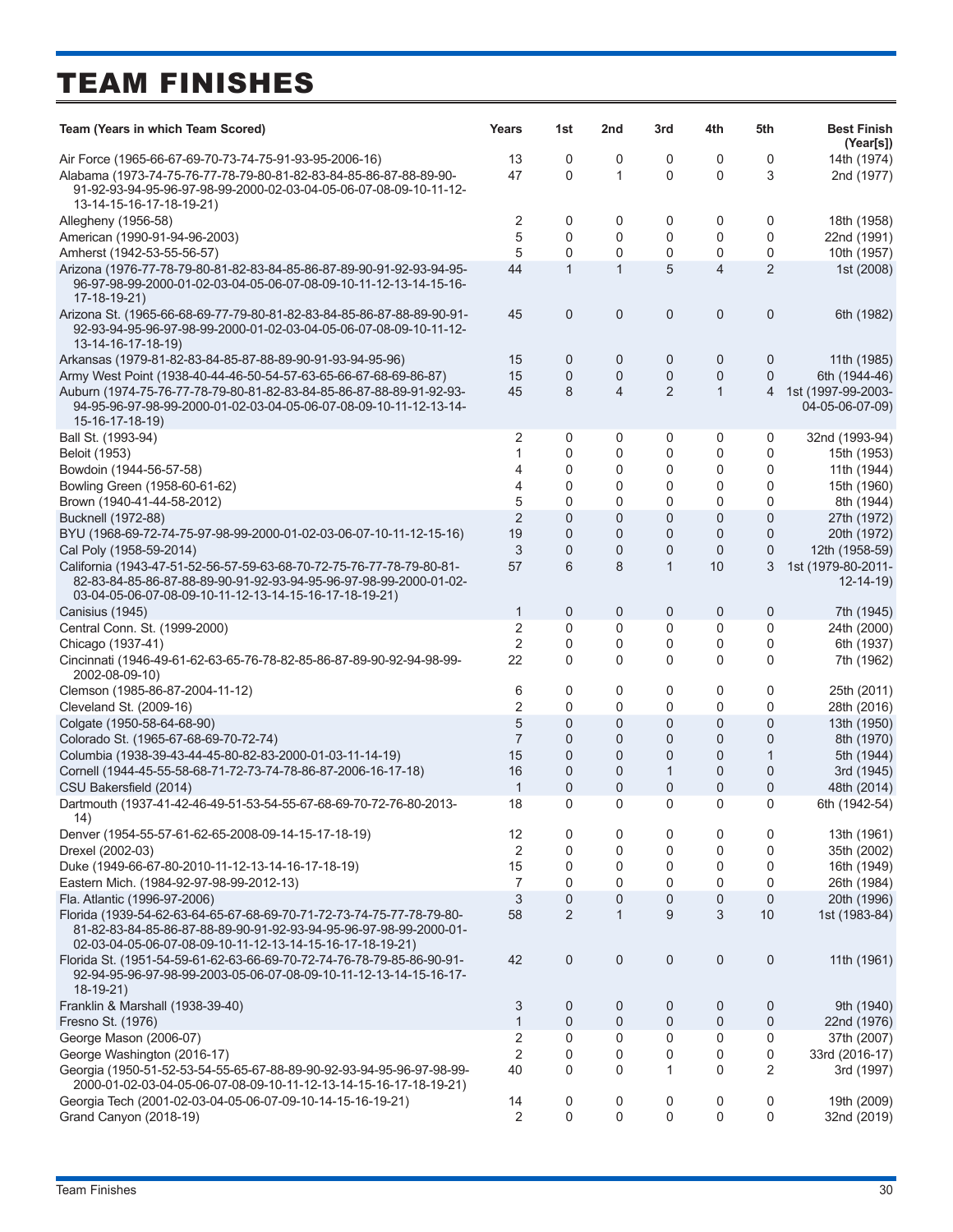# TEAM FINISHES

| Team (Years in which Team Scored) | Years | 1st | 2nd | 3rd | 4th | 5th | Best Finish (Year[s]) |
|---|---|---|---|---|---|---|---|
| Air Force (1965-66-67-69-70-73-74-75-91-93-95-2006-16) | 13 | 0 | 0 | 0 | 0 | 0 | 14th (1974) |
| Alabama (1973-74-75-76-77-78-79-80-81-82-83-84-85-86-87-88-89-90-91-92-93-94-95-96-97-98-99-2000-02-03-04-05-06-07-08-09-10-11-12-13-14-15-16-17-18-19-21) | 47 | 0 | 1 | 0 | 0 | 3 | 2nd (1977) |
| Allegheny (1956-58) | 2 | 0 | 0 | 0 | 0 | 0 | 18th (1958) |
| American (1990-91-94-96-2003) | 5 | 0 | 0 | 0 | 0 | 0 | 22nd (1991) |
| Amherst (1942-53-55-56-57) | 5 | 0 | 0 | 0 | 0 | 0 | 10th (1957) |
| Arizona (1976-77-78-79-80-81-82-83-84-85-86-87-89-90-91-92-93-94-95-96-97-98-99-2000-01-02-03-04-05-06-07-08-09-10-11-12-13-14-15-16-17-18-19-21) | 44 | 1 | 1 | 5 | 4 | 2 | 1st (2008) |
| Arizona St. (1965-66-68-69-77-79-80-81-82-83-84-85-86-87-88-89-90-91-92-93-94-95-96-97-98-99-2000-01-02-03-04-05-06-07-08-09-10-11-12-13-14-16-17-18-19) | 45 | 0 | 0 | 0 | 0 | 0 | 6th (1982) |
| Arkansas (1979-81-82-83-84-85-87-88-89-90-91-93-94-95-96) | 15 | 0 | 0 | 0 | 0 | 0 | 11th (1985) |
| Army West Point (1938-40-44-46-50-54-57-63-65-66-67-68-69-86-87) | 15 | 0 | 0 | 0 | 0 | 0 | 6th (1944-46) |
| Auburn (1974-75-76-77-78-79-80-81-82-83-84-85-86-87-88-89-91-92-93-94-95-96-97-98-99-2000-01-02-03-04-05-06-07-08-09-10-11-12-13-14-15-16-17-18-19) | 45 | 8 | 4 | 2 | 1 | 4 | 1st (1997-99-2003-04-05-06-07-09) |
| Ball St. (1993-94) | 2 | 0 | 0 | 0 | 0 | 0 | 32nd (1993-94) |
| Beloit (1953) | 1 | 0 | 0 | 0 | 0 | 0 | 15th (1953) |
| Bowdoin (1944-56-57-58) | 4 | 0 | 0 | 0 | 0 | 0 | 11th (1944) |
| Bowling Green (1958-60-61-62) | 4 | 0 | 0 | 0 | 0 | 0 | 15th (1960) |
| Brown (1940-41-44-58-2012) | 5 | 0 | 0 | 0 | 0 | 0 | 8th (1944) |
| Bucknell (1972-88) | 2 | 0 | 0 | 0 | 0 | 0 | 27th (1972) |
| BYU (1968-69-72-74-75-97-98-99-2000-01-02-03-06-07-10-11-12-15-16) | 19 | 0 | 0 | 0 | 0 | 0 | 20th (1972) |
| Cal Poly (1958-59-2014) | 3 | 0 | 0 | 0 | 0 | 0 | 12th (1958-59) |
| California (1943-47-51-52-56-57-59-63-68-70-72-75-76-77-78-79-80-81-82-83-84-85-86-87-88-89-90-91-92-93-94-95-96-97-98-99-2000-01-02-03-04-05-06-07-08-09-10-11-12-13-14-15-16-17-18-19-21) | 57 | 6 | 8 | 1 | 10 | 3 | 1st (1979-80-2011-12-14-19) |
| Canisius (1945) | 1 | 0 | 0 | 0 | 0 | 0 | 7th (1945) |
| Central Conn. St. (1999-2000) | 2 | 0 | 0 | 0 | 0 | 0 | 24th (2000) |
| Chicago (1937-41) | 2 | 0 | 0 | 0 | 0 | 0 | 6th (1937) |
| Cincinnati (1946-49-61-62-63-65-76-78-82-85-86-87-89-90-92-94-98-99-2002-08-09-10) | 22 | 0 | 0 | 0 | 0 | 0 | 7th (1962) |
| Clemson (1985-86-87-2004-11-12) | 6 | 0 | 0 | 0 | 0 | 0 | 25th (2011) |
| Cleveland St. (2009-16) | 2 | 0 | 0 | 0 | 0 | 0 | 28th (2016) |
| Colgate (1950-58-64-68-90) | 5 | 0 | 0 | 0 | 0 | 0 | 13th (1950) |
| Colorado St. (1965-67-68-69-70-72-74) | 7 | 0 | 0 | 0 | 0 | 0 | 8th (1970) |
| Columbia (1938-39-43-44-45-80-82-83-2000-01-03-11-14-19) | 15 | 0 | 0 | 0 | 0 | 1 | 5th (1944) |
| Cornell (1944-45-55-58-68-71-72-73-74-78-86-87-2006-16-17-18) | 16 | 0 | 0 | 1 | 0 | 0 | 3rd (1945) |
| CSU Bakersfield (2014) | 1 | 0 | 0 | 0 | 0 | 0 | 48th (2014) |
| Dartmouth (1937-41-42-46-49-51-53-54-55-67-68-69-70-72-76-80-2013-14) | 18 | 0 | 0 | 0 | 0 | 0 | 6th (1942-54) |
| Denver (1954-55-57-61-62-65-2008-09-14-15-17-18-19) | 12 | 0 | 0 | 0 | 0 | 0 | 13th (1961) |
| Drexel (2002-03) | 2 | 0 | 0 | 0 | 0 | 0 | 35th (2002) |
| Duke (1949-66-67-80-2010-11-12-13-14-16-17-18-19) | 15 | 0 | 0 | 0 | 0 | 0 | 16th (1949) |
| Eastern Mich. (1984-92-97-98-99-2012-13) | 7 | 0 | 0 | 0 | 0 | 0 | 26th (1984) |
| Fla. Atlantic (1996-97-2006) | 3 | 0 | 0 | 0 | 0 | 0 | 20th (1996) |
| Florida (1939-54-62-63-64-65-67-68-69-70-71-72-73-74-75-77-78-79-80-81-82-83-84-85-86-87-88-89-90-91-92-93-94-95-96-97-98-99-2000-01-02-03-04-05-06-07-08-09-10-11-12-13-14-15-16-17-18-19-21) | 58 | 2 | 1 | 9 | 3 | 10 | 1st (1983-84) |
| Florida St. (1951-54-59-61-62-63-66-69-70-72-74-76-78-79-85-86-90-91-92-94-95-96-97-98-99-2003-05-06-07-08-09-10-11-12-13-14-15-16-17-18-19-21) | 42 | 0 | 0 | 0 | 0 | 0 | 11th (1961) |
| Franklin & Marshall (1938-39-40) | 3 | 0 | 0 | 0 | 0 | 0 | 9th (1940) |
| Fresno St. (1976) | 1 | 0 | 0 | 0 | 0 | 0 | 22nd (1976) |
| George Mason (2006-07) | 2 | 0 | 0 | 0 | 0 | 0 | 37th (2007) |
| George Washington (2016-17) | 2 | 0 | 0 | 0 | 0 | 0 | 33rd (2016-17) |
| Georgia (1950-51-52-53-54-55-65-67-88-89-90-92-93-94-95-96-97-98-99-2000-01-02-03-04-05-06-07-08-09-10-11-12-13-14-15-16-17-18-19-21) | 40 | 0 | 0 | 1 | 0 | 2 | 3rd (1997) |
| Georgia Tech (2001-02-03-04-05-06-07-09-10-14-15-16-19-21) | 14 | 0 | 0 | 0 | 0 | 0 | 19th (2009) |
| Grand Canyon (2018-19) | 2 | 0 | 0 | 0 | 0 | 0 | 32nd (2019) |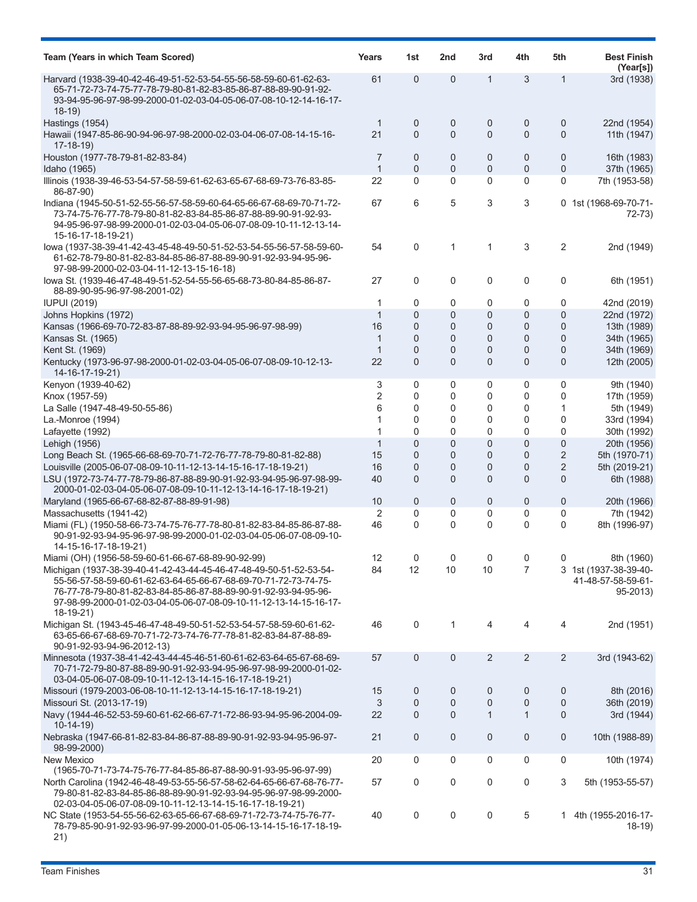| Team (Years in which Team Scored) | Years | 1st | 2nd | 3rd | 4th | 5th | Best Finish (Year[s]) |
|---|---|---|---|---|---|---|---|
| Harvard (1938-39-40-42-46-49-51-52-53-54-55-56-58-59-60-61-62-63-65-71-72-73-74-75-77-78-79-80-81-82-83-85-86-87-88-89-90-91-92-93-94-95-96-97-98-99-2000-01-02-03-04-05-06-07-08-10-12-14-16-17-18-19) | 61 | 0 | 0 | 1 | 3 | 1 | 3rd (1938) |
| Hastings (1954) | 1 | 0 | 0 | 0 | 0 | 0 | 22nd (1954) |
| Hawaii (1947-85-86-90-94-96-97-98-2000-02-03-04-06-07-08-14-15-16-17-18-19) | 21 | 0 | 0 | 0 | 0 | 0 | 11th (1947) |
| Houston (1977-78-79-81-82-83-84) | 7 | 0 | 0 | 0 | 0 | 0 | 16th (1983) |
| Idaho (1965) | 1 | 0 | 0 | 0 | 0 | 0 | 37th (1965) |
| Illinois (1938-39-46-53-54-57-58-59-61-62-63-65-67-68-69-73-76-83-85-86-87-90) | 22 | 0 | 0 | 0 | 0 | 0 | 7th (1953-58) |
| Indiana (1945-50-51-52-55-56-57-58-59-60-64-65-66-67-68-69-70-71-72-73-74-75-76-77-78-79-80-81-82-83-84-85-86-87-88-89-90-91-92-93-94-95-96-97-98-99-2000-01-02-03-04-05-06-07-08-09-10-11-12-13-14-15-16-17-18-19-21) | 67 | 6 | 5 | 3 | 3 | 0 | 1st (1968-69-70-71-72-73) |
| Iowa (1937-38-39-41-42-43-45-48-49-50-51-52-53-54-55-56-57-58-59-60-61-62-78-79-80-81-82-83-84-85-86-87-88-89-90-91-92-93-94-95-96-97-98-99-2000-02-03-04-11-12-13-15-16-18) | 54 | 0 | 1 | 1 | 3 | 2 | 2nd (1949) |
| Iowa St. (1939-46-47-48-49-51-52-54-55-56-65-68-73-80-84-85-86-87-88-89-90-95-96-97-98-2001-02) | 27 | 0 | 0 | 0 | 0 | 0 | 6th (1951) |
| IUPUI (2019) | 1 | 0 | 0 | 0 | 0 | 0 | 42nd (2019) |
| Johns Hopkins (1972) | 1 | 0 | 0 | 0 | 0 | 0 | 22nd (1972) |
| Kansas (1966-69-70-72-83-87-88-89-92-93-94-95-96-97-98-99) | 16 | 0 | 0 | 0 | 0 | 0 | 13th (1989) |
| Kansas St. (1965) | 1 | 0 | 0 | 0 | 0 | 0 | 34th (1965) |
| Kent St. (1969) | 1 | 0 | 0 | 0 | 0 | 0 | 34th (1969) |
| Kentucky (1973-96-97-98-2000-01-02-03-04-05-06-07-08-09-10-12-13-14-16-17-19-21) | 22 | 0 | 0 | 0 | 0 | 0 | 12th (2005) |
| Kenyon (1939-40-62) | 3 | 0 | 0 | 0 | 0 | 0 | 9th (1940) |
| Knox (1957-59) | 2 | 0 | 0 | 0 | 0 | 0 | 17th (1959) |
| La Salle (1947-48-49-50-55-86) | 6 | 0 | 0 | 0 | 0 | 1 | 5th (1949) |
| La.-Monroe (1994) | 1 | 0 | 0 | 0 | 0 | 0 | 33rd (1994) |
| Lafayette (1992) | 1 | 0 | 0 | 0 | 0 | 0 | 30th (1992) |
| Lehigh (1956) | 1 | 0 | 0 | 0 | 0 | 0 | 20th (1956) |
| Long Beach St. (1965-66-68-69-70-71-72-76-77-78-79-80-81-82-88) | 15 | 0 | 0 | 0 | 0 | 2 | 5th (1970-71) |
| Louisville (2005-06-07-08-09-10-11-12-13-14-15-16-17-18-19-21) | 16 | 0 | 0 | 0 | 0 | 2 | 5th (2019-21) |
| LSU (1972-73-74-77-78-79-86-87-88-89-90-91-92-93-94-95-96-97-98-99-2000-01-02-03-04-05-06-07-08-09-10-11-12-13-14-16-17-18-19-21) | 40 | 0 | 0 | 0 | 0 | 0 | 6th (1988) |
| Maryland (1965-66-67-68-82-87-88-89-91-98) | 10 | 0 | 0 | 0 | 0 | 0 | 20th (1966) |
| Massachusetts (1941-42) | 2 | 0 | 0 | 0 | 0 | 0 | 7th (1942) |
| Miami (FL) (1950-58-66-73-74-75-76-77-78-80-81-82-83-84-85-86-87-88-90-91-92-93-94-95-96-97-98-99-2000-01-02-03-04-05-06-07-08-09-10-14-15-16-17-18-19-21) | 46 | 0 | 0 | 0 | 0 | 0 | 8th (1996-97) |
| Miami (OH) (1956-58-59-60-61-66-67-68-89-90-92-99) | 12 | 0 | 0 | 0 | 0 | 0 | 8th (1960) |
| Michigan (1937-38-39-40-41-42-43-44-45-46-47-48-49-50-51-52-53-54-55-56-57-58-59-60-61-62-63-64-65-66-67-68-69-70-71-72-73-74-75-76-77-78-79-80-81-82-83-84-85-86-87-88-89-90-91-92-93-94-95-96-97-98-99-2000-01-02-03-04-05-06-07-08-09-10-11-12-13-14-15-16-17-18-19-21) | 84 | 12 | 10 | 10 | 7 | 3 | 1st (1937-38-39-40-41-48-57-58-59-61-95-2013) |
| Michigan St. (1943-45-46-47-48-49-50-51-52-53-54-57-58-59-60-61-62-63-65-66-67-68-69-70-71-72-73-74-76-77-78-81-82-83-84-87-88-89-90-91-92-93-94-96-2012-13) | 46 | 0 | 1 | 4 | 4 | 4 | 2nd (1951) |
| Minnesota (1937-38-41-42-43-44-45-46-51-60-61-62-63-64-65-67-68-69-70-71-72-79-80-87-88-89-90-91-92-93-94-95-96-97-98-99-2000-01-02-03-04-05-06-07-08-09-10-11-12-13-14-15-16-17-18-19-21) | 57 | 0 | 0 | 2 | 2 | 2 | 3rd (1943-62) |
| Missouri (1979-2003-06-08-10-11-12-13-14-15-16-17-18-19-21) | 15 | 0 | 0 | 0 | 0 | 0 | 8th (2016) |
| Missouri St. (2013-17-19) | 3 | 0 | 0 | 0 | 0 | 0 | 36th (2019) |
| Navy (1944-46-52-53-59-60-61-62-66-67-71-72-86-93-94-95-96-2004-09-10-14-19) | 22 | 0 | 0 | 1 | 1 | 0 | 3rd (1944) |
| Nebraska (1947-66-81-82-83-84-86-87-88-89-90-91-92-93-94-95-96-97-98-99-2000) | 21 | 0 | 0 | 0 | 0 | 0 | 10th (1988-89) |
| New Mexico (1965-70-71-73-74-75-76-77-84-85-86-87-88-90-91-93-95-96-97-99) | 20 | 0 | 0 | 0 | 0 | 0 | 10th (1974) |
| North Carolina (1942-46-48-49-53-55-56-57-58-62-64-65-66-67-68-76-77-79-80-81-82-83-84-85-86-88-89-90-91-92-93-94-95-96-97-98-99-2000-02-03-04-05-06-07-08-09-10-11-12-13-14-15-16-17-18-19-21) | 57 | 0 | 0 | 0 | 0 | 3 | 5th (1953-55-57) |
| NC State (1953-54-55-56-62-63-65-66-67-68-69-71-72-73-74-75-76-77-78-79-85-90-91-92-93-96-97-99-2000-01-05-06-13-14-15-16-17-18-19-21) | 40 | 0 | 0 | 0 | 5 | 1 | 4th (1955-2016-17-18-19) |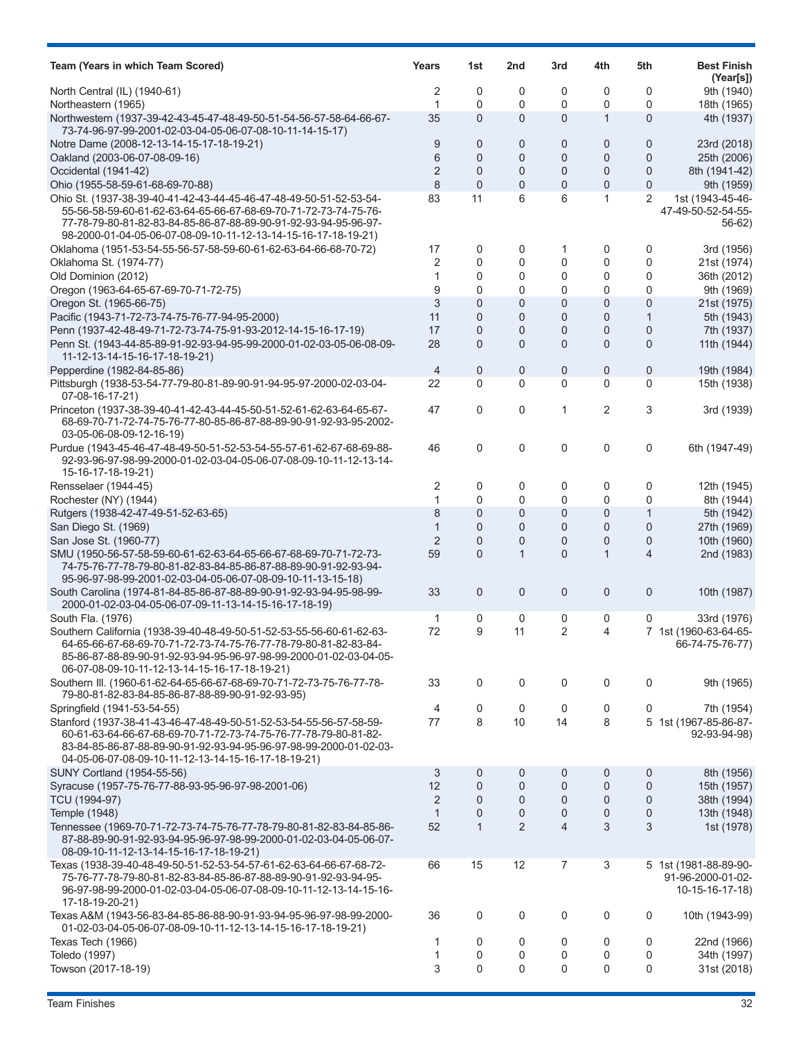| Team (Years in which Team Scored) | Years | 1st | 2nd | 3rd | 4th | 5th | Best Finish (Year[s]) |
|---|---|---|---|---|---|---|---|
| North Central (IL) (1940-61) | 2 | 0 | 0 | 0 | 0 | 0 | 9th (1940) |
| Northeastern (1965) | 1 | 0 | 0 | 0 | 0 | 0 | 18th (1965) |
| Northwestern (1937-39-42-43-45-47-48-49-50-51-54-56-57-58-64-66-67-73-74-96-97-99-2001-02-03-04-05-06-07-08-10-11-14-15-17) | 35 | 0 | 0 | 0 | 1 | 0 | 4th (1937) |
| Notre Dame (2008-12-13-14-15-17-18-19-21) | 9 | 0 | 0 | 0 | 0 | 0 | 23rd (2018) |
| Oakland (2003-06-07-08-09-16) | 6 | 0 | 0 | 0 | 0 | 0 | 25th (2006) |
| Occidental (1941-42) | 2 | 0 | 0 | 0 | 0 | 0 | 8th (1941-42) |
| Ohio (1955-58-59-61-68-69-70-88) | 8 | 0 | 0 | 0 | 0 | 0 | 9th (1959) |
| Ohio St. (1937-38-39-40-41-42-43-44-45-46-47-48-49-50-51-52-53-54-55-56-58-59-60-61-62-63-64-65-66-67-68-69-70-71-72-73-74-75-76-77-78-79-80-81-82-83-84-85-86-87-88-89-90-91-92-93-94-95-96-97-98-2000-01-04-05-06-07-08-09-10-11-12-13-14-15-16-17-18-19-21) | 83 | 11 | 6 | 6 | 1 | 2 | 1st (1943-45-46-47-49-50-52-54-55-56-62) |
| Oklahoma (1951-53-54-55-56-57-58-59-60-61-62-63-64-66-68-70-72) | 17 | 0 | 0 | 1 | 0 | 0 | 3rd (1956) |
| Oklahoma St. (1974-77) | 2 | 0 | 0 | 0 | 0 | 0 | 21st (1974) |
| Old Dominion (2012) | 1 | 0 | 0 | 0 | 0 | 0 | 36th (2012) |
| Oregon (1963-64-65-67-69-70-71-72-75) | 9 | 0 | 0 | 0 | 0 | 0 | 9th (1969) |
| Oregon St. (1965-66-75) | 3 | 0 | 0 | 0 | 0 | 0 | 21st (1975) |
| Pacific (1943-71-72-73-74-75-76-77-94-95-2000) | 11 | 0 | 0 | 0 | 0 | 1 | 5th (1943) |
| Penn (1937-42-48-49-71-72-73-74-75-91-93-2012-14-15-16-17-19) | 17 | 0 | 0 | 0 | 0 | 0 | 7th (1937) |
| Penn St. (1943-44-85-89-91-92-93-94-95-99-2000-01-02-03-05-06-08-09-11-12-13-14-15-16-17-18-19-21) | 28 | 0 | 0 | 0 | 0 | 0 | 11th (1944) |
| Pepperdine (1982-84-85-86) | 4 | 0 | 0 | 0 | 0 | 0 | 19th (1984) |
| Pittsburgh (1938-53-54-77-79-80-81-89-90-91-94-95-97-2000-02-03-04-07-08-16-17-21) | 22 | 0 | 0 | 0 | 0 | 0 | 15th (1938) |
| Princeton (1937-38-39-40-41-42-43-44-45-50-51-52-61-62-63-64-65-67-68-69-70-71-72-74-75-76-77-80-85-86-87-88-89-90-91-92-93-95-2002-03-05-06-08-09-12-16-19) | 47 | 0 | 0 | 1 | 2 | 3 | 3rd (1939) |
| Purdue (1943-45-46-47-48-49-50-51-52-53-54-55-57-61-62-67-68-69-88-92-93-96-97-98-99-2000-01-02-03-04-05-06-07-08-09-10-11-12-13-14-15-16-17-18-19-21) | 46 | 0 | 0 | 0 | 0 | 0 | 6th (1947-49) |
| Rensselaer (1944-45) | 2 | 0 | 0 | 0 | 0 | 0 | 12th (1945) |
| Rochester (NY) (1944) | 1 | 0 | 0 | 0 | 0 | 0 | 8th (1944) |
| Rutgers (1938-42-47-49-51-52-63-65) | 8 | 0 | 0 | 0 | 0 | 1 | 5th (1942) |
| San Diego St. (1969) | 1 | 0 | 0 | 0 | 0 | 0 | 27th (1969) |
| San Jose St. (1960-77) | 2 | 0 | 0 | 0 | 0 | 0 | 10th (1960) |
| SMU (1950-56-57-58-59-60-61-62-63-64-65-66-67-68-69-70-71-72-73-74-75-76-77-78-79-80-81-82-83-84-85-86-87-88-89-90-91-92-93-94-95-96-97-98-99-2001-02-03-04-05-06-07-08-09-10-11-13-15-18) | 59 | 0 | 1 | 0 | 1 | 4 | 2nd (1983) |
| South Carolina (1974-81-84-85-86-87-88-89-90-91-92-93-94-95-98-99-2000-01-02-03-04-05-06-07-09-11-13-14-15-16-17-18-19) | 33 | 0 | 0 | 0 | 0 | 0 | 10th (1987) |
| South Fla. (1976) | 1 | 0 | 0 | 0 | 0 | 0 | 33rd (1976) |
| Southern California (1938-39-40-48-49-50-51-52-53-55-56-60-61-62-63-64-65-66-67-68-69-70-71-72-73-74-75-76-77-78-79-80-81-82-83-84-85-86-87-88-89-90-91-92-93-94-95-96-97-98-99-2000-01-02-03-04-05-06-07-08-09-10-11-12-13-14-15-16-17-18-19-21) | 72 | 9 | 11 | 2 | 4 | 7 | 1st (1960-63-64-65-66-74-75-76-77) |
| Southern Ill. (1960-61-62-64-65-66-67-68-69-70-71-72-73-75-76-77-78-79-80-81-82-83-84-85-86-87-88-89-90-91-92-93-95) | 33 | 0 | 0 | 0 | 0 | 0 | 9th (1965) |
| Springfield (1941-53-54-55) | 4 | 0 | 0 | 0 | 0 | 0 | 7th (1954) |
| Stanford (1937-38-41-43-46-47-48-49-50-51-52-53-54-55-56-57-58-59-60-61-63-64-66-67-68-69-70-71-72-73-74-75-76-77-78-79-80-81-82-83-84-85-86-87-88-89-90-91-92-93-94-95-96-97-98-99-2000-01-02-03-04-05-06-07-08-09-10-11-12-13-14-15-16-17-18-19-21) | 77 | 8 | 10 | 14 | 8 | 5 | 1st (1967-85-86-87-92-93-94-98) |
| SUNY Cortland (1954-55-56) | 3 | 0 | 0 | 0 | 0 | 0 | 8th (1956) |
| Syracuse (1957-75-76-77-88-93-95-96-97-98-2001-06) | 12 | 0 | 0 | 0 | 0 | 0 | 15th (1957) |
| TCU (1994-97) | 2 | 0 | 0 | 0 | 0 | 0 | 38th (1994) |
| Temple (1948) | 1 | 0 | 0 | 0 | 0 | 0 | 13th (1948) |
| Tennessee (1969-70-71-72-73-74-75-76-77-78-79-80-81-82-83-84-85-86-87-88-89-90-91-92-93-94-95-96-97-98-99-2000-01-02-03-04-05-06-07-08-09-10-11-12-13-14-15-16-17-18-19-21) | 52 | 1 | 2 | 4 | 3 | 3 | 1st (1978) |
| Texas (1938-39-40-48-49-50-51-52-53-54-57-61-62-63-64-66-67-68-72-75-76-77-78-79-80-81-82-83-84-85-86-87-88-89-90-91-92-93-94-95-96-97-98-99-2000-01-02-03-04-05-06-07-08-09-10-11-12-13-14-15-16-17-18-19-20-21) | 66 | 15 | 12 | 7 | 3 | 5 | 1st (1981-88-89-90-91-96-2000-01-02-10-15-16-17-18) |
| Texas A&M (1943-56-83-84-85-86-88-90-91-93-94-95-96-97-98-99-2000-01-02-03-04-05-06-07-08-09-10-11-12-13-14-15-16-17-18-19-21) | 36 | 0 | 0 | 0 | 0 | 0 | 10th (1943-99) |
| Texas Tech (1966) | 1 | 0 | 0 | 0 | 0 | 0 | 22nd (1966) |
| Toledo (1997) | 1 | 0 | 0 | 0 | 0 | 0 | 34th (1997) |
| Towson (2017-18-19) | 3 | 0 | 0 | 0 | 0 | 0 | 31st (2018) |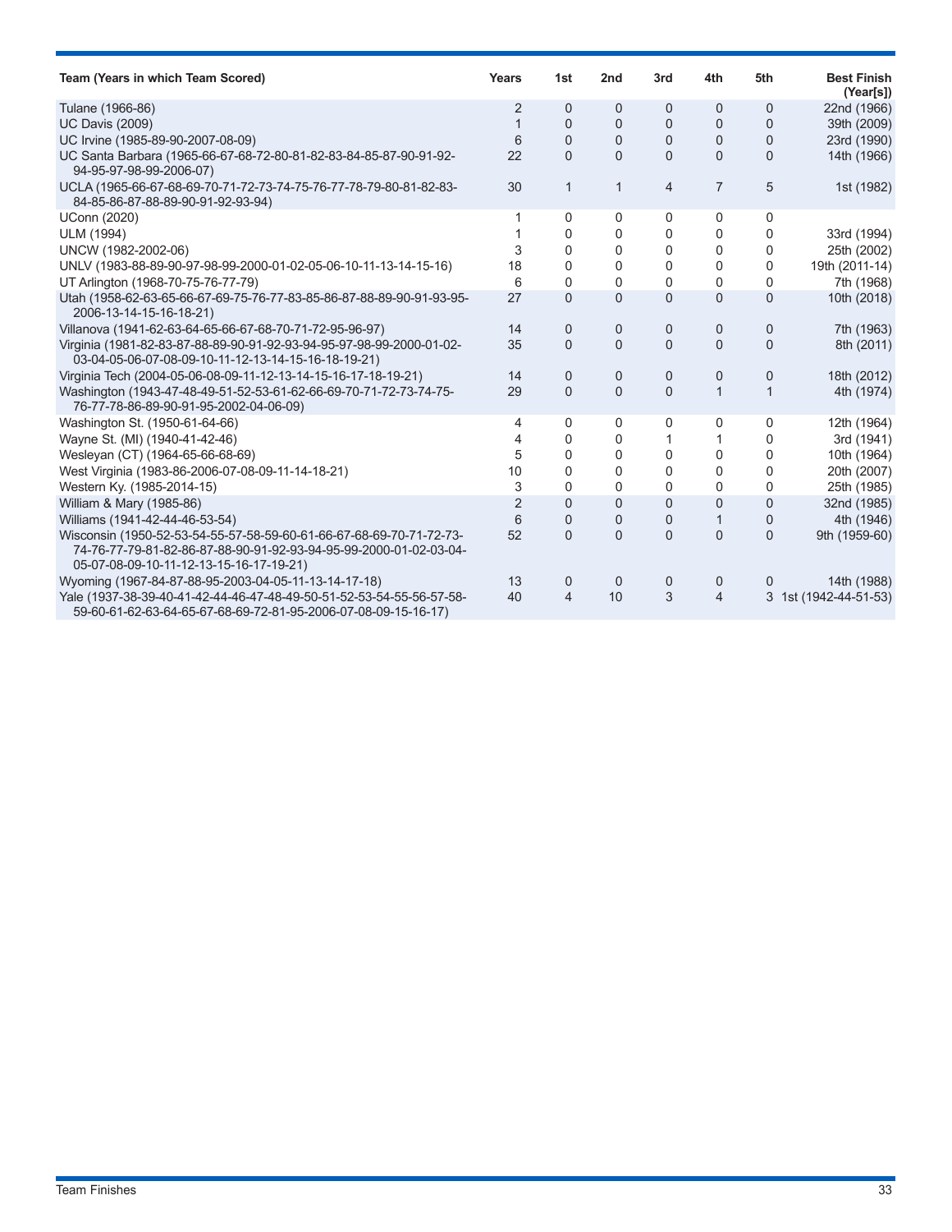| Team (Years in which Team Scored) | Years | 1st | 2nd | 3rd | 4th | 5th | Best Finish (Year[s]) |
|---|---|---|---|---|---|---|---|
| Tulane (1966-86) | 2 | 0 | 0 | 0 | 0 | 0 | 22nd (1966) |
| UC Davis (2009) | 1 | 0 | 0 | 0 | 0 | 0 | 39th (2009) |
| UC Irvine (1985-89-90-2007-08-09) | 6 | 0 | 0 | 0 | 0 | 0 | 23rd (1990) |
| UC Santa Barbara (1965-66-67-68-72-80-81-82-83-84-85-87-90-91-92-94-95-97-98-99-2006-07) | 22 | 0 | 0 | 0 | 0 | 0 | 14th (1966) |
| UCLA (1965-66-67-68-69-70-71-72-73-74-75-76-77-78-79-80-81-82-83-84-85-86-87-88-89-90-91-92-93-94) | 30 | 1 | 1 | 4 | 7 | 5 | 1st (1982) |
| UConn (2020) | 1 | 0 | 0 | 0 | 0 | 0 | |
| ULM (1994) | 1 | 0 | 0 | 0 | 0 | 0 | 33rd (1994) |
| UNCW (1982-2002-06) | 3 | 0 | 0 | 0 | 0 | 0 | 25th (2002) |
| UNLV (1983-88-89-90-97-98-99-2000-01-02-05-06-10-11-13-14-15-16) | 18 | 0 | 0 | 0 | 0 | 0 | 19th (2011-14) |
| UT Arlington (1968-70-75-76-77-79) | 6 | 0 | 0 | 0 | 0 | 0 | 7th (1968) |
| Utah (1958-62-63-65-66-67-69-75-76-77-83-85-86-87-88-89-90-91-93-95-2006-13-14-15-16-18-21) | 27 | 0 | 0 | 0 | 0 | 0 | 10th (2018) |
| Villanova (1941-62-63-64-65-66-67-68-70-71-72-95-96-97) | 14 | 0 | 0 | 0 | 0 | 0 | 7th (1963) |
| Virginia (1981-82-83-87-88-89-90-91-92-93-94-95-97-98-99-2000-01-02-03-04-05-06-07-08-09-10-11-12-13-14-15-16-18-19-21) | 35 | 0 | 0 | 0 | 0 | 0 | 8th (2011) |
| Virginia Tech (2004-05-06-08-09-11-12-13-14-15-16-17-18-19-21) | 14 | 0 | 0 | 0 | 0 | 0 | 18th (2012) |
| Washington (1943-47-48-49-51-52-53-61-62-66-69-70-71-72-73-74-75-76-77-78-86-89-90-91-95-2002-04-06-09) | 29 | 0 | 0 | 0 | 1 | 1 | 4th (1974) |
| Washington St. (1950-61-64-66) | 4 | 0 | 0 | 0 | 0 | 0 | 12th (1964) |
| Wayne St. (MI) (1940-41-42-46) | 4 | 0 | 0 | 1 | 1 | 0 | 3rd (1941) |
| Wesleyan (CT) (1964-65-66-68-69) | 5 | 0 | 0 | 0 | 0 | 0 | 10th (1964) |
| West Virginia (1983-86-2006-07-08-09-11-14-18-21) | 10 | 0 | 0 | 0 | 0 | 0 | 20th (2007) |
| Western Ky. (1985-2014-15) | 3 | 0 | 0 | 0 | 0 | 0 | 25th (1985) |
| William & Mary (1985-86) | 2 | 0 | 0 | 0 | 0 | 0 | 32nd (1985) |
| Williams (1941-42-44-46-53-54) | 6 | 0 | 0 | 0 | 1 | 0 | 4th (1946) |
| Wisconsin (1950-52-53-54-55-57-58-59-60-61-66-67-68-69-70-71-72-73-74-76-77-79-81-82-86-87-88-90-91-92-93-94-95-99-2000-01-02-03-04-05-07-08-09-10-11-12-13-15-16-17-19-21) | 52 | 0 | 0 | 0 | 0 | 0 | 9th (1959-60) |
| Wyoming (1967-84-87-88-95-2003-04-05-11-13-14-17-18) | 13 | 0 | 0 | 0 | 0 | 0 | 14th (1988) |
| Yale (1937-38-39-40-41-42-44-46-47-48-49-50-51-52-53-54-55-56-57-58-59-60-61-62-63-64-65-67-68-69-72-81-95-2006-07-08-09-15-16-17) | 40 | 4 | 10 | 3 | 4 | 3 | 1st (1942-44-51-53) |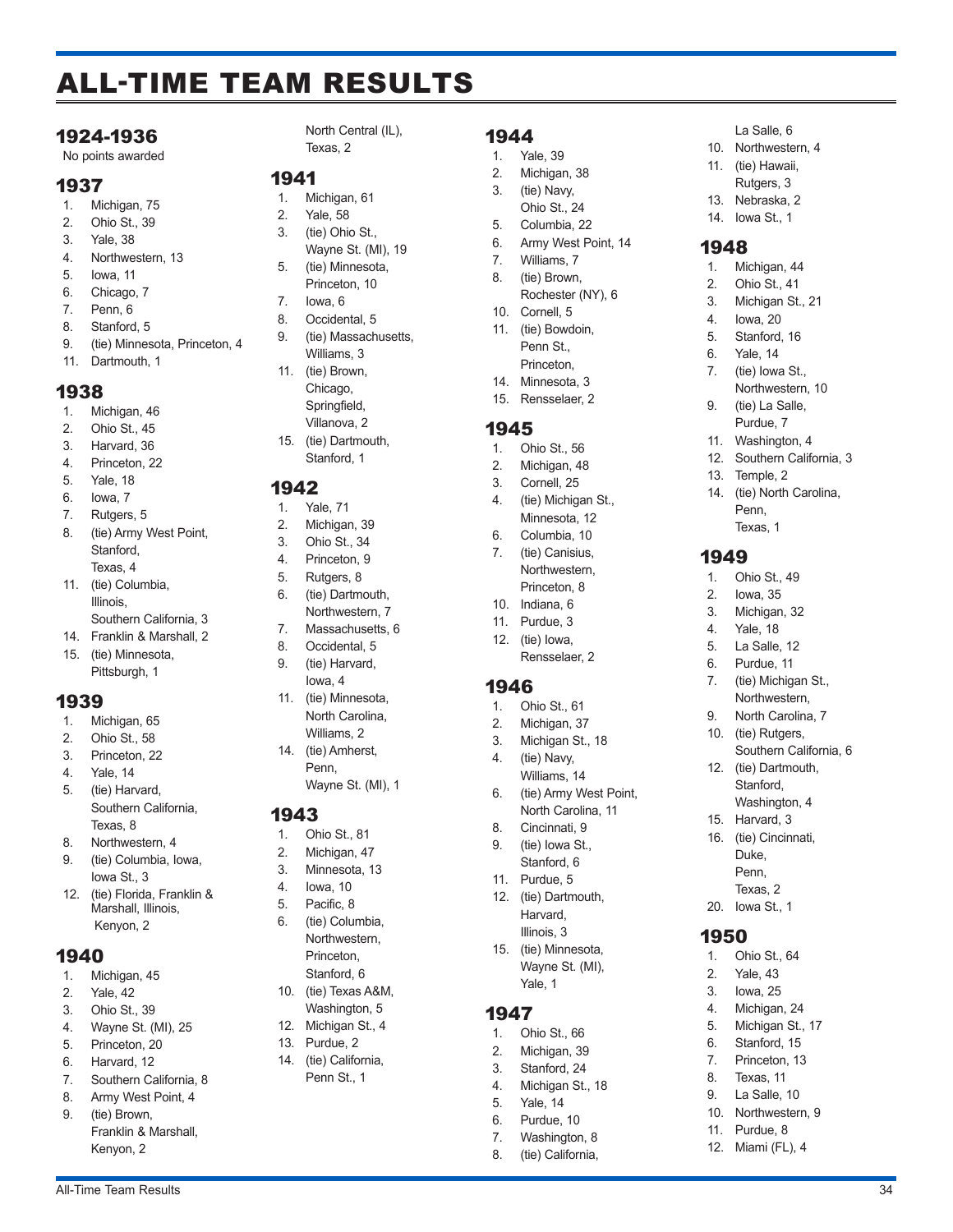# ALL-TIME TEAM RESULTS

## 1924-1936

No points awarded

## 1937

1. Michigan, 75
2. Ohio St., 39
3. Yale, 38
4. Northwestern, 13
5. Iowa, 11
6. Chicago, 7
7. Penn, 6
8. Stanford, 5
9. (tie) Minnesota, Princeton, 4
11. Dartmouth, 1

## 1938

1. Michigan, 46
2. Ohio St., 45
3. Harvard, 36
4. Princeton, 22
5. Yale, 18
6. Iowa, 7
7. Rutgers, 5
8. (tie) Army West Point, Stanford, Texas, 4
11. (tie) Columbia, Illinois, Southern California, 3
14. Franklin & Marshall, 2
15. (tie) Minnesota, Pittsburgh, 1

## 1939

1. Michigan, 65
2. Ohio St., 58
3. Princeton, 22
4. Yale, 14
5. (tie) Harvard, Southern California, Texas, 8
8. Northwestern, 4
9. (tie) Columbia, Iowa, Iowa St., 3
12. (tie) Florida, Franklin & Marshall, Illinois, Kenyon, 2

## 1940

1. Michigan, 45
2. Yale, 42
3. Ohio St., 39
4. Wayne St. (MI), 25
5. Princeton, 20
6. Harvard, 12
7. Southern California, 8
8. Army West Point, 4
9. (tie) Brown, Franklin & Marshall, Kenyon, North Central (IL), Texas, 2

## 1941

1. Michigan, 61
2. Yale, 58
3. (tie) Ohio St., Wayne St. (MI), 19
5. (tie) Minnesota, Princeton, 10
7. Iowa, 6
8. Occidental, 5
9. (tie) Massachusetts, Williams, 3
11. (tie) Brown, Chicago, Springfield, Villanova, 2
15. (tie) Dartmouth, Stanford, 1

## 1942

1. Yale, 71
2. Michigan, 39
3. Ohio St., 34
4. Princeton, 9
5. Rutgers, 8
6. (tie) Dartmouth, Northwestern, 7
7. Massachusetts, 6
8. Occidental, 5
9. (tie) Harvard, Iowa, 4
11. (tie) Minnesota, North Carolina, Williams, 2
14. (tie) Amherst, Penn, Wayne St. (MI), 1

## 1943

1. Ohio St., 81
2. Michigan, 47
3. Minnesota, 13
4. Iowa, 10
5. Pacific, 8
6. (tie) Columbia, Northwestern, Princeton, Stanford, 6
10. (tie) Texas A&M, Washington, 5
12. Michigan St., 4
13. Purdue, 2
14. (tie) California, Penn St., 1

## 1944

1. Yale, 39
2. Michigan, 38
3. (tie) Navy, Ohio St., 24
5. Columbia, 22
6. Army West Point, 14
7. Williams, 7
8. (tie) Brown, Rochester (NY), 6
10. Cornell, 5
11. (tie) Bowdoin, Penn St., Princeton,
14. Minnesota, 3
15. Rensselaer, 2

## 1945

1. Ohio St., 56
2. Michigan, 48
3. Cornell, 25
4. (tie) Michigan St., Minnesota, 12
6. Columbia, 10
7. (tie) Canisius, Northwestern, Princeton, 8
10. Indiana, 6
11. Purdue, 3
12. (tie) Iowa, Rensselaer, 2

## 1946

1. Ohio St., 61
2. Michigan, 37
3. Michigan St., 18
4. (tie) Navy, Williams, 14
6. (tie) Army West Point, North Carolina, 11
8. Cincinnati, 9
9. (tie) Iowa St., Stanford, 6
11. Purdue, 5
12. (tie) Dartmouth, Harvard, Illinois, 3
15. (tie) Minnesota, Wayne St. (MI), Yale, 1

## 1947

1. Ohio St., 66
2. Michigan, 39
3. Stanford, 24
4. Michigan St., 18
5. Yale, 14
6. Purdue, 10
7. Washington, 8
8. (tie) California, La Salle, 6
10. Northwestern, 4
11. (tie) Hawaii, Rutgers, 3
13. Nebraska, 2
14. Iowa St., 1

## 1948

1. Michigan, 44
2. Ohio St., 41
3. Michigan St., 21
4. Iowa, 20
5. Stanford, 16
6. Yale, 14
7. (tie) Iowa St., Northwestern, 10
9. (tie) La Salle, Purdue, 7
11. Washington, 4
12. Southern California, 3
13. Temple, 2
14. (tie) North Carolina, Penn, Texas, 1

## 1949

1. Ohio St., 49
2. Iowa, 35
3. Michigan, 32
4. Yale, 18
5. La Salle, 12
6. Purdue, 11
7. (tie) Michigan St., Northwestern,
9. North Carolina, 7
10. (tie) Rutgers, Southern California, 6
12. (tie) Dartmouth, Stanford, Washington, 4
15. Harvard, 3
16. (tie) Cincinnati, Duke, Penn, Texas, 2
20. Iowa St., 1

## 1950

1. Ohio St., 64
2. Yale, 43
3. Iowa, 25
4. Michigan, 24
5. Michigan St., 17
6. Stanford, 15
7. Princeton, 13
8. Texas, 11
9. La Salle, 10
10. Northwestern, 9
11. Purdue, 8
12. Miami (FL), 4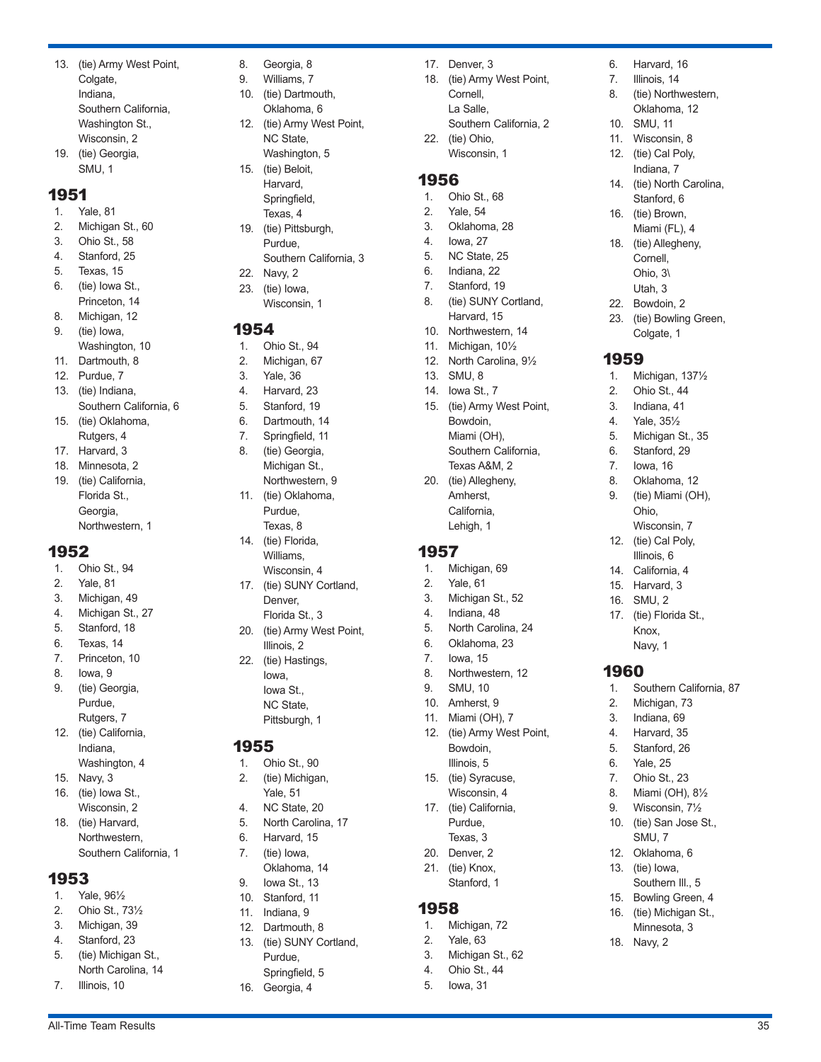13. (tie) Army West Point,
    Colgate,
    Indiana,
    Southern California,
    Washington St.,
    Wisconsin, 2
19. (tie) Georgia,
    SMU, 1

## 1951

1. Yale, 81
2. Michigan St., 60
3. Ohio St., 58
4. Stanford, 25
5. Texas, 15
6. (tie) Iowa St.,
   Princeton, 14
8. Michigan, 12
9. (tie) Iowa,
   Washington, 10
11. Dartmouth, 8
12. Purdue, 7
13. (tie) Indiana,
    Southern California, 6
15. (tie) Oklahoma,
    Rutgers, 4
17. Harvard, 3
18. Minnesota, 2
19. (tie) California,
    Florida St.,
    Georgia,
    Northwestern, 1

## 1952

1. Ohio St., 94
2. Yale, 81
3. Michigan, 49
4. Michigan St., 27
5. Stanford, 18
6. Texas, 14
7. Princeton, 10
8. Iowa, 9
9. (tie) Georgia,
   Purdue,
   Rutgers, 7
12. (tie) California,
    Indiana,
    Washington, 4
15. Navy, 3
16. (tie) Iowa St.,
    Wisconsin, 2
18. (tie) Harvard,
    Northwestern,
    Southern California, 1

## 1953

1. Yale, 96½
2. Ohio St., 73½
3. Michigan, 39
4. Stanford, 23
5. (tie) Michigan St.,
   North Carolina, 14
7. Illinois, 10
8. Georgia, 8
9. Williams, 7
10. (tie) Dartmouth,
    Oklahoma, 6
12. (tie) Army West Point,
    NC State,
    Washington, 5
15. (tie) Beloit,
    Harvard,
    Springfield,
    Texas, 4
19. (tie) Pittsburgh,
    Purdue,
    Southern California, 3
22. Navy, 2
23. (tie) Iowa,
    Wisconsin, 1

## 1954

1. Ohio St., 94
2. Michigan, 67
3. Yale, 36
4. Harvard, 23
5. Stanford, 19
6. Dartmouth, 14
7. Springfield, 11
8. (tie) Georgia,
   Michigan St.,
   Northwestern, 9
11. (tie) Oklahoma,
    Purdue,
    Texas, 8
14. (tie) Florida,
    Williams,
    Wisconsin, 4
17. (tie) SUNY Cortland,
    Denver,
    Florida St., 3
20. (tie) Army West Point,
    Illinois, 2
22. (tie) Hastings,
    Iowa,
    Iowa St.,
    NC State,
    Pittsburgh, 1

## 1955

1. Ohio St., 90
2. (tie) Michigan,
   Yale, 51
4. NC State, 20
5. North Carolina, 17
6. Harvard, 15
7. (tie) Iowa,
   Oklahoma, 14
9. Iowa St., 13
10. Stanford, 11
11. Indiana, 9
12. Dartmouth, 8
13. (tie) SUNY Cortland,
    Purdue,
    Springfield, 5
16. Georgia, 4
17. Denver, 3
18. (tie) Army West Point,
    Cornell,
    La Salle,
    Southern California, 2
22. (tie) Ohio,
    Wisconsin, 1

## 1956

1. Ohio St., 68
2. Yale, 54
3. Oklahoma, 28
4. Iowa, 27
5. NC State, 25
6. Indiana, 22
7. Stanford, 19
8. (tie) SUNY Cortland,
   Harvard, 15
10. Northwestern, 14
11. Michigan, 10½
12. North Carolina, 9½
13. SMU, 8
14. Iowa St., 7
15. (tie) Army West Point,
    Bowdoin,
    Miami (OH),
    Southern California,
    Texas A&M, 2
20. (tie) Allegheny,
    Amherst,
    California,
    Lehigh, 1

## 1957

1. Michigan, 69
2. Yale, 61
3. Michigan St., 52
4. Indiana, 48
5. North Carolina, 24
6. Oklahoma, 23
7. Iowa, 15
8. Northwestern, 12
9. SMU, 10
10. Amherst, 9
11. Miami (OH), 7
12. (tie) Army West Point,
    Bowdoin,
    Illinois, 5
15. (tie) Syracuse,
    Wisconsin, 4
17. (tie) California,
    Purdue,
    Texas, 3
20. Denver, 2
21. (tie) Knox,
    Stanford, 1

## 1958

1. Michigan, 72
2. Yale, 63
3. Michigan St., 62
4. Ohio St., 44
5. Iowa, 31
6. Harvard, 16
7. Illinois, 14
8. (tie) Northwestern,
   Oklahoma, 12
10. SMU, 11
11. Wisconsin, 8
12. (tie) Cal Poly,
    Indiana, 7
14. (tie) North Carolina,
    Stanford, 6
16. (tie) Brown,
    Miami (FL), 4
18. (tie) Allegheny,
    Cornell,
    Ohio, 3\
    Utah, 3
22. Bowdoin, 2
23. (tie) Bowling Green,
    Colgate, 1

## 1959

1. Michigan, 137½
2. Ohio St., 44
3. Indiana, 41
4. Yale, 35½
5. Michigan St., 35
6. Stanford, 29
7. Iowa, 16
8. Oklahoma, 12
9. (tie) Miami (OH),
   Ohio,
   Wisconsin, 7
12. (tie) Cal Poly,
    Illinois, 6
14. California, 4
15. Harvard, 3
16. SMU, 2
17. (tie) Florida St.,
    Knox,
    Navy, 1

## 1960

1. Southern California, 87
2. Michigan, 73
3. Indiana, 69
4. Harvard, 35
5. Stanford, 26
6. Yale, 25
7. Ohio St., 23
8. Miami (OH), 8½
9. Wisconsin, 7½
10. (tie) San Jose St.,
    SMU, 7
12. Oklahoma, 6
13. (tie) Iowa,
    Southern Ill., 5
15. Bowling Green, 4
16. (tie) Michigan St.,
    Minnesota, 3
18. Navy, 2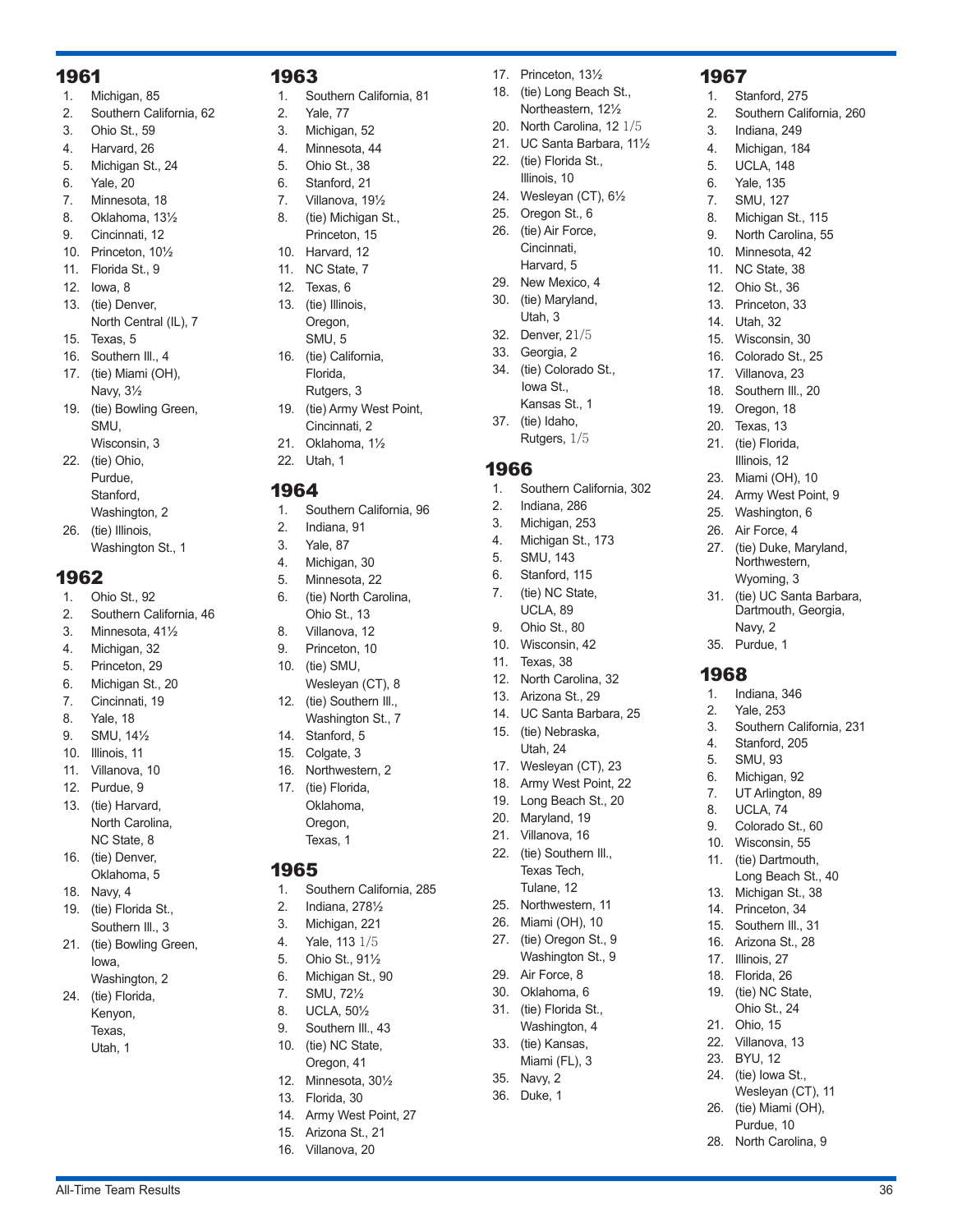## 1961

1. Michigan, 85
2. Southern California, 62
3. Ohio St., 59
4. Harvard, 26
5. Michigan St., 24
6. Yale, 20
7. Minnesota, 18
8. Oklahoma, 13½
9. Cincinnati, 12
10. Princeton, 10½
11. Florida St., 9
12. Iowa, 8
13. (tie) Denver, North Central (IL), 7
15. Texas, 5
16. Southern Ill., 4
17. (tie) Miami (OH), Navy, 3½
19. (tie) Bowling Green, SMU, Wisconsin, 3
22. (tie) Ohio, Purdue, Stanford, Washington, 2
26. (tie) Illinois, Washington St., 1

## 1962

1. Ohio St., 92
2. Southern California, 46
3. Minnesota, 41½
4. Michigan, 32
5. Princeton, 29
6. Michigan St., 20
7. Cincinnati, 19
8. Yale, 18
9. SMU, 14½
10. Illinois, 11
11. Villanova, 10
12. Purdue, 9
13. (tie) Harvard, North Carolina, NC State, 8
16. (tie) Denver, Oklahoma, 5
18. Navy, 4
19. (tie) Florida St., Southern Ill., 3
21. (tie) Bowling Green, Iowa, Washington, 2
24. (tie) Florida, Kenyon, Texas, Utah, 1

## 1963

1. Southern California, 81
2. Yale, 77
3. Michigan, 52
4. Minnesota, 44
5. Ohio St., 38
6. Stanford, 21
7. Villanova, 19½
8. (tie) Michigan St., Princeton, 15
10. Harvard, 12
11. NC State, 7
12. Texas, 6
13. (tie) Illinois, Oregon, SMU, 5
16. (tie) California, Florida, Rutgers, 3
19. (tie) Army West Point, Cincinnati, 2
21. Oklahoma, 1½
22. Utah, 1

## 1964

1. Southern California, 96
2. Indiana, 91
3. Yale, 87
4. Michigan, 30
5. Minnesota, 22
6. (tie) North Carolina, Ohio St., 13
8. Villanova, 12
9. Princeton, 10
10. (tie) SMU, Wesleyan (CT), 8
12. (tie) Southern Ill., Washington St., 7
14. Stanford, 5
15. Colgate, 3
16. Northwestern, 2
17. (tie) Florida, Oklahoma, Oregon, Texas, 1

## 1965

1. Southern California, 285
2. Indiana, 278½
3. Michigan, 221
4. Yale, 113 1/5
5. Ohio St., 91½
6. Michigan St., 90
7. SMU, 72½
8. UCLA, 50½
9. Southern Ill., 43
10. (tie) NC State, Oregon, 41
12. Minnesota, 30½
13. Florida, 30
14. Army West Point, 27
15. Arizona St., 21
16. Villanova, 20
17. Princeton, 13½
18. (tie) Long Beach St., Northeastern, 12½
20. North Carolina, 12 1/5
21. UC Santa Barbara, 11½
22. (tie) Florida St., Illinois, 10
24. Wesleyan (CT), 6½
25. Oregon St., 6
26. (tie) Air Force, Cincinnati, Harvard, 5
29. New Mexico, 4
30. (tie) Maryland, Utah, 3
32. Denver, 2 1/5
33. Georgia, 2
34. (tie) Colorado St., Iowa St., Kansas St., 1
37. (tie) Idaho, Rutgers, 1/5

## 1966

1. Southern California, 302
2. Indiana, 286
3. Michigan, 253
4. Michigan St., 173
5. SMU, 143
6. Stanford, 115
7. (tie) NC State, UCLA, 89
9. Ohio St., 80
10. Wisconsin, 42
11. Texas, 38
12. North Carolina, 32
13. Arizona St., 29
14. UC Santa Barbara, 25
15. (tie) Nebraska, Utah, 24
17. Wesleyan (CT), 23
18. Army West Point, 22
19. Long Beach St., 20
20. Maryland, 19
21. Villanova, 16
22. (tie) Southern Ill., Texas Tech, Tulane, 12
25. Northwestern, 11
26. Miami (OH), 10
27. (tie) Oregon St., 9
    Washington St., 9
29. Air Force, 8
30. Oklahoma, 6
31. (tie) Florida St., Washington, 4
33. (tie) Kansas, Miami (FL), 3
35. Navy, 2
36. Duke, 1

## 1967

1. Stanford, 275
2. Southern California, 260
3. Indiana, 249
4. Michigan, 184
5. UCLA, 148
6. Yale, 135
7. SMU, 127
8. Michigan St., 115
9. North Carolina, 55
10. Minnesota, 42
11. NC State, 38
12. Ohio St., 36
13. Princeton, 33
14. Utah, 32
15. Wisconsin, 30
16. Colorado St., 25
17. Villanova, 23
18. Southern Ill., 20
19. Oregon, 18
20. Texas, 13
21. (tie) Florida, Illinois, 12
23. Miami (OH), 10
24. Army West Point, 9
25. Washington, 6
26. Air Force, 4
27. (tie) Duke, Maryland, Northwestern, Wyoming, 3
31. (tie) UC Santa Barbara, Dartmouth, Georgia, Navy, 2
35. Purdue, 1

## 1968

1. Indiana, 346
2. Yale, 253
3. Southern California, 231
4. Stanford, 205
5. SMU, 93
6. Michigan, 92
7. UT Arlington, 89
8. UCLA, 74
9. Colorado St., 60
10. Wisconsin, 55
11. (tie) Dartmouth, Long Beach St., 40
13. Michigan St., 38
14. Princeton, 34
15. Southern Ill., 31
16. Arizona St., 28
17. Illinois, 27
18. Florida, 26
19. (tie) NC State, Ohio St., 24
21. Ohio, 15
22. Villanova, 13
23. BYU, 12
24. (tie) Iowa St., Wesleyan (CT), 11
26. (tie) Miami (OH), Purdue, 10
28. North Carolina, 9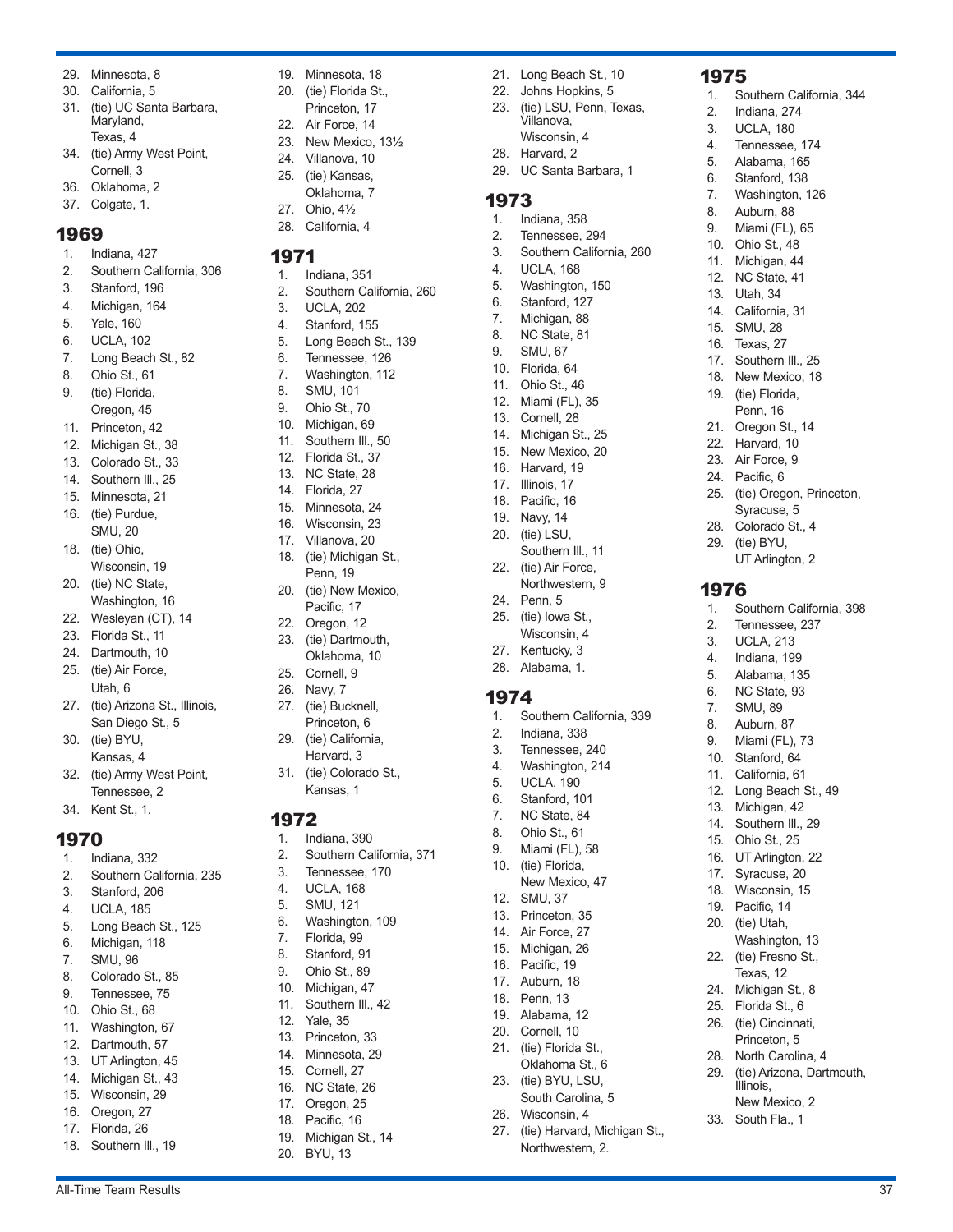29. Minnesota, 8
30. California, 5
31. (tie) UC Santa Barbara, Maryland, Texas, 4
34. (tie) Army West Point, Cornell, 3
36. Oklahoma, 2
37. Colgate, 1.

## 1969

1. Indiana, 427
2. Southern California, 306
3. Stanford, 196
4. Michigan, 164
5. Yale, 160
6. UCLA, 102
7. Long Beach St., 82
8. Ohio St., 61
9. (tie) Florida, Oregon, 45
11. Princeton, 42
12. Michigan St., 38
13. Colorado St., 33
14. Southern Ill., 25
15. Minnesota, 21
16. (tie) Purdue, SMU, 20
18. (tie) Ohio, Wisconsin, 19
20. (tie) NC State, Washington, 16
22. Wesleyan (CT), 14
23. Florida St., 11
24. Dartmouth, 10
25. (tie) Air Force, Utah, 6
27. (tie) Arizona St., Illinois, San Diego St., 5
30. (tie) BYU, Kansas, 4
32. (tie) Army West Point, Tennessee, 2
34. Kent St., 1.

## 1970

1. Indiana, 332
2. Southern California, 235
3. Stanford, 206
4. UCLA, 185
5. Long Beach St., 125
6. Michigan, 118
7. SMU, 96
8. Colorado St., 85
9. Tennessee, 75
10. Ohio St., 68
11. Washington, 67
12. Dartmouth, 57
13. UT Arlington, 45
14. Michigan St., 43
15. Wisconsin, 29
16. Oregon, 27
17. Florida, 26
18. Southern Ill., 19
19. Minnesota, 18
20. (tie) Florida St., Princeton, 17
22. Air Force, 14
23. New Mexico, 13½
24. Villanova, 10
25. (tie) Kansas, Oklahoma, 7
27. Ohio, 4½
28. California, 4

## 1971

1. Indiana, 351
2. Southern California, 260
3. UCLA, 202
4. Stanford, 155
5. Long Beach St., 139
6. Tennessee, 126
7. Washington, 112
8. SMU, 101
9. Ohio St., 70
10. Michigan, 69
11. Southern Ill., 50
12. Florida St., 37
13. NC State, 28
14. Florida, 27
15. Minnesota, 24
16. Wisconsin, 23
17. Villanova, 20
18. (tie) Michigan St., Penn, 19
20. (tie) New Mexico, Pacific, 17
22. Oregon, 12
23. (tie) Dartmouth, Oklahoma, 10
25. Cornell, 9
26. Navy, 7
27. (tie) Bucknell, Princeton, 6
29. (tie) California, Harvard, 3
31. (tie) Colorado St., Kansas, 1

## 1972

1. Indiana, 390
2. Southern California, 371
3. Tennessee, 170
4. UCLA, 168
5. SMU, 121
6. Washington, 109
7. Florida, 99
8. Stanford, 91
9. Ohio St., 89
10. Michigan, 47
11. Southern Ill., 42
12. Yale, 35
13. Princeton, 33
14. Minnesota, 29
15. Cornell, 27
16. NC State, 26
17. Oregon, 25
18. Pacific, 16
19. Michigan St., 14
20. BYU, 13
21. Long Beach St., 10
22. Johns Hopkins, 5
23. (tie) LSU, Penn, Texas, Villanova, Wisconsin, 4
28. Harvard, 2
29. UC Santa Barbara, 1

## 1973

1. Indiana, 358
2. Tennessee, 294
3. Southern California, 260
4. UCLA, 168
5. Washington, 150
6. Stanford, 127
7. Michigan, 88
8. NC State, 81
9. SMU, 67
10. Florida, 64
11. Ohio St., 46
12. Miami (FL), 35
13. Cornell, 28
14. Michigan St., 25
15. New Mexico, 20
16. Harvard, 19
17. Illinois, 17
18. Pacific, 16
19. Navy, 14
20. (tie) LSU, Southern Ill., 11
22. (tie) Air Force, Northwestern, 9
24. Penn, 5
25. (tie) Iowa St., Wisconsin, 4
27. Kentucky, 3
28. Alabama, 1.

## 1974

1. Southern California, 339
2. Indiana, 338
3. Tennessee, 240
4. Washington, 214
5. UCLA, 190
6. Stanford, 101
7. NC State, 84
8. Ohio St., 61
9. Miami (FL), 58
10. (tie) Florida, New Mexico, 47
12. SMU, 37
13. Princeton, 35
14. Air Force, 27
15. Michigan, 26
16. Pacific, 19
17. Auburn, 18
18. Penn, 13
19. Alabama, 12
20. Cornell, 10
21. (tie) Florida St., Oklahoma St., 6
23. (tie) BYU, LSU, South Carolina, 5
26. Wisconsin, 4
27. (tie) Harvard, Michigan St., Northwestern, 2.

## 1975

1. Southern California, 344
2. Indiana, 274
3. UCLA, 180
4. Tennessee, 174
5. Alabama, 165
6. Stanford, 138
7. Washington, 126
8. Auburn, 88
9. Miami (FL), 65
10. Ohio St., 48
11. Michigan, 44
12. NC State, 41
13. Utah, 34
14. California, 31
15. SMU, 28
16. Texas, 27
17. Southern Ill., 25
18. New Mexico, 18
19. (tie) Florida, Penn, 16
21. Oregon St., 14
22. Harvard, 10
23. Air Force, 9
24. Pacific, 6
25. (tie) Oregon, Princeton, Syracuse, 5
28. Colorado St., 4
29. (tie) BYU, UT Arlington, 2

## 1976

1. Southern California, 398
2. Tennessee, 237
3. UCLA, 213
4. Indiana, 199
5. Alabama, 135
6. NC State, 93
7. SMU, 89
8. Auburn, 87
9. Miami (FL), 73
10. Stanford, 64
11. California, 61
12. Long Beach St., 49
13. Michigan, 42
14. Southern Ill., 29
15. Ohio St., 25
16. UT Arlington, 22
17. Syracuse, 20
18. Wisconsin, 15
19. Pacific, 14
20. (tie) Utah, Washington, 13
22. (tie) Fresno St., Texas, 12
24. Michigan St., 8
25. Florida St., 6
26. (tie) Cincinnati, Princeton, 5
28. North Carolina, 4
29. (tie) Arizona, Dartmouth, Illinois, New Mexico, 2
33. South Fla., 1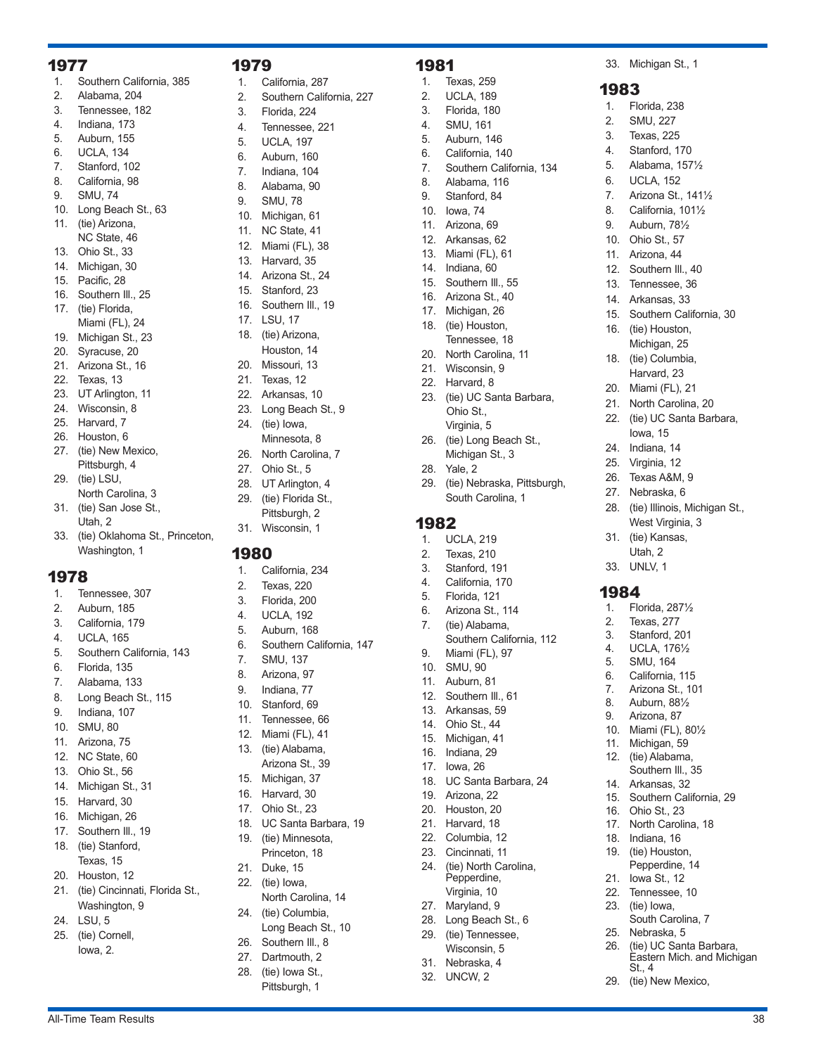## 1977

1. Southern California, 385
2. Alabama, 204
3. Tennessee, 182
4. Indiana, 173
5. Auburn, 155
6. UCLA, 134
7. Stanford, 102
8. California, 98
9. SMU, 74
10. Long Beach St., 63
11. (tie) Arizona, NC State, 46
13. Ohio St., 33
14. Michigan, 30
15. Pacific, 28
16. Southern Ill., 25
17. (tie) Florida, Miami (FL), 24
19. Michigan St., 23
20. Syracuse, 20
21. Arizona St., 16
22. Texas, 13
23. UT Arlington, 11
24. Wisconsin, 8
25. Harvard, 7
26. Houston, 6
27. (tie) New Mexico, Pittsburgh, 4
29. (tie) LSU, North Carolina, 3
31. (tie) San Jose St., Utah, 2
33. (tie) Oklahoma St., Princeton, Washington, 1

## 1978

1. Tennessee, 307
2. Auburn, 185
3. California, 179
4. UCLA, 165
5. Southern California, 143
6. Florida, 135
7. Alabama, 133
8. Long Beach St., 115
9. Indiana, 107
10. SMU, 80
11. Arizona, 75
12. NC State, 60
13. Ohio St., 56
14. Michigan St., 31
15. Harvard, 30
16. Michigan, 26
17. Southern Ill., 19
18. (tie) Stanford, Texas, 15
20. Houston, 12
21. (tie) Cincinnati, Florida St., Washington, 9
24. LSU, 5
25. (tie) Cornell, Iowa, 2.

## 1979

1. California, 287
2. Southern California, 227
3. Florida, 224
4. Tennessee, 221
5. UCLA, 197
6. Auburn, 160
7. Indiana, 104
8. Alabama, 90
9. SMU, 78
10. Michigan, 61
11. NC State, 41
12. Miami (FL), 38
13. Harvard, 35
14. Arizona St., 24
15. Stanford, 23
16. Southern Ill., 19
17. LSU, 17
18. (tie) Arizona, Houston, 14
20. Missouri, 13
21. Texas, 12
22. Arkansas, 10
23. Long Beach St., 9
24. (tie) Iowa, Minnesota, 8
26. North Carolina, 7
27. Ohio St., 5
28. UT Arlington, 4
29. (tie) Florida St., Pittsburgh, 2
31. Wisconsin, 1

## 1980

1. California, 234
2. Texas, 220
3. Florida, 200
4. UCLA, 192
5. Auburn, 168
6. Southern California, 147
7. SMU, 137
8. Arizona, 97
9. Indiana, 77
10. Stanford, 69
11. Tennessee, 66
12. Miami (FL), 41
13. (tie) Alabama, Arizona St., 39
15. Michigan, 37
16. Harvard, 30
17. Ohio St., 23
18. UC Santa Barbara, 19
19. (tie) Minnesota, Princeton, 18
21. Duke, 15
22. (tie) Iowa, North Carolina, 14
24. (tie) Columbia, Long Beach St., 10
26. Southern Ill., 8
27. Dartmouth, 2
28. (tie) Iowa St., Pittsburgh, 1

## 1981

1. Texas, 259
2. UCLA, 189
3. Florida, 180
4. SMU, 161
5. Auburn, 146
6. California, 140
7. Southern California, 134
8. Alabama, 116
9. Stanford, 84
10. Iowa, 74
11. Arizona, 69
12. Arkansas, 62
13. Miami (FL), 61
14. Indiana, 60
15. Southern Ill., 55
16. Arizona St., 40
17. Michigan, 26
18. (tie) Houston, Tennessee, 18
20. North Carolina, 11
21. Wisconsin, 9
22. Harvard, 8
23. (tie) UC Santa Barbara, Ohio St., Virginia, 5
26. (tie) Long Beach St., Michigan St., 3
28. Yale, 2
29. (tie) Nebraska, Pittsburgh, South Carolina, 1

## 1982

1. UCLA, 219
2. Texas, 210
3. Stanford, 191
4. California, 170
5. Florida, 121
6. Arizona St., 114
7. (tie) Alabama, Southern California, 112
9. Miami (FL), 97
10. SMU, 90
11. Auburn, 81
12. Southern Ill., 61
13. Arkansas, 59
14. Ohio St., 44
15. Michigan, 41
16. Indiana, 29
17. Iowa, 26
18. UC Santa Barbara, 24
19. Arizona, 22
20. Houston, 20
21. Harvard, 18
22. Columbia, 12
23. Cincinnati, 11
24. (tie) North Carolina, Pepperdine, Virginia, 10
27. Maryland, 9
28. Long Beach St., 6
29. (tie) Tennessee, Wisconsin, 5
31. Nebraska, 4
32. UNCW, 2
33. Michigan St., 1

## 1983

1. Florida, 238
2. SMU, 227
3. Texas, 225
4. Stanford, 170
5. Alabama, 157½
6. UCLA, 152
7. Arizona St., 141½
8. California, 101½
9. Auburn, 78½
10. Ohio St., 57
11. Arizona, 44
12. Southern Ill., 40
13. Tennessee, 36
14. Arkansas, 33
15. Southern California, 30
16. (tie) Houston, Michigan, 25
18. (tie) Columbia, Harvard, 23
20. Miami (FL), 21
21. North Carolina, 20
22. (tie) UC Santa Barbara, Iowa, 15
24. Indiana, 14
25. Virginia, 12
26. Texas A&M, 9
27. Nebraska, 6
28. (tie) Illinois, Michigan St., West Virginia, 3
31. (tie) Kansas, Utah, 2
33. UNLV, 1

## 1984

1. Florida, 287½
2. Texas, 277
3. Stanford, 201
4. UCLA, 176½
5. SMU, 164
6. California, 115
7. Arizona St., 101
8. Auburn, 88½
9. Arizona, 87
10. Miami (FL), 80½
11. Michigan, 59
12. (tie) Alabama, Southern Ill., 35
14. Arkansas, 32
15. Southern California, 29
16. Ohio St., 23
17. North Carolina, 18
18. Indiana, 16
19. (tie) Houston, Pepperdine, 14
21. Iowa St., 12
22. Tennessee, 10
23. (tie) Iowa, South Carolina, 7
25. Nebraska, 5
26. (tie) UC Santa Barbara, Eastern Mich. and Michigan St., 4
29. (tie) New Mexico,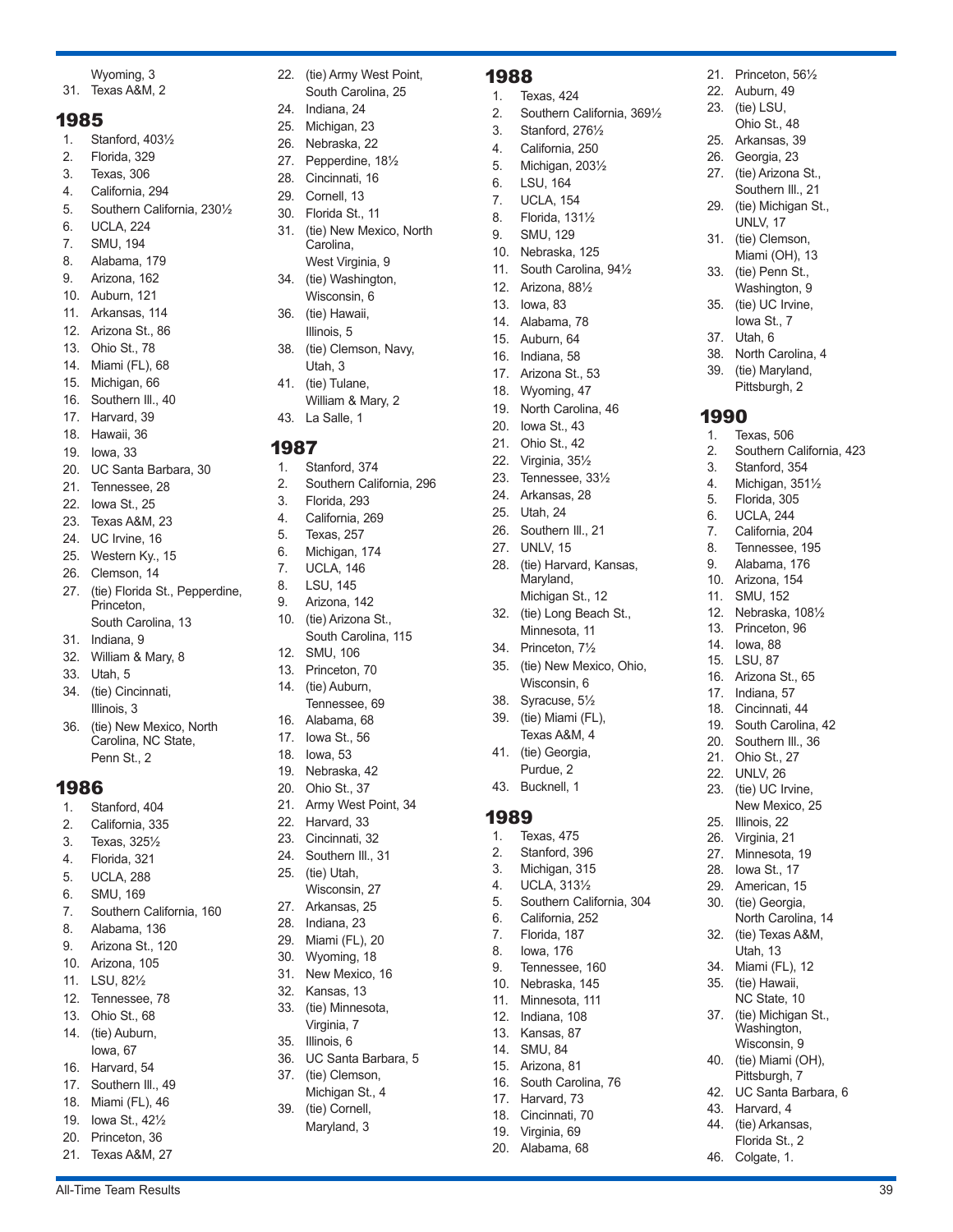Wyoming, 3
31. Texas A&M, 2

## 1985

1. Stanford, 403½
2. Florida, 329
3. Texas, 306
4. California, 294
5. Southern California, 230½
6. UCLA, 224
7. SMU, 194
8. Alabama, 179
9. Arizona, 162
10. Auburn, 121
11. Arkansas, 114
12. Arizona St., 86
13. Ohio St., 78
14. Miami (FL), 68
15. Michigan, 66
16. Southern Ill., 40
17. Harvard, 39
18. Hawaii, 36
19. Iowa, 33
20. UC Santa Barbara, 30
21. Tennessee, 28
22. Iowa St., 25
23. Texas A&M, 23
24. UC Irvine, 16
25. Western Ky., 15
26. Clemson, 14
27. (tie) Florida St., Pepperdine, Princeton, South Carolina, 13
31. Indiana, 9
32. William & Mary, 8
33. Utah, 5
34. (tie) Cincinnati, Illinois, 3
36. (tie) New Mexico, North Carolina, NC State, Penn St., 2

## 1986

1. Stanford, 404
2. California, 335
3. Texas, 325½
4. Florida, 321
5. UCLA, 288
6. SMU, 169
7. Southern California, 160
8. Alabama, 136
9. Arizona St., 120
10. Arizona, 105
11. LSU, 82½
12. Tennessee, 78
13. Ohio St., 68
14. (tie) Auburn, Iowa, 67
16. Harvard, 54
17. Southern Ill., 49
18. Miami (FL), 46
19. Iowa St., 42½
20. Princeton, 36
21. Texas A&M, 27
22. (tie) Army West Point, South Carolina, 25
24. Indiana, 24
25. Michigan, 23
26. Nebraska, 22
27. Pepperdine, 18½
28. Cincinnati, 16
29. Cornell, 13
30. Florida St., 11
31. (tie) New Mexico, North Carolina, West Virginia, 9
34. (tie) Washington, Wisconsin, 6
36. (tie) Hawaii, Illinois, 5
38. (tie) Clemson, Navy, Utah, 3
41. (tie) Tulane, William & Mary, 2
43. La Salle, 1

## 1987

1. Stanford, 374
2. Southern California, 296
3. Florida, 293
4. California, 269
5. Texas, 257
6. Michigan, 174
7. UCLA, 146
8. LSU, 145
9. Arizona, 142
10. (tie) Arizona St., South Carolina, 115
12. SMU, 106
13. Princeton, 70
14. (tie) Auburn, Tennessee, 69
16. Alabama, 68
17. Iowa St., 56
18. Iowa, 53
19. Nebraska, 42
20. Ohio St., 37
21. Army West Point, 34
22. Harvard, 33
23. Cincinnati, 32
24. Southern Ill., 31
25. (tie) Utah, Wisconsin, 27
27. Arkansas, 25
28. Indiana, 23
29. Miami (FL), 20
30. Wyoming, 18
31. New Mexico, 16
32. Kansas, 13
33. (tie) Minnesota, Virginia, 7
35. Illinois, 6
36. UC Santa Barbara, 5
37. (tie) Clemson, Michigan St., 4
39. (tie) Cornell, Maryland, 3

## 1988

1. Texas, 424
2. Southern California, 369½
3. Stanford, 276½
4. California, 250
5. Michigan, 203½
6. LSU, 164
7. UCLA, 154
8. Florida, 131½
9. SMU, 129
10. Nebraska, 125
11. South Carolina, 94½
12. Arizona, 88½
13. Iowa, 83
14. Alabama, 78
15. Auburn, 64
16. Indiana, 58
17. Arizona St., 53
18. Wyoming, 47
19. North Carolina, 46
20. Iowa St., 43
21. Ohio St., 42
22. Virginia, 35½
23. Tennessee, 33½
24. Arkansas, 28
25. Utah, 24
26. Southern Ill., 21
27. UNLV, 15
28. (tie) Harvard, Kansas, Maryland, Michigan St., 12
32. (tie) Long Beach St., Minnesota, 11
34. Princeton, 7½
35. (tie) New Mexico, Ohio, Wisconsin, 6
38. Syracuse, 5½
39. (tie) Miami (FL), Texas A&M, 4
41. (tie) Georgia, Purdue, 2
43. Bucknell, 1

## 1989

1. Texas, 475
2. Stanford, 396
3. Michigan, 315
4. UCLA, 313½
5. Southern California, 304
6. California, 252
7. Florida, 187
8. Iowa, 176
9. Tennessee, 160
10. Nebraska, 145
11. Minnesota, 111
12. Indiana, 108
13. Kansas, 87
14. SMU, 84
15. Arizona, 81
16. South Carolina, 76
17. Harvard, 73
18. Cincinnati, 70
19. Virginia, 69
20. Alabama, 68
21. Princeton, 56½
22. Auburn, 49
23. (tie) LSU, Ohio St., 48
25. Arkansas, 39
26. Georgia, 23
27. (tie) Arizona St., Southern Ill., 21
29. (tie) Michigan St., UNLV, 17
31. (tie) Clemson, Miami (OH), 13
33. (tie) Penn St., Washington, 9
35. (tie) UC Irvine, Iowa St., 7
37. Utah, 6
38. North Carolina, 4
39. (tie) Maryland, Pittsburgh, 2

## 1990

1. Texas, 506
2. Southern California, 423
3. Stanford, 354
4. Michigan, 351½
5. Florida, 305
6. UCLA, 244
7. California, 204
8. Tennessee, 195
9. Alabama, 176
10. Arizona, 154
11. SMU, 152
12. Nebraska, 108½
13. Princeton, 96
14. Iowa, 88
15. LSU, 87
16. Arizona St., 65
17. Indiana, 57
18. Cincinnati, 44
19. South Carolina, 42
20. Southern Ill., 36
21. Ohio St., 27
22. UNLV, 26
23. (tie) UC Irvine, New Mexico, 25
25. Illinois, 22
26. Virginia, 21
27. Minnesota, 19
28. Iowa St., 17
29. American, 15
30. (tie) Georgia, North Carolina, 14
32. (tie) Texas A&M, Utah, 13
34. Miami (FL), 12
35. (tie) Hawaii, NC State, 10
37. (tie) Michigan St., Washington, Wisconsin, 9
40. (tie) Miami (OH), Pittsburgh, 7
42. UC Santa Barbara, 6
43. Harvard, 4
44. (tie) Arkansas, Florida St., 2
46. Colgate, 1.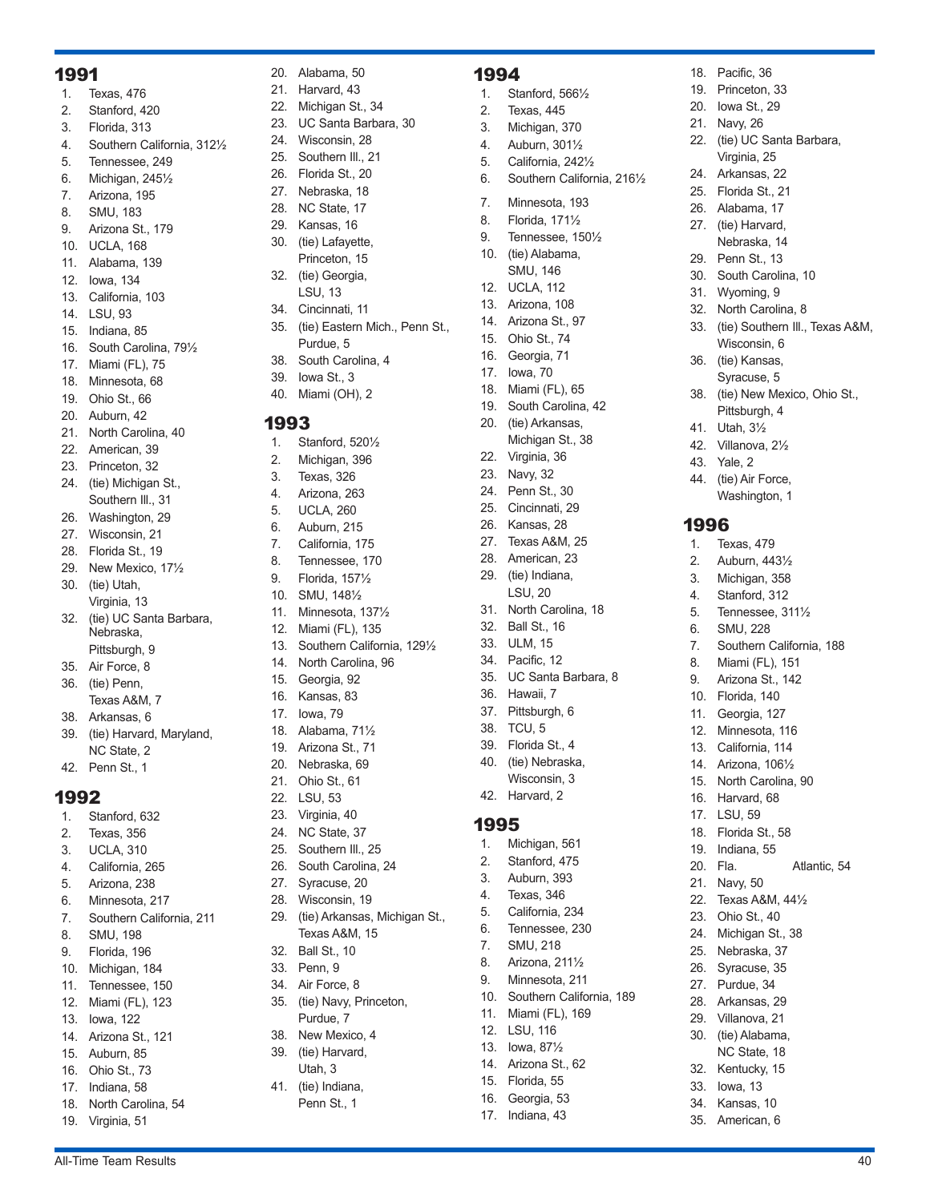## 1991

1. Texas, 476
2. Stanford, 420
3. Florida, 313
4. Southern California, 312½
5. Tennessee, 249
6. Michigan, 245½
7. Arizona, 195
8. SMU, 183
9. Arizona St., 179
10. UCLA, 168
11. Alabama, 139
12. Iowa, 134
13. California, 103
14. LSU, 93
15. Indiana, 85
16. South Carolina, 79½
17. Miami (FL), 75
18. Minnesota, 68
19. Ohio St., 66
20. Auburn, 42
21. North Carolina, 40
22. American, 39
23. Princeton, 32
24. (tie) Michigan St., Southern Ill., 31
26. Washington, 29
27. Wisconsin, 21
28. Florida St., 19
29. New Mexico, 17½
30. (tie) Utah, Virginia, 13
32. (tie) UC Santa Barbara, Nebraska, Pittsburgh, 9
35. Air Force, 8
36. (tie) Penn, Texas A&M, 7
38. Arkansas, 6
39. (tie) Harvard, Maryland, NC State, 2
42. Penn St., 1

## 1992

1. Stanford, 632
2. Texas, 356
3. UCLA, 310
4. California, 265
5. Arizona, 238
6. Minnesota, 217
7. Southern California, 211
8. SMU, 198
9. Florida, 196
10. Michigan, 184
11. Tennessee, 150
12. Miami (FL), 123
13. Iowa, 122
14. Arizona St., 121
15. Auburn, 85
16. Ohio St., 73
17. Indiana, 58
18. North Carolina, 54
19. Virginia, 51
20. Alabama, 50
21. Harvard, 43
22. Michigan St., 34
23. UC Santa Barbara, 30
24. Wisconsin, 28
25. Southern Ill., 21
26. Florida St., 20
27. Nebraska, 18
28. NC State, 17
29. Kansas, 16
30. (tie) Lafayette, Princeton, 15
32. (tie) Georgia, LSU, 13
34. Cincinnati, 11
35. (tie) Eastern Mich., Penn St., Purdue, 5
38. South Carolina, 4
39. Iowa St., 3
40. Miami (OH), 2

## 1993

1. Stanford, 520½
2. Michigan, 396
3. Texas, 326
4. Arizona, 263
5. UCLA, 260
6. Auburn, 215
7. California, 175
8. Tennessee, 170
9. Florida, 157½
10. SMU, 148½
11. Minnesota, 137½
12. Miami (FL), 135
13. Southern California, 129½
14. North Carolina, 96
15. Georgia, 92
16. Kansas, 83
17. Iowa, 79
18. Alabama, 71½
19. Arizona St., 71
20. Nebraska, 69
21. Ohio St., 61
22. LSU, 53
23. Virginia, 40
24. NC State, 37
25. Southern Ill., 25
26. South Carolina, 24
27. Syracuse, 20
28. Wisconsin, 19
29. (tie) Arkansas, Michigan St., Texas A&M, 15
32. Ball St., 10
33. Penn, 9
34. Air Force, 8
35. (tie) Navy, Princeton, Purdue, 7
38. New Mexico, 4
39. (tie) Harvard, Utah, 3
41. (tie) Indiana, Penn St., 1

## 1994

1. Stanford, 566½
2. Texas, 445
3. Michigan, 370
4. Auburn, 301½
5. California, 242½
6. Southern California, 216½
7. Minnesota, 193
8. Florida, 171½
9. Tennessee, 150½
10. (tie) Alabama, SMU, 146
12. UCLA, 112
13. Arizona, 108
14. Arizona St., 97
15. Ohio St., 74
16. Georgia, 71
17. Iowa, 70
18. Miami (FL), 65
19. South Carolina, 42
20. (tie) Arkansas, Michigan St., 38
22. Virginia, 36
23. Navy, 32
24. Penn St., 30
25. Cincinnati, 29
26. Kansas, 28
27. Texas A&M, 25
28. American, 23
29. (tie) Indiana, LSU, 20
31. North Carolina, 18
32. Ball St., 16
33. ULM, 15
34. Pacific, 12
35. UC Santa Barbara, 8
36. Hawaii, 7
37. Pittsburgh, 6
38. TCU, 5
39. Florida St., 4
40. (tie) Nebraska, Wisconsin, 3
42. Harvard, 2

## 1995

1. Michigan, 561
2. Stanford, 475
3. Auburn, 393
4. Texas, 346
5. California, 234
6. Tennessee, 230
7. SMU, 218
8. Arizona, 211½
9. Minnesota, 211
10. Southern California, 189
11. Miami (FL), 169
12. LSU, 116
13. Iowa, 87½
14. Arizona St., 62
15. Florida, 55
16. Georgia, 53
17. Indiana, 43
18. Pacific, 36
19. Princeton, 33
20. Iowa St., 29
21. Navy, 26
22. (tie) UC Santa Barbara, Virginia, 25
24. Arkansas, 22
25. Florida St., 21
26. Alabama, 17
27. (tie) Harvard, Nebraska, 14
29. Penn St., 13
30. South Carolina, 10
31. Wyoming, 9
32. North Carolina, 8
33. (tie) Southern Ill., Texas A&M, Wisconsin, 6
36. (tie) Kansas, Syracuse, 5
38. (tie) New Mexico, Ohio St., Pittsburgh, 4
41. Utah, 3½
42. Villanova, 2½
43. Yale, 2
44. (tie) Air Force, Washington, 1

## 1996

1. Texas, 479
2. Auburn, 443½
3. Michigan, 358
4. Stanford, 312
5. Tennessee, 311½
6. SMU, 228
7. Southern California, 188
8. Miami (FL), 151
9. Arizona St., 142
10. Florida, 140
11. Georgia, 127
12. Minnesota, 116
13. California, 114
14. Arizona, 106½
15. North Carolina, 90
16. Harvard, 68
17. LSU, 59
18. Florida St., 58
19. Indiana, 55
20. Fla. Atlantic, 54
21. Navy, 50
22. Texas A&M, 44½
23. Ohio St., 40
24. Michigan St., 38
25. Nebraska, 37
26. Syracuse, 35
27. Purdue, 34
28. Arkansas, 29
29. Villanova, 21
30. (tie) Alabama, NC State, 18
32. Kentucky, 15
33. Iowa, 13
34. Kansas, 10
35. American, 6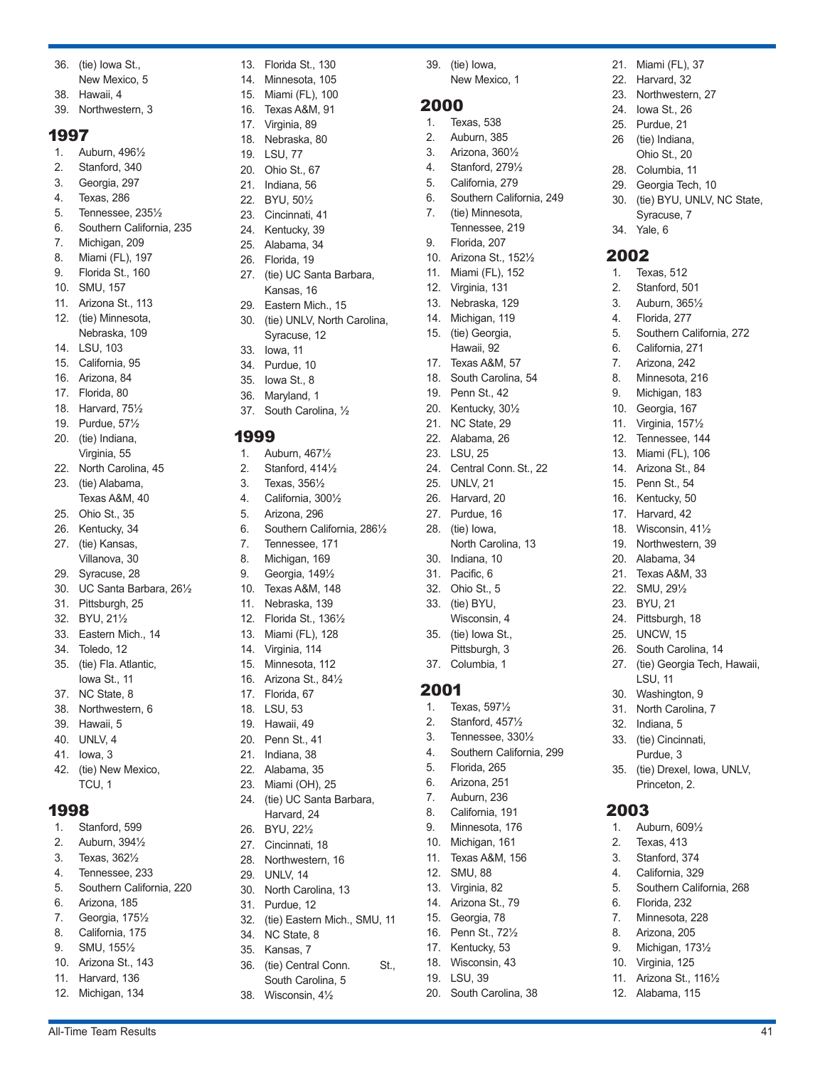36. (tie) Iowa St., New Mexico, 5
38. Hawaii, 4
39. Northwestern, 3

## 1997

1. Auburn, 496½
2. Stanford, 340
3. Georgia, 297
4. Texas, 286
5. Tennessee, 235½
6. Southern California, 235
7. Michigan, 209
8. Miami (FL), 197
9. Florida St., 160
10. SMU, 157
11. Arizona St., 113
12. (tie) Minnesota, Nebraska, 109
14. LSU, 103
15. California, 95
16. Arizona, 84
17. Florida, 80
18. Harvard, 75½
19. Purdue, 57½
20. (tie) Indiana, Virginia, 55
22. North Carolina, 45
23. (tie) Alabama, Texas A&M, 40
25. Ohio St., 35
26. Kentucky, 34
27. (tie) Kansas, Villanova, 30
29. Syracuse, 28
30. UC Santa Barbara, 26½
31. Pittsburgh, 25
32. BYU, 21½
33. Eastern Mich., 14
34. Toledo, 12
35. (tie) Fla. Atlantic, Iowa St., 11
37. NC State, 8
38. Northwestern, 6
39. Hawaii, 5
40. UNLV, 4
41. Iowa, 3
42. (tie) New Mexico, TCU, 1

## 1998

1. Stanford, 599
2. Auburn, 394½
3. Texas, 362½
4. Tennessee, 233
5. Southern California, 220
6. Arizona, 185
7. Georgia, 175½
8. California, 175
9. SMU, 155½
10. Arizona St., 143
11. Harvard, 136
12. Michigan, 134
13. Florida St., 130
14. Minnesota, 105
15. Miami (FL), 100
16. Texas A&M, 91
17. Virginia, 89
18. Nebraska, 80
19. LSU, 77
20. Ohio St., 67
21. Indiana, 56
22. BYU, 50½
23. Cincinnati, 41
24. Kentucky, 39
25. Alabama, 34
26. Florida, 19
27. (tie) UC Santa Barbara, Kansas, 16
29. Eastern Mich., 15
30. (tie) UNLV, North Carolina, Syracuse, 12
33. Iowa, 11
34. Purdue, 10
35. Iowa St., 8
36. Maryland, 1
37. South Carolina, ½

## 1999

1. Auburn, 467½
2. Stanford, 414½
3. Texas, 356½
4. California, 300½
5. Arizona, 296
6. Southern California, 286½
7. Tennessee, 171
8. Michigan, 169
9. Georgia, 149½
10. Texas A&M, 148
11. Nebraska, 139
12. Florida St., 136½
13. Miami (FL), 128
14. Virginia, 114
15. Minnesota, 112
16. Arizona St., 84½
17. Florida, 67
18. LSU, 53
19. Hawaii, 49
20. Penn St., 41
21. Indiana, 38
22. Alabama, 35
23. Miami (OH), 25
24. (tie) UC Santa Barbara, Harvard, 24
26. BYU, 22½
27. Cincinnati, 18
28. Northwestern, 16
29. UNLV, 14
30. North Carolina, 13
31. Purdue, 12
32. (tie) Eastern Mich., SMU, 11
34. NC State, 8
35. Kansas, 7
36. (tie) Central Conn. St., South Carolina, 5
38. Wisconsin, 4½
39. (tie) Iowa, New Mexico, 1

## 2000

1. Texas, 538
2. Auburn, 385
3. Arizona, 360½
4. Stanford, 279½
5. California, 279
6. Southern California, 249
7. (tie) Minnesota, Tennessee, 219
9. Florida, 207
10. Arizona St., 152½
11. Miami (FL), 152
12. Virginia, 131
13. Nebraska, 129
14. Michigan, 119
15. (tie) Georgia, Hawaii, 92
17. Texas A&M, 57
18. South Carolina, 54
19. Penn St., 42
20. Kentucky, 30½
21. NC State, 29
22. Alabama, 26
23. LSU, 25
24. Central Conn. St., 22
25. UNLV, 21
26. Harvard, 20
27. Purdue, 16
28. (tie) Iowa, North Carolina, 13
30. Indiana, 10
31. Pacific, 6
32. Ohio St., 5
33. (tie) BYU, Wisconsin, 4
35. (tie) Iowa St., Pittsburgh, 3
37. Columbia, 1

## 2001

1. Texas, 597½
2. Stanford, 457½
3. Tennessee, 330½
4. Southern California, 299
5. Florida, 265
6. Arizona, 251
7. Auburn, 236
8. California, 191
9. Minnesota, 176
10. Michigan, 161
11. Texas A&M, 156
12. SMU, 88
13. Virginia, 82
14. Arizona St., 79
15. Georgia, 78
16. Penn St., 72½
17. Kentucky, 53
18. Wisconsin, 43
19. LSU, 39
20. South Carolina, 38
21. Miami (FL), 37
22. Harvard, 32
23. Northwestern, 27
24. Iowa St., 26
25. Purdue, 21
26. (tie) Indiana, Ohio St., 20
28. Columbia, 11
29. Georgia Tech, 10
30. (tie) BYU, UNLV, NC State, Syracuse, 7
34. Yale, 6

## 2002

1. Texas, 512
2. Stanford, 501
3. Auburn, 365½
4. Florida, 277
5. Southern California, 272
6. California, 271
7. Arizona, 242
8. Minnesota, 216
9. Michigan, 183
10. Georgia, 167
11. Virginia, 157½
12. Tennessee, 144
13. Miami (FL), 106
14. Arizona St., 84
15. Penn St., 54
16. Kentucky, 50
17. Harvard, 42
18. Wisconsin, 41½
19. Northwestern, 39
20. Alabama, 34
21. Texas A&M, 33
22. SMU, 29½
23. BYU, 21
24. Pittsburgh, 18
25. UNCW, 15
26. South Carolina, 14
27. (tie) Georgia Tech, Hawaii, LSU, 11
30. Washington, 9
31. North Carolina, 7
32. Indiana, 5
33. (tie) Cincinnati, Purdue, 3
35. (tie) Drexel, Iowa, UNLV, Princeton, 2.

## 2003

1. Auburn, 609½
2. Texas, 413
3. Stanford, 374
4. California, 329
5. Southern California, 268
6. Florida, 232
7. Minnesota, 228
8. Arizona, 205
9. Michigan, 173½
10. Virginia, 125
11. Arizona St., 116½
12. Alabama, 115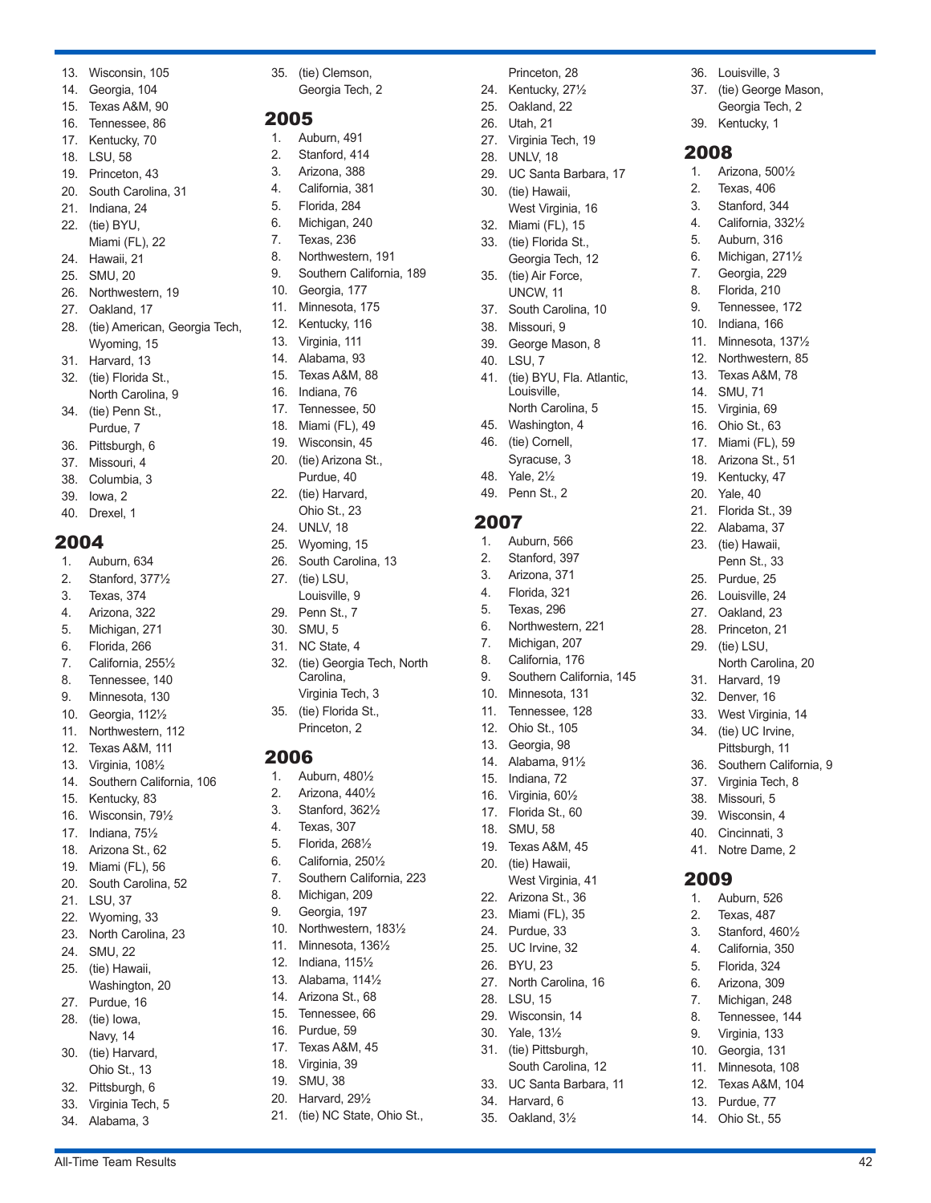13. Wisconsin, 105
14. Georgia, 104
15. Texas A&M, 90
16. Tennessee, 86
17. Kentucky, 70
18. LSU, 58
19. Princeton, 43
20. South Carolina, 31
21. Indiana, 24
22. (tie) BYU, Miami (FL), 22
24. Hawaii, 21
25. SMU, 20
26. Northwestern, 19
27. Oakland, 17
28. (tie) American, Georgia Tech, Wyoming, 15
31. Harvard, 13
32. (tie) Florida St., North Carolina, 9
34. (tie) Penn St., Purdue, 7
36. Pittsburgh, 6
37. Missouri, 4
38. Columbia, 3
39. Iowa, 2
40. Drexel, 1

## 2004

1. Auburn, 634
2. Stanford, 377½
3. Texas, 374
4. Arizona, 322
5. Michigan, 271
6. Florida, 266
7. California, 255½
8. Tennessee, 140
9. Minnesota, 130
10. Georgia, 112½
11. Northwestern, 112
12. Texas A&M, 111
13. Virginia, 108½
14. Southern California, 106
15. Kentucky, 83
16. Wisconsin, 79½
17. Indiana, 75½
18. Arizona St., 62
19. Miami (FL), 56
20. South Carolina, 52
21. LSU, 37
22. Wyoming, 33
23. North Carolina, 23
24. SMU, 22
25. (tie) Hawaii, Washington, 20
27. Purdue, 16
28. (tie) Iowa, Navy, 14
30. (tie) Harvard, Ohio St., 13
32. Pittsburgh, 6
33. Virginia Tech, 5
34. Alabama, 3
35. (tie) Clemson, Georgia Tech, 2

## 2005

1. Auburn, 491
2. Stanford, 414
3. Arizona, 388
4. California, 381
5. Florida, 284
6. Michigan, 240
7. Texas, 236
8. Northwestern, 191
9. Southern California, 189
10. Georgia, 177
11. Minnesota, 175
12. Kentucky, 116
13. Virginia, 111
14. Alabama, 93
15. Texas A&M, 88
16. Indiana, 76
17. Tennessee, 50
18. Miami (FL), 49
19. Wisconsin, 45
20. (tie) Arizona St., Purdue, 40
22. (tie) Harvard, Ohio St., 23
24. UNLV, 18
25. Wyoming, 15
26. South Carolina, 13
27. (tie) LSU, Louisville, 9
29. Penn St., 7
30. SMU, 5
31. NC State, 4
32. (tie) Georgia Tech, North Carolina, Virginia Tech, 3
35. (tie) Florida St., Princeton, 2

## 2006

1. Auburn, 480½
2. Arizona, 440½
3. Stanford, 362½
4. Texas, 307
5. Florida, 268½
6. California, 250½
7. Southern California, 223
8. Michigan, 209
9. Georgia, 197
10. Northwestern, 183½
11. Minnesota, 136½
12. Indiana, 115½
13. Alabama, 114½
14. Arizona St., 68
15. Tennessee, 66
16. Purdue, 59
17. Texas A&M, 45
18. Virginia, 39
19. SMU, 38
20. Harvard, 29½
21. (tie) NC State, Ohio St., Princeton, 28
24. Kentucky, 27½
25. Oakland, 22
26. Utah, 21
27. Virginia Tech, 19
28. UNLV, 18
29. UC Santa Barbara, 17
30. (tie) Hawaii, West Virginia, 16
32. Miami (FL), 15
33. (tie) Florida St., Georgia Tech, 12
35. (tie) Air Force, UNCW, 11
37. South Carolina, 10
38. Missouri, 9
39. George Mason, 8
40. LSU, 7
41. (tie) BYU, Fla. Atlantic, Louisville, North Carolina, 5
45. Washington, 4
46. (tie) Cornell, Syracuse, 3
48. Yale, 2½
49. Penn St., 2

## 2007

1. Auburn, 566
2. Stanford, 397
3. Arizona, 371
4. Florida, 321
5. Texas, 296
6. Northwestern, 221
7. Michigan, 207
8. California, 176
9. Southern California, 145
10. Minnesota, 131
11. Tennessee, 128
12. Ohio St., 105
13. Georgia, 98
14. Alabama, 91½
15. Indiana, 72
16. Virginia, 60½
17. Florida St., 60
18. SMU, 58
19. Texas A&M, 45
20. (tie) Hawaii, West Virginia, 41
22. Arizona St., 36
23. Miami (FL), 35
24. Purdue, 33
25. UC Irvine, 32
26. BYU, 23
27. North Carolina, 16
28. LSU, 15
29. Wisconsin, 14
30. Yale, 13½
31. (tie) Pittsburgh, South Carolina, 12
33. UC Santa Barbara, 11
34. Harvard, 6
35. Oakland, 3½
36. Louisville, 3
37. (tie) George Mason, Georgia Tech, 2
39. Kentucky, 1

## 2008

1. Arizona, 500½
2. Texas, 406
3. Stanford, 344
4. California, 332½
5. Auburn, 316
6. Michigan, 271½
7. Georgia, 229
8. Florida, 210
9. Tennessee, 172
10. Indiana, 166
11. Minnesota, 137½
12. Northwestern, 85
13. Texas A&M, 78
14. SMU, 71
15. Virginia, 69
16. Ohio St., 63
17. Miami (FL), 59
18. Arizona St., 51
19. Kentucky, 47
20. Yale, 40
21. Florida St., 39
22. Alabama, 37
23. (tie) Hawaii, Penn St., 33
25. Purdue, 25
26. Louisville, 24
27. Oakland, 23
28. Princeton, 21
29. (tie) LSU, North Carolina, 20
31. Harvard, 19
32. Denver, 16
33. West Virginia, 14
34. (tie) UC Irvine, Pittsburgh, 11
36. Southern California, 9
37. Virginia Tech, 8
38. Missouri, 5
39. Wisconsin, 4
40. Cincinnati, 3
41. Notre Dame, 2

## 2009

1. Auburn, 526
2. Texas, 487
3. Stanford, 460½
4. California, 350
5. Florida, 324
6. Arizona, 309
7. Michigan, 248
8. Tennessee, 144
9. Virginia, 133
10. Georgia, 131
11. Minnesota, 108
12. Texas A&M, 104
13. Purdue, 77
14. Ohio St., 55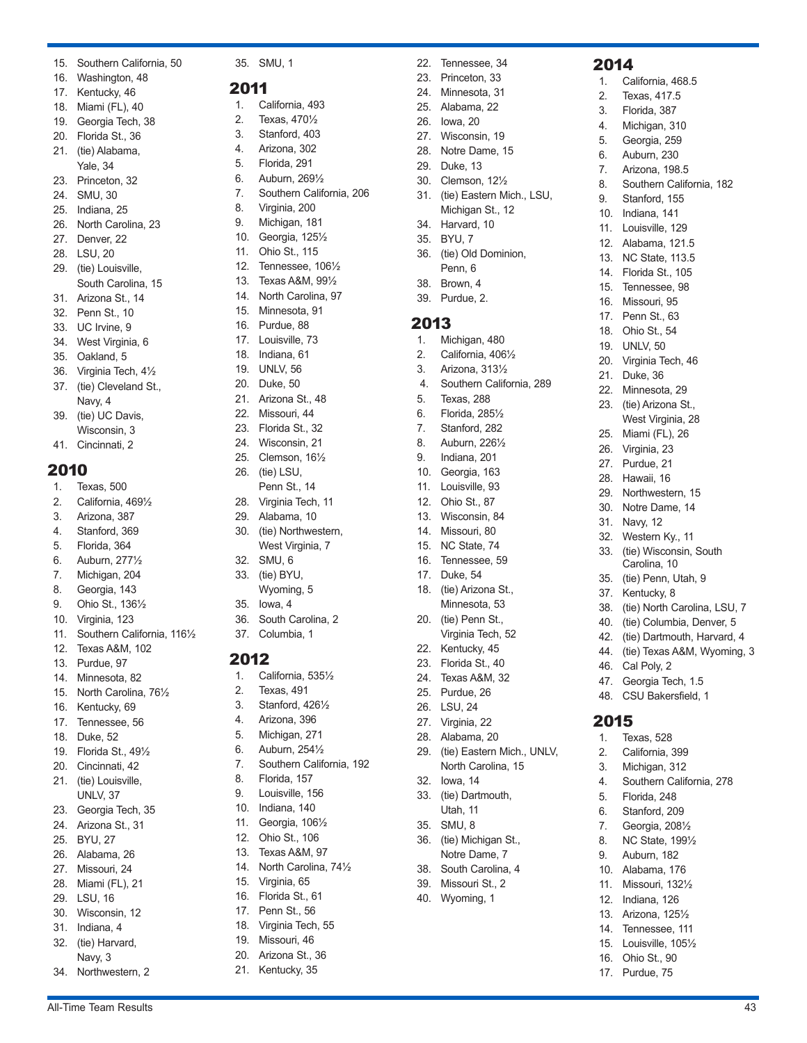15. Southern California, 50
16. Washington, 48
17. Kentucky, 46
18. Miami (FL), 40
19. Georgia Tech, 38
20. Florida St., 36
21. (tie) Alabama, Yale, 34
23. Princeton, 32
24. SMU, 30
25. Indiana, 25
26. North Carolina, 23
27. Denver, 22
28. LSU, 20
29. (tie) Louisville, South Carolina, 15
31. Arizona St., 14
32. Penn St., 10
33. UC Irvine, 9
34. West Virginia, 6
35. Oakland, 5
36. Virginia Tech, 4½
37. (tie) Cleveland St., Navy, 4
39. (tie) UC Davis, Wisconsin, 3
41. Cincinnati, 2

## 2010

1. Texas, 500
2. California, 469½
3. Arizona, 387
4. Stanford, 369
5. Florida, 364
6. Auburn, 277½
7. Michigan, 204
8. Georgia, 143
9. Ohio St., 136½
10. Virginia, 123
11. Southern California, 116½
12. Texas A&M, 102
13. Purdue, 97
14. Minnesota, 82
15. North Carolina, 76½
16. Kentucky, 69
17. Tennessee, 56
18. Duke, 52
19. Florida St., 49½
20. Cincinnati, 42
21. (tie) Louisville, UNLV, 37
23. Georgia Tech, 35
24. Arizona St., 31
25. BYU, 27
26. Alabama, 26
27. Missouri, 24
28. Miami (FL), 21
29. LSU, 16
30. Wisconsin, 12
31. Indiana, 4
32. (tie) Harvard, Navy, 3
34. Northwestern, 2
35. SMU, 1

## 2011

1. California, 493
2. Texas, 470½
3. Stanford, 403
4. Arizona, 302
5. Florida, 291
6. Auburn, 269½
7. Southern California, 206
8. Virginia, 200
9. Michigan, 181
10. Georgia, 125½
11. Ohio St., 115
12. Tennessee, 106½
13. Texas A&M, 99½
14. North Carolina, 97
15. Minnesota, 91
16. Purdue, 88
17. Louisville, 73
18. Indiana, 61
19. UNLV, 56
20. Duke, 50
21. Arizona St., 48
22. Missouri, 44
23. Florida St., 32
24. Wisconsin, 21
25. Clemson, 16½
26. (tie) LSU, Penn St., 14
28. Virginia Tech, 11
29. Alabama, 10
30. (tie) Northwestern, West Virginia, 7
32. SMU, 6
33. (tie) BYU, Wyoming, 5
35. Iowa, 4
36. South Carolina, 2
37. Columbia, 1

## 2012

1. California, 535½
2. Texas, 491
3. Stanford, 426½
4. Arizona, 396
5. Michigan, 271
6. Auburn, 254½
7. Southern California, 192
8. Florida, 157
9. Louisville, 156
10. Indiana, 140
11. Georgia, 106½
12. Ohio St., 106
13. Texas A&M, 97
14. North Carolina, 74½
15. Virginia, 65
16. Florida St., 61
17. Penn St., 56
18. Virginia Tech, 55
19. Missouri, 46
20. Arizona St., 36
21. Kentucky, 35
22. Tennessee, 34
23. Princeton, 33
24. Minnesota, 31
25. Alabama, 22
26. Iowa, 20
27. Wisconsin, 19
28. Notre Dame, 15
29. Duke, 13
30. Clemson, 12½
31. (tie) Eastern Mich., LSU, Michigan St., 12
34. Harvard, 10
35. BYU, 7
36. (tie) Old Dominion, Penn, 6
38. Brown, 4
39. Purdue, 2.

## 2013

1. Michigan, 480
2. California, 406½
3. Arizona, 313½
4. Southern California, 289
5. Texas, 288
6. Florida, 285½
7. Stanford, 282
8. Auburn, 226½
9. Indiana, 201
10. Georgia, 163
11. Louisville, 93
12. Ohio St., 87
13. Wisconsin, 84
14. Missouri, 80
15. NC State, 74
16. Tennessee, 59
17. Duke, 54
18. (tie) Arizona St., Minnesota, 53
20. (tie) Penn St., Virginia Tech, 52
22. Kentucky, 45
23. Florida St., 40
24. Texas A&M, 32
25. Purdue, 26
26. LSU, 24
27. Virginia, 22
28. Alabama, 20
29. (tie) Eastern Mich., UNLV, North Carolina, 15
32. Iowa, 14
33. (tie) Dartmouth, Utah, 11
35. SMU, 8
36. (tie) Michigan St., Notre Dame, 7
38. South Carolina, 4
39. Missouri St., 2
40. Wyoming, 1

## 2014

1. California, 468.5
2. Texas, 417.5
3. Florida, 387
4. Michigan, 310
5. Georgia, 259
6. Auburn, 230
7. Arizona, 198.5
8. Southern California, 182
9. Stanford, 155
10. Indiana, 141
11. Louisville, 129
12. Alabama, 121.5
13. NC State, 113.5
14. Florida St., 105
15. Tennessee, 98
16. Missouri, 95
17. Penn St., 63
18. Ohio St., 54
19. UNLV, 50
20. Virginia Tech, 46
21. Duke, 36
22. Minnesota, 29
23. (tie) Arizona St., West Virginia, 28
25. Miami (FL), 26
26. Virginia, 23
27. Purdue, 21
28. Hawaii, 16
29. Northwestern, 15
30. Notre Dame, 14
31. Navy, 12
32. Western Ky., 11
33. (tie) Wisconsin, South Carolina, 10
35. (tie) Penn, Utah, 9
37. Kentucky, 8
38. (tie) North Carolina, LSU, 7
40. (tie) Columbia, Denver, 5
42. (tie) Dartmouth, Harvard, 4
44. (tie) Texas A&M, Wyoming, 3
46. Cal Poly, 2
47. Georgia Tech, 1.5
48. CSU Bakersfield, 1

## 2015

1. Texas, 528
2. California, 399
3. Michigan, 312
4. Southern California, 278
5. Florida, 248
6. Stanford, 209
7. Georgia, 208½
8. NC State, 199½
9. Auburn, 182
10. Alabama, 176
11. Missouri, 132½
12. Indiana, 126
13. Arizona, 125½
14. Tennessee, 111
15. Louisville, 105½
16. Ohio St., 90
17. Purdue, 75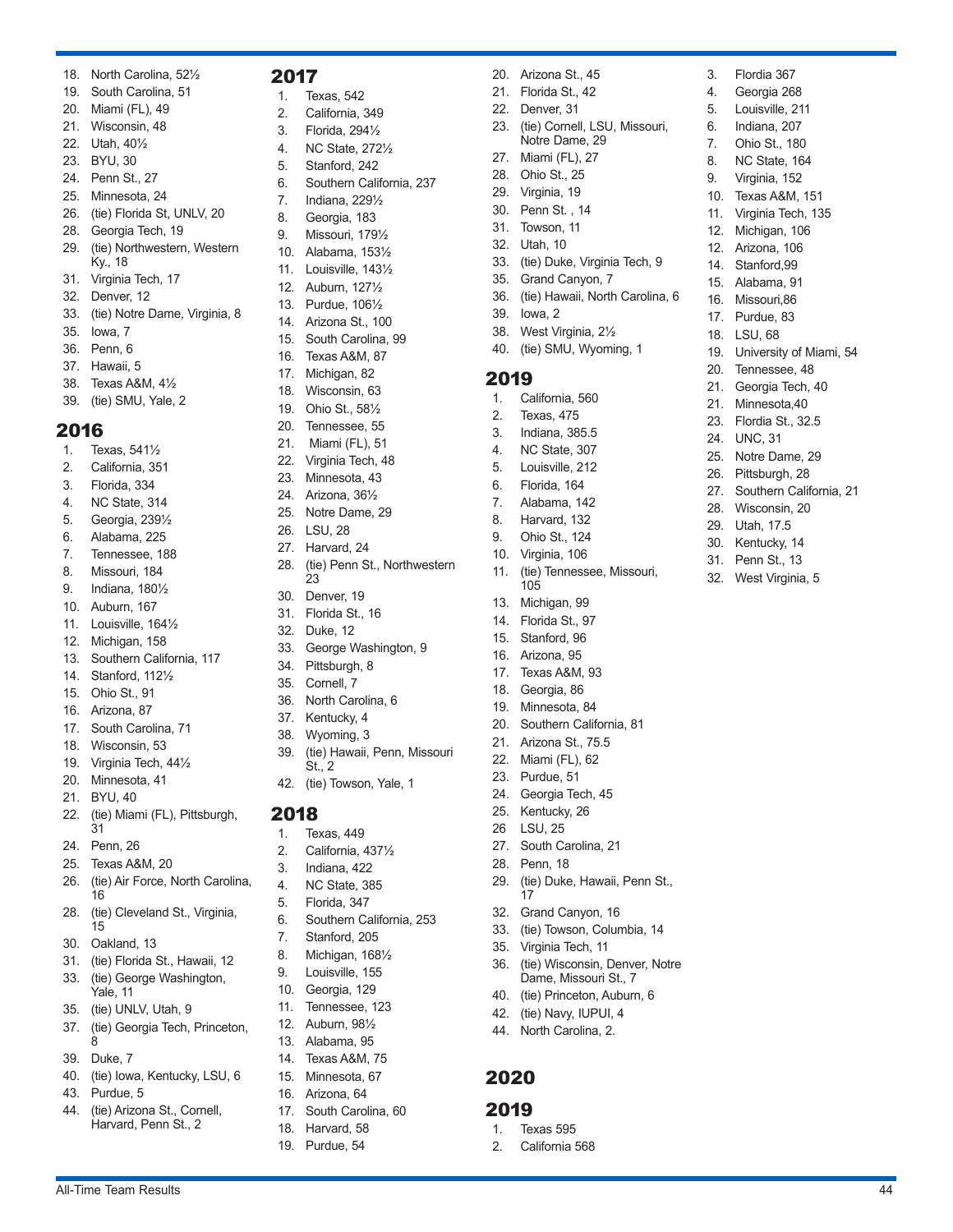18. North Carolina, 52½
19. South Carolina, 51
20. Miami (FL), 49
21. Wisconsin, 48
22. Utah, 40½
23. BYU, 30
24. Penn St., 27
25. Minnesota, 24
26. (tie) Florida St, UNLV, 20
28. Georgia Tech, 19
29. (tie) Northwestern, Western Ky., 18
31. Virginia Tech, 17
32. Denver, 12
33. (tie) Notre Dame, Virginia, 8
35. Iowa, 7
36. Penn, 6
37. Hawaii, 5
38. Texas A&M, 4½
39. (tie) SMU, Yale, 2

## 2016

1. Texas, 541½
2. California, 351
3. Florida, 334
4. NC State, 314
5. Georgia, 239½
6. Alabama, 225
7. Tennessee, 188
8. Missouri, 184
9. Indiana, 180½
10. Auburn, 167
11. Louisville, 164½
12. Michigan, 158
13. Southern California, 117
14. Stanford, 112½
15. Ohio St., 91
16. Arizona, 87
17. South Carolina, 71
18. Wisconsin, 53
19. Virginia Tech, 44½
20. Minnesota, 41
21. BYU, 40
22. (tie) Miami (FL), Pittsburgh, 31
24. Penn, 26
25. Texas A&M, 20
26. (tie) Air Force, North Carolina, 16
28. (tie) Cleveland St., Virginia, 15
30. Oakland, 13
31. (tie) Florida St., Hawaii, 12
33. (tie) George Washington, Yale, 11
35. (tie) UNLV, Utah, 9
37. (tie) Georgia Tech, Princeton, 8
39. Duke, 7
40. (tie) Iowa, Kentucky, LSU, 6
43. Purdue, 5
44. (tie) Arizona St., Cornell, Harvard, Penn St., 2

## 2017

1. Texas, 542
2. California, 349
3. Florida, 294½
4. NC State, 272½
5. Stanford, 242
6. Southern California, 237
7. Indiana, 229½
8. Georgia, 183
9. Missouri, 179½
10. Alabama, 153½
11. Louisville, 143½
12. Auburn, 127½
13. Purdue, 106½
14. Arizona St., 100
15. South Carolina, 99
16. Texas A&M, 87
17. Michigan, 82
18. Wisconsin, 63
19. Ohio St., 58½
20. Tennessee, 55
21. Miami (FL), 51
22. Virginia Tech, 48
23. Minnesota, 43
24. Arizona, 36½
25. Notre Dame, 29
26. LSU, 28
27. Harvard, 24
28. (tie) Penn St., Northwestern 23
30. Denver, 19
31. Florida St., 16
32. Duke, 12
33. George Washington, 9
34. Pittsburgh, 8
35. Cornell, 7
36. North Carolina, 6
37. Kentucky, 4
38. Wyoming, 3
39. (tie) Hawaii, Penn, Missouri St., 2
42. (tie) Towson, Yale, 1

## 2018

1. Texas, 449
2. California, 437½
3. Indiana, 422
4. NC State, 385
5. Florida, 347
6. Southern California, 253
7. Stanford, 205
8. Michigan, 168½
9. Louisville, 155
10. Georgia, 129
11. Tennessee, 123
12. Auburn, 98½
13. Alabama, 95
14. Texas A&M, 75
15. Minnesota, 67
16. Arizona, 64
17. South Carolina, 60
18. Harvard, 58
19. Purdue, 54
20. Arizona St., 45
21. Florida St., 42
22. Denver, 31
23. (tie) Cornell, LSU, Missouri, Notre Dame, 29
27. Miami (FL), 27
28. Ohio St., 25
29. Virginia, 19
30. Penn St. , 14
31. Towson, 11
32. Utah, 10
33. (tie) Duke, Virginia Tech, 9
35. Grand Canyon, 7
36. (tie) Hawaii, North Carolina, 6
39. Iowa, 2
38. West Virginia, 2½
40. (tie) SMU, Wyoming, 1

## 2019

1. California, 560
2. Texas, 475
3. Indiana, 385.5
4. NC State, 307
5. Louisville, 212
6. Florida, 164
7. Alabama, 142
8. Harvard, 132
9. Ohio St., 124
10. Virginia, 106
11. (tie) Tennessee, Missouri, 105
13. Michigan, 99
14. Florida St., 97
15. Stanford, 96
16. Arizona, 95
17. Texas A&M, 93
18. Georgia, 86
19. Minnesota, 84
20. Southern California, 81
21. Arizona St., 75.5
22. Miami (FL), 62
23. Purdue, 51
24. Georgia Tech, 45
25. Kentucky, 26
26 LSU, 25
27. South Carolina, 21
28. Penn, 18
29. (tie) Duke, Hawaii, Penn St., 17
32. Grand Canyon, 16
33. (tie) Towson, Columbia, 14
35. Virginia Tech, 11
36. (tie) Wisconsin, Denver, Notre Dame, Missouri St., 7
40. (tie) Princeton, Auburn, 6
42. (tie) Navy, IUPUI, 4
44. North Carolina, 2.

## 2020

## 2019

1. Texas 595
2. California 568
3. Flordia 367
4. Georgia 268
5. Louisville, 211
6. Indiana, 207
7. Ohio St., 180
8. NC State, 164
9. Virginia, 152
10. Texas A&M, 151
11. Virginia Tech, 135
12. Michigan, 106
12. Arizona, 106
14. Stanford,99
15. Alabama, 91
16. Missouri,86
17. Purdue, 83
18. LSU, 68
19. University of Miami, 54
20. Tennessee, 48
21. Georgia Tech, 40
21. Minnesota,40
23. Flordia St., 32.5
24. UNC, 31
25. Notre Dame, 29
26. Pittsburgh, 28
27. Southern California, 21
28. Wisconsin, 20
29. Utah, 17.5
30. Kentucky, 14
31. Penn St., 13
32. West Virginia, 5